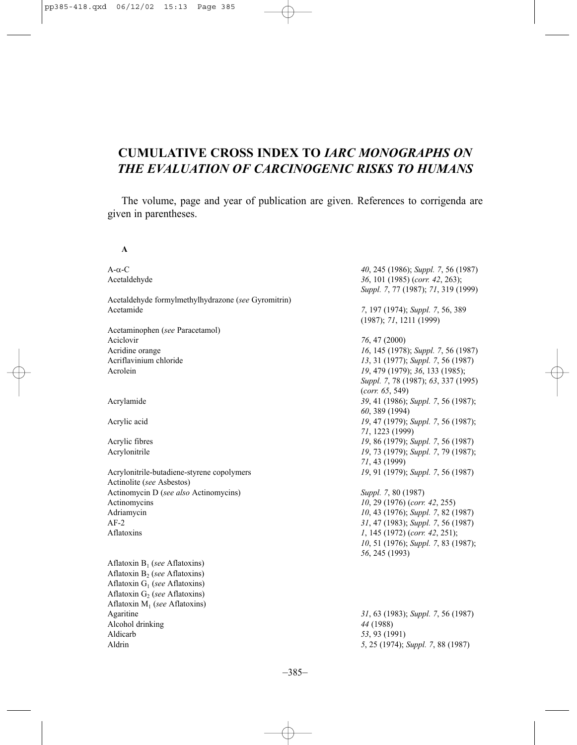# CUMULATIVE CROSS INDEX TO *IARC MONOGRAPHS ON THE EVALUATION OF CARCINOGENIC RISKS TO HUMANS*

The volume, page and year of publication are given. References to corrigenda are given in parentheses.

**A**

| | |
|---|---|
| A-α-C | *40*, 245 (1986); *Suppl. 7*, 56 (1987) |
| Acetaldehyde | *36*, 101 (1985) (*corr. 42*, 263); *Suppl. 7*, 77 (1987); *71*, 319 (1999) |
| Acetaldehyde formylmethylhydrazone (*see* Gyromitrin) | |
| Acetamide | *7*, 197 (1974); *Suppl. 7*, 56, 389 (1987); *71*, 1211 (1999) |
| Acetaminophen (*see* Paracetamol) | |
| Aciclovir | *76*, 47 (2000) |
| Acridine orange | *16*, 145 (1978); *Suppl. 7*, 56 (1987) |
| Acriflavinium chloride | *13*, 31 (1977); *Suppl. 7*, 56 (1987) |
| Acrolein | *19*, 479 (1979); *36*, 133 (1985); *Suppl. 7*, 78 (1987); *63*, 337 (1995) (*corr. 65*, 549) |
| Acrylamide | *39*, 41 (1986); *Suppl. 7*, 56 (1987); *60*, 389 (1994) |
| Acrylic acid | *19*, 47 (1979); *Suppl. 7*, 56 (1987); *71*, 1223 (1999) |
| Acrylic fibres | *19*, 86 (1979); *Suppl. 7*, 56 (1987) |
| Acrylonitrile | *19*, 73 (1979); *Suppl. 7*, 79 (1987); *71*, 43 (1999) |
| Acrylonitrile-butadiene-styrene copolymers | *19*, 91 (1979); *Suppl. 7*, 56 (1987) |
| Actinolite (*see* Asbestos) | |
| Actinomycin D (*see also* Actinomycins) | *Suppl. 7*, 80 (1987) |
| Actinomycins | *10*, 29 (1976) (*corr. 42*, 255) |
| Adriamycin | *10*, 43 (1976); *Suppl. 7*, 82 (1987) |
| AF-2 | *31*, 47 (1983); *Suppl. 7*, 56 (1987) |
| Aflatoxins | *1*, 145 (1972) (*corr. 42*, 251); *10*, 51 (1976); *Suppl. 7*, 83 (1987); *56*, 245 (1993) |
| Aflatoxin $B_1$ (*see* Aflatoxins) | |
| Aflatoxin $B_2$ (*see* Aflatoxins) | |
| Aflatoxin $G_1$ (*see* Aflatoxins) | |
| Aflatoxin $G_2$ (*see* Aflatoxins) | |
| Aflatoxin $M_1$ (*see* Aflatoxins) | |
| Agaritine | *31*, 63 (1983); *Suppl. 7*, 56 (1987) |
| Alcohol drinking | *44* (1988) |
| Aldicarb | *53*, 93 (1991) |
| Aldrin | *5*, 25 (1974); *Suppl. 7*, 88 (1987) |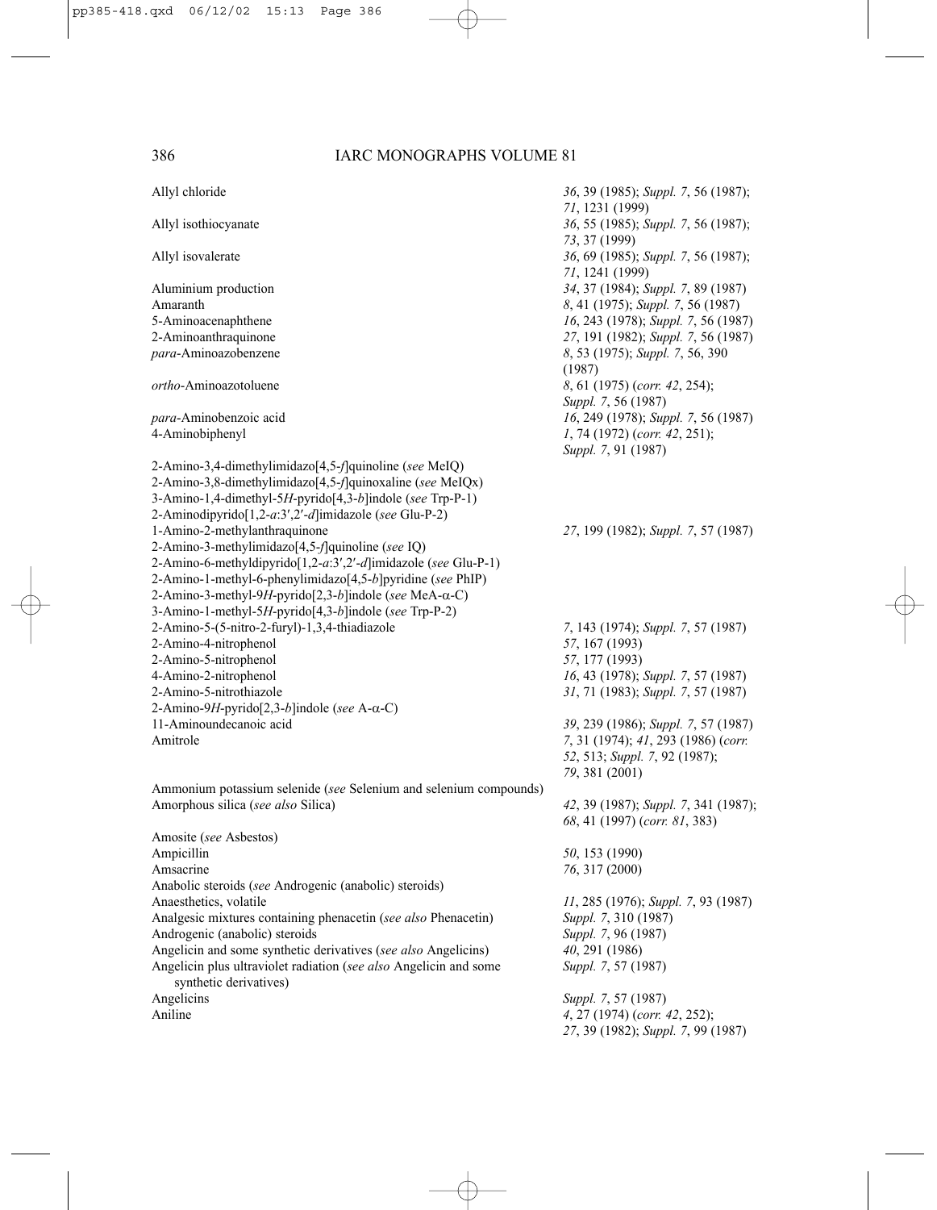| | |
|---|---|
| Allyl chloride | *36*, 39 (1985); *Suppl. 7*, 56 (1987); *71*, 1231 (1999) |
| Allyl isothiocyanate | *36*, 55 (1985); *Suppl. 7*, 56 (1987); *73*, 37 (1999) |
| Allyl isovalerate | *36*, 69 (1985); *Suppl. 7*, 56 (1987); *71*, 1241 (1999) |
| Aluminium production | *34*, 37 (1984); *Suppl. 7*, 89 (1987) |
| Amaranth | *8*, 41 (1975); *Suppl. 7*, 56 (1987) |
| 5-Aminoacenaphthene | *16*, 243 (1978); *Suppl. 7*, 56 (1987) |
| 2-Aminoanthraquinone | *27*, 191 (1982); *Suppl. 7*, 56 (1987) |
| *para*-Aminoazobenzene | *8*, 53 (1975); *Suppl. 7*, 56, 390 (1987) |
| *ortho*-Aminoazotoluene | *8*, 61 (1975) (*corr. 42*, 254); *Suppl. 7*, 56 (1987) |
| *para*-Aminobenzoic acid | *16*, 249 (1978); *Suppl. 7*, 56 (1987) |
| 4-Aminobiphenyl | *1*, 74 (1972) (*corr. 42*, 251); *Suppl. 7*, 91 (1987) |
| 2-Amino-3,4-dimethylimidazo[4,5-*f*]quinoline (*see* MeIQ) | |
| 2-Amino-3,8-dimethylimidazo[4,5-*f*]quinoxaline (*see* MeIQx) | |
| 3-Amino-1,4-dimethyl-5*H*-pyrido[4,3-*b*]indole (*see* Trp-P-1) | |
| 2-Aminodipyrido[1,2-*a*:3′,2′-*d*]imidazole (*see* Glu-P-2) | |
| 1-Amino-2-methylanthraquinone | *27*, 199 (1982); *Suppl. 7*, 57 (1987) |
| 2-Amino-3-methylimidazo[4,5-*f*]quinoline (*see* IQ) | |
| 2-Amino-6-methyldipyrido[1,2-*a*:3′,2′-*d*]imidazole (*see* Glu-P-1) | |
| 2-Amino-1-methyl-6-phenylimidazo[4,5-*b*]pyridine (*see* PhIP) | |
| 2-Amino-3-methyl-9*H*-pyrido[2,3-*b*]indole (*see* MeA-α-C) | |
| 3-Amino-1-methyl-5*H*-pyrido[4,3-*b*]indole (*see* Trp-P-2) | |
| 2-Amino-5-(5-nitro-2-furyl)-1,3,4-thiadiazole | *7*, 143 (1974); *Suppl. 7*, 57 (1987) |
| 2-Amino-4-nitrophenol | *57*, 167 (1993) |
| 2-Amino-5-nitrophenol | *57*, 177 (1993) |
| 4-Amino-2-nitrophenol | *16*, 43 (1978); *Suppl. 7*, 57 (1987) |
| 2-Amino-5-nitrothiazole | *31*, 71 (1983); *Suppl. 7*, 57 (1987) |
| 2-Amino-9*H*-pyrido[2,3-*b*]indole (*see* A-α-C) | |
| 11-Aminoundecanoic acid | *39*, 239 (1986); *Suppl. 7*, 57 (1987) |
| Amitrole | *7*, 31 (1974); *41*, 293 (1986) (*corr. 52*, 513; *Suppl. 7*, 92 (1987); *79*, 381 (2001) |
| Ammonium potassium selenide (*see* Selenium and selenium compounds) | |
| Amorphous silica (*see also* Silica) | *42*, 39 (1987); *Suppl. 7*, 341 (1987); *68*, 41 (1997) (*corr. 81*, 383) |
| Amosite (*see* Asbestos) | |
| Ampicillin | *50*, 153 (1990) |
| Amsacrine | *76*, 317 (2000) |
| Anabolic steroids (*see* Androgenic (anabolic) steroids) | |
| Anaesthetics, volatile | *11*, 285 (1976); *Suppl. 7*, 93 (1987) |
| Analgesic mixtures containing phenacetin (*see also* Phenacetin) | *Suppl. 7*, 310 (1987) |
| Androgenic (anabolic) steroids | *Suppl. 7*, 96 (1987) |
| Angelicin and some synthetic derivatives (*see also* Angelicins) | *40*, 291 (1986) |
| Angelicin plus ultraviolet radiation (*see also* Angelicin and some synthetic derivatives) | *Suppl. 7*, 57 (1987) |
| Angelicins | *Suppl. 7*, 57 (1987) |
| Aniline | *4*, 27 (1974) (*corr. 42*, 252); *27*, 39 (1982); *Suppl. 7*, 99 (1987) |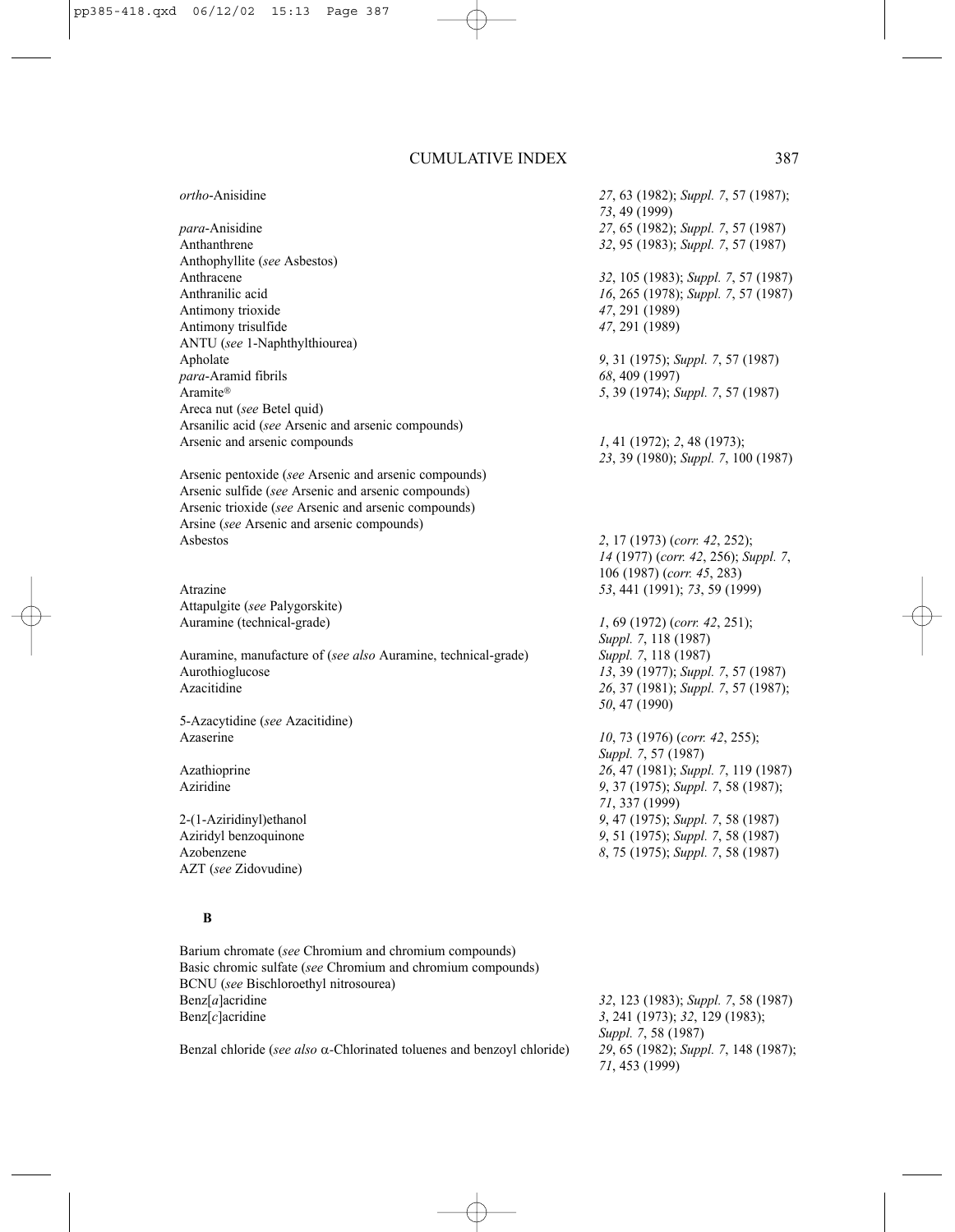| | |
|---|---|
| *ortho*-Anisidine | *27*, 63 (1982); *Suppl. 7*, 57 (1987); *73*, 49 (1999) |
| *para*-Anisidine | *27*, 65 (1982); *Suppl. 7*, 57 (1987) |
| Anthanthrene | *32*, 95 (1983); *Suppl. 7*, 57 (1987) |
| Anthophyllite (*see* Asbestos) | |
| Anthracene | *32*, 105 (1983); *Suppl. 7*, 57 (1987) |
| Anthranilic acid | *16*, 265 (1978); *Suppl. 7*, 57 (1987) |
| Antimony trioxide | *47*, 291 (1989) |
| Antimony trisulfide | *47*, 291 (1989) |
| ANTU (*see* 1-Naphthylthiourea) | |
| Apholate | *9*, 31 (1975); *Suppl. 7*, 57 (1987) |
| *para*-Aramid fibrils | *68*, 409 (1997) |
| Aramite® | *5*, 39 (1974); *Suppl. 7*, 57 (1987) |
| Areca nut (*see* Betel quid) | |
| Arsanilic acid (*see* Arsenic and arsenic compounds) | |
| Arsenic and arsenic compounds | *1*, 41 (1972); *2*, 48 (1973); *23*, 39 (1980); *Suppl. 7*, 100 (1987) |
| Arsenic pentoxide (*see* Arsenic and arsenic compounds) | |
| Arsenic sulfide (*see* Arsenic and arsenic compounds) | |
| Arsenic trioxide (*see* Arsenic and arsenic compounds) | |
| Arsine (*see* Arsenic and arsenic compounds) | |
| Asbestos | *2*, 17 (1973) (*corr. 42*, 252); *14* (1977) (*corr. 42*, 256); *Suppl. 7*, 106 (1987) (*corr. 45*, 283) |
| Atrazine | *53*, 441 (1991); *73*, 59 (1999) |
| Attapulgite (*see* Palygorskite) | |
| Auramine (technical-grade) | *1*, 69 (1972) (*corr. 42*, 251); *Suppl. 7*, 118 (1987) |
| Auramine, manufacture of (*see also* Auramine, technical-grade) | *Suppl. 7*, 118 (1987) |
| Aurothioglucose | *13*, 39 (1977); *Suppl. 7*, 57 (1987) |
| Azacitidine | *26*, 37 (1981); *Suppl. 7*, 57 (1987); *50*, 47 (1990) |
| 5-Azacytidine (*see* Azacitidine) | |
| Azaserine | *10*, 73 (1976) (*corr. 42*, 255); *Suppl. 7*, 57 (1987) |
| Azathioprine | *26*, 47 (1981); *Suppl. 7*, 119 (1987) |
| Aziridine | *9*, 37 (1975); *Suppl. 7*, 58 (1987); *71*, 337 (1999) |
| 2-(1-Aziridinyl)ethanol | *9*, 47 (1975); *Suppl. 7*, 58 (1987) |
| Aziridyl benzoquinone | *9*, 51 (1975); *Suppl. 7*, 58 (1987) |
| Azobenzene | *8*, 75 (1975); *Suppl. 7*, 58 (1987) |
| AZT (*see* Zidovudine) | |

## B

| | |
|---|---|
| Barium chromate (*see* Chromium and chromium compounds) | |
| Basic chromic sulfate (*see* Chromium and chromium compounds) | |
| BCNU (*see* Bischloroethyl nitrosourea) | |
| Benz[*a*]acridine | *32*, 123 (1983); *Suppl. 7*, 58 (1987) |
| Benz[*c*]acridine | *3*, 241 (1973); *32*, 129 (1983); *Suppl. 7*, 58 (1987) |
| Benzal chloride (*see also* α-Chlorinated toluenes and benzoyl chloride) | *29*, 65 (1982); *Suppl. 7*, 148 (1987); *71*, 453 (1999) |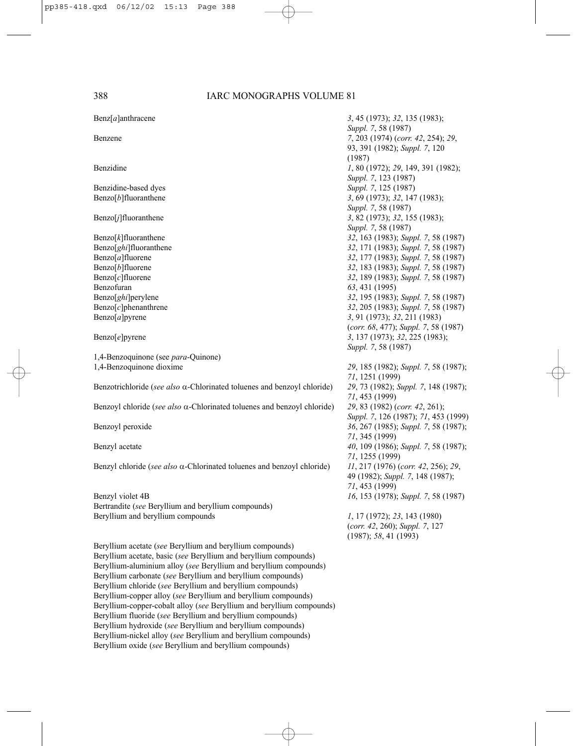| | |
|---|---|
| Benz[*a*]anthracene | *3*, 45 (1973); *32*, 135 (1983); *Suppl. 7*, 58 (1987) |
| Benzene | *7*, 203 (1974) (*corr. 42*, 254); *29*, 93, 391 (1982); *Suppl. 7*, 120 (1987) |
| Benzidine | *1*, 80 (1972); *29*, 149, 391 (1982); *Suppl. 7*, 123 (1987) |
| Benzidine-based dyes | *Suppl. 7*, 125 (1987) |
| Benzo[*b*]fluoranthene | *3*, 69 (1973); *32*, 147 (1983); *Suppl. 7*, 58 (1987) |
| Benzo[*j*]fluoranthene | *3*, 82 (1973); *32*, 155 (1983); *Suppl. 7*, 58 (1987) |
| Benzo[*k*]fluoranthene | *32*, 163 (1983); *Suppl. 7*, 58 (1987) |
| Benzo[*ghi*]fluoranthene | *32*, 171 (1983); *Suppl. 7*, 58 (1987) |
| Benzo[*a*]fluorene | *32*, 177 (1983); *Suppl. 7*, 58 (1987) |
| Benzo[*b*]fluorene | *32*, 183 (1983); *Suppl. 7*, 58 (1987) |
| Benzo[*c*]fluorene | *32*, 189 (1983); *Suppl. 7*, 58 (1987) |
| Benzofuran | *63*, 431 (1995) |
| Benzo[*ghi*]perylene | *32*, 195 (1983); *Suppl. 7*, 58 (1987) |
| Benzo[*c*]phenanthrene | *32*, 205 (1983); *Suppl. 7*, 58 (1987) |
| Benzo[*a*]pyrene | *3*, 91 (1973); *32*, 211 (1983) (*corr. 68*, 477); *Suppl. 7*, 58 (1987) |
| Benzo[*e*]pyrene | *3*, 137 (1973); *32*, 225 (1983); *Suppl. 7*, 58 (1987) |
| 1,4-Benzoquinone (see *para*-Quinone) | |
| 1,4-Benzoquinone dioxime | *29*, 185 (1982); *Suppl. 7*, 58 (1987); *71*, 1251 (1999) |
| Benzotrichloride (*see also* α-Chlorinated toluenes and benzoyl chloride) | *29*, 73 (1982); *Suppl. 7*, 148 (1987); *71*, 453 (1999) |
| Benzoyl chloride (*see also* α-Chlorinated toluenes and benzoyl chloride) | *29*, 83 (1982) (*corr. 42*, 261); *Suppl. 7*, 126 (1987); *71*, 453 (1999) |
| Benzoyl peroxide | *36*, 267 (1985); *Suppl. 7*, 58 (1987); *71*, 345 (1999) |
| Benzyl acetate | *40*, 109 (1986); *Suppl. 7*, 58 (1987); *71*, 1255 (1999) |
| Benzyl chloride (*see also* α-Chlorinated toluenes and benzoyl chloride) | *11*, 217 (1976) (*corr. 42*, 256); *29*, 49 (1982); *Suppl. 7*, 148 (1987); *71*, 453 (1999) |
| Benzyl violet 4B | *16*, 153 (1978); *Suppl. 7*, 58 (1987) |
| Bertrandite (*see* Beryllium and beryllium compounds) | |
| Beryllium and beryllium compounds | *1*, 17 (1972); *23*, 143 (1980) (*corr. 42*, 260); *Suppl. 7*, 127 (1987); *58*, 41 (1993) |
| Beryllium acetate (*see* Beryllium and beryllium compounds) | |
| Beryllium acetate, basic (*see* Beryllium and beryllium compounds) | |
| Beryllium-aluminium alloy (*see* Beryllium and beryllium compounds) | |
| Beryllium carbonate (*see* Beryllium and beryllium compounds) | |
| Beryllium chloride (*see* Beryllium and beryllium compounds) | |
| Beryllium-copper alloy (*see* Beryllium and beryllium compounds) | |
| Beryllium-copper-cobalt alloy (*see* Beryllium and beryllium compounds) | |
| Beryllium fluoride (*see* Beryllium and beryllium compounds) | |
| Beryllium hydroxide (*see* Beryllium and beryllium compounds) | |
| Beryllium-nickel alloy (*see* Beryllium and beryllium compounds) | |
| Beryllium oxide (*see* Beryllium and beryllium compounds) | |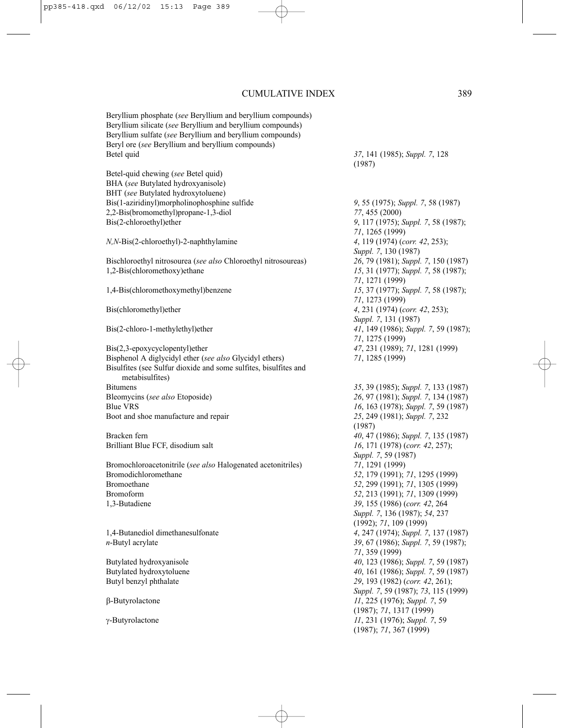Beryllium phosphate (*see* Beryllium and beryllium compounds)
Beryllium silicate (*see* Beryllium and beryllium compounds)
Beryllium sulfate (*see* Beryllium and beryllium compounds)
Beryl ore (*see* Beryllium and beryllium compounds)

| | |
|---|---|
| Betel quid | *37*, 141 (1985); *Suppl. 7*, 128 (1987) |
| Betel-quid chewing (*see* Betel quid) | |
| BHA (*see* Butylated hydroxyanisole) | |
| BHT (*see* Butylated hydroxytoluene) | |
| Bis(1-aziridinyl)morpholinophosphine sulfide | *9*, 55 (1975); *Suppl. 7*, 58 (1987) |
| 2,2-Bis(bromomethyl)propane-1,3-diol | *77*, 455 (2000) |
| Bis(2-chloroethyl)ether | *9*, 117 (1975); *Suppl. 7*, 58 (1987); *71*, 1265 (1999) |
| *N,N*-Bis(2-chloroethyl)-2-naphthylamine | *4*, 119 (1974) (*corr. 42*, 253); *Suppl. 7*, 130 (1987) |
| Bischloroethyl nitrosourea (*see also* Chloroethyl nitrosoureas) | *26*, 79 (1981); *Suppl. 7*, 150 (1987) |
| 1,2-Bis(chloromethoxy)ethane | *15*, 31 (1977); *Suppl. 7*, 58 (1987); *71*, 1271 (1999) |
| 1,4-Bis(chloromethoxymethyl)benzene | *15*, 37 (1977); *Suppl. 7*, 58 (1987); *71*, 1273 (1999) |
| Bis(chloromethyl)ether | *4*, 231 (1974) (*corr. 42*, 253); *Suppl. 7*, 131 (1987) |
| Bis(2-chloro-1-methylethyl)ether | *41*, 149 (1986); *Suppl. 7*, 59 (1987); *71*, 1275 (1999) |
| Bis(2,3-epoxycyclopentyl)ether | *47*, 231 (1989); *71*, 1281 (1999) |
| Bisphenol A diglycidyl ether (*see also* Glycidyl ethers) | *71*, 1285 (1999) |
| Bisulfites (see Sulfur dioxide and some sulfites, bisulfites and metabisulfites) | |
| Bitumens | *35*, 39 (1985); *Suppl. 7*, 133 (1987) |
| Bleomycins (*see also* Etoposide) | *26*, 97 (1981); *Suppl. 7*, 134 (1987) |
| Blue VRS | *16*, 163 (1978); *Suppl. 7*, 59 (1987) |
| Boot and shoe manufacture and repair | *25*, 249 (1981); *Suppl. 7*, 232 (1987) |
| Bracken fern | *40*, 47 (1986); *Suppl. 7*, 135 (1987) |
| Brilliant Blue FCF, disodium salt | *16*, 171 (1978) (*corr. 42*, 257); *Suppl. 7*, 59 (1987) |
| Bromochloroacetonitrile (*see also* Halogenated acetonitriles) | *71*, 1291 (1999) |
| Bromodichloromethane | *52*, 179 (1991); *71*, 1295 (1999) |
| Bromoethane | *52*, 299 (1991); *71*, 1305 (1999) |
| Bromoform | *52*, 213 (1991); *71*, 1309 (1999) |
| 1,3-Butadiene | *39*, 155 (1986) (*corr. 42*, 264 *Suppl. 7*, 136 (1987); *54*, 237 (1992); *71*, 109 (1999) |
| 1,4-Butanediol dimethanesulfonate | *4*, 247 (1974); *Suppl. 7*, 137 (1987) |
| *n*-Butyl acrylate | *39*, 67 (1986); *Suppl. 7*, 59 (1987); *71*, 359 (1999) |
| Butylated hydroxyanisole | *40*, 123 (1986); *Suppl. 7*, 59 (1987) |
| Butylated hydroxytoluene | *40*, 161 (1986); *Suppl. 7*, 59 (1987) |
| Butyl benzyl phthalate | *29*, 193 (1982) (*corr. 42*, 261); *Suppl. 7*, 59 (1987); *73*, 115 (1999) |
| β-Butyrolactone | *11*, 225 (1976); *Suppl. 7*, 59 (1987); *71*, 1317 (1999) |
| γ-Butyrolactone | *11*, 231 (1976); *Suppl. 7*, 59 (1987); *71*, 367 (1999) |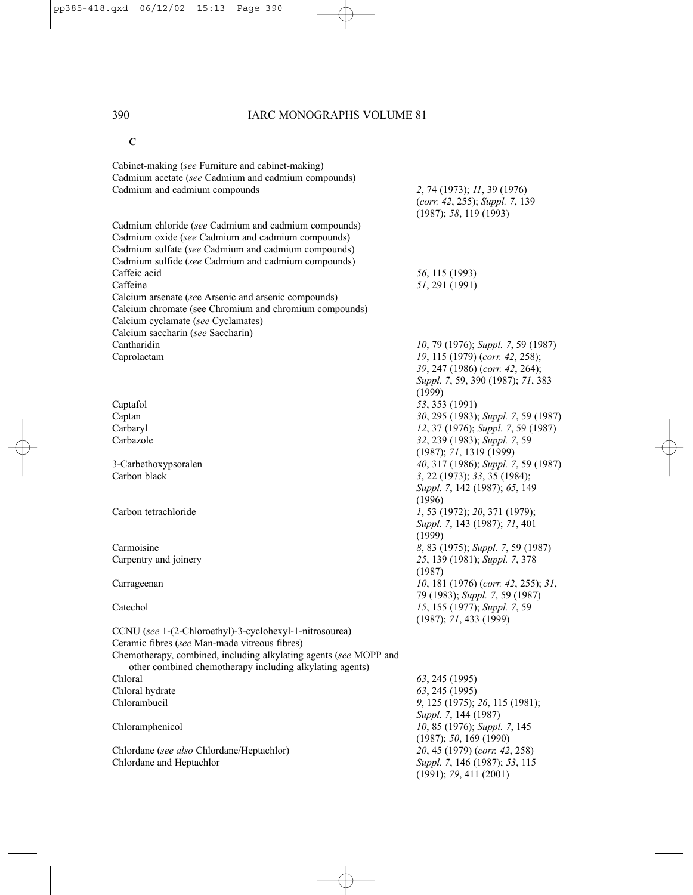## C

| | |
|---|---|
| Cabinet-making (*see* Furniture and cabinet-making) | |
| Cadmium acetate (*see* Cadmium and cadmium compounds) | |
| Cadmium and cadmium compounds | *2*, 74 (1973); *11*, 39 (1976) (*corr. 42*, 255); *Suppl. 7*, 139 (1987); *58*, 119 (1993) |
| Cadmium chloride (*see* Cadmium and cadmium compounds) | |
| Cadmium oxide (*see* Cadmium and cadmium compounds) | |
| Cadmium sulfate (*see* Cadmium and cadmium compounds) | |
| Cadmium sulfide (*see* Cadmium and cadmium compounds) | |
| Caffeic acid | *56*, 115 (1993) |
| Caffeine | *51*, 291 (1991) |
| Calcium arsenate (*see* Arsenic and arsenic compounds) | |
| Calcium chromate (see Chromium and chromium compounds) | |
| Calcium cyclamate (*see* Cyclamates) | |
| Calcium saccharin (*see* Saccharin) | |
| Cantharidin | *10*, 79 (1976); *Suppl. 7*, 59 (1987) |
| Caprolactam | *19*, 115 (1979) (*corr. 42*, 258); *39*, 247 (1986) (*corr. 42*, 264); *Suppl. 7*, 59, 390 (1987); *71*, 383 (1999) |
| Captafol | *53*, 353 (1991) |
| Captan | *30*, 295 (1983); *Suppl. 7*, 59 (1987) |
| Carbaryl | *12*, 37 (1976); *Suppl. 7*, 59 (1987) |
| Carbazole | *32*, 239 (1983); *Suppl. 7*, 59 (1987); *71*, 1319 (1999) |
| 3-Carbethoxypsoralen | *40*, 317 (1986); *Suppl. 7*, 59 (1987) |
| Carbon black | *3*, 22 (1973); *33*, 35 (1984); *Suppl. 7*, 142 (1987); *65*, 149 (1996) |
| Carbon tetrachloride | *1*, 53 (1972); *20*, 371 (1979); *Suppl. 7*, 143 (1987); *71*, 401 (1999) |
| Carmoisine | *8*, 83 (1975); *Suppl. 7*, 59 (1987) |
| Carpentry and joinery | *25*, 139 (1981); *Suppl. 7*, 378 (1987) |
| Carrageenan | *10*, 181 (1976) (*corr. 42*, 255); *31*, 79 (1983); *Suppl. 7*, 59 (1987) |
| Catechol | *15*, 155 (1977); *Suppl. 7*, 59 (1987); *71*, 433 (1999) |
| CCNU (*see* 1-(2-Chloroethyl)-3-cyclohexyl-1-nitrosourea) | |
| Ceramic fibres (*see* Man-made vitreous fibres) | |
| Chemotherapy, combined, including alkylating agents (*see* MOPP and other combined chemotherapy including alkylating agents) | |
| Chloral | *63*, 245 (1995) |
| Chloral hydrate | *63*, 245 (1995) |
| Chlorambucil | *9*, 125 (1975); *26*, 115 (1981); *Suppl. 7*, 144 (1987) |
| Chloramphenicol | *10*, 85 (1976); *Suppl. 7*, 145 (1987); *50*, 169 (1990) |
| Chlordane (*see also* Chlordane/Heptachlor) | *20*, 45 (1979) (*corr. 42*, 258) |
| Chlordane and Heptachlor | *Suppl. 7*, 146 (1987); *53*, 115 (1991); *79*, 411 (2001) |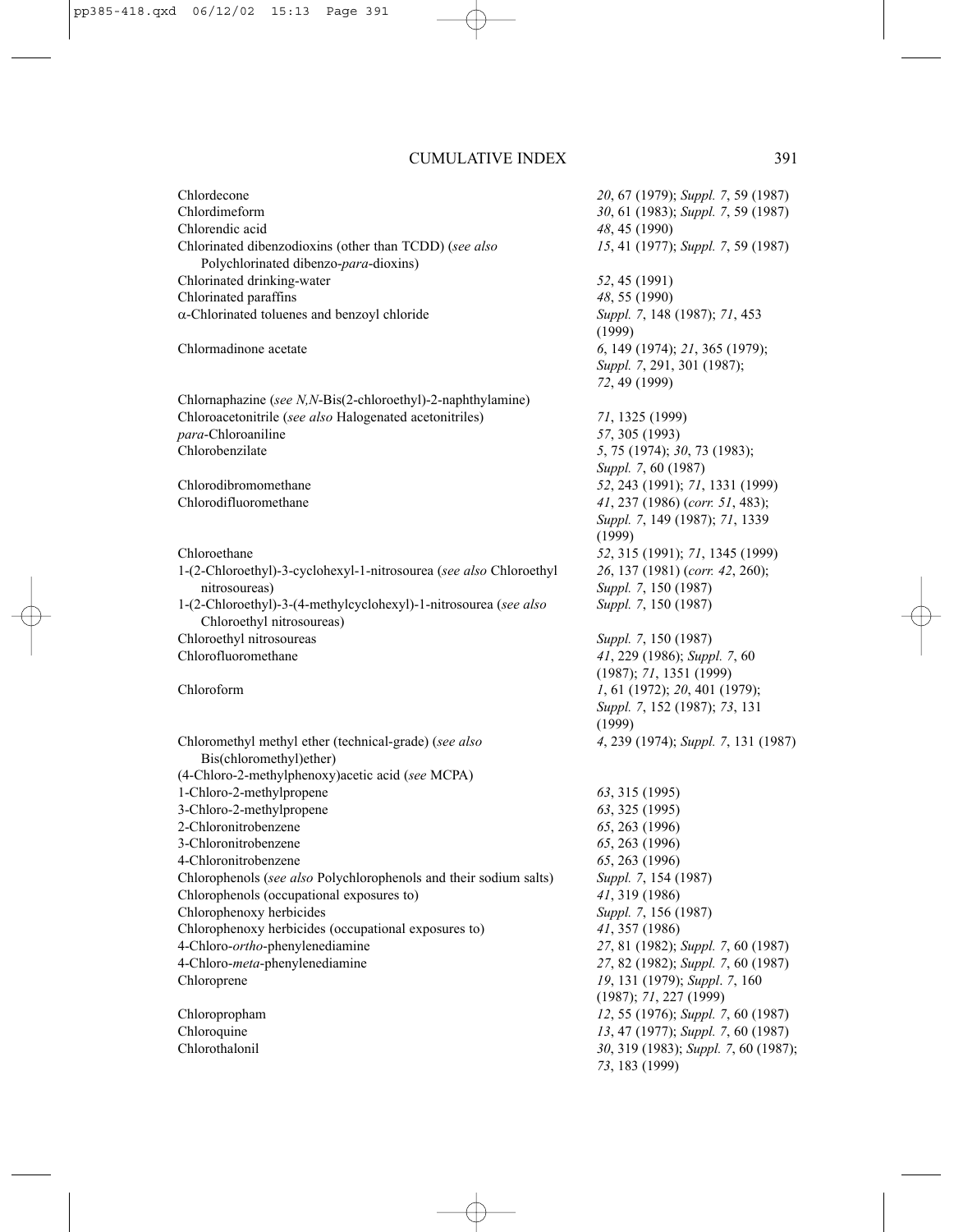| | |
|---|---|
| Chlordecone | *20*, 67 (1979); *Suppl. 7*, 59 (1987) |
| Chlordimeform | *30*, 61 (1983); *Suppl. 7*, 59 (1987) |
| Chlorendic acid | *48*, 45 (1990) |
| Chlorinated dibenzodioxins (other than TCDD) (*see also* Polychlorinated dibenzo-*para*-dioxins) | *15*, 41 (1977); *Suppl. 7*, 59 (1987) |
| Chlorinated drinking-water | *52*, 45 (1991) |
| Chlorinated paraffins | *48*, 55 (1990) |
| α-Chlorinated toluenes and benzoyl chloride | *Suppl. 7*, 148 (1987); *71*, 453 (1999) |
| Chlormadinone acetate | *6*, 149 (1974); *21*, 365 (1979); *Suppl. 7*, 291, 301 (1987); *72*, 49 (1999) |
| Chlornaphazine (*see N,N*-Bis(2-chloroethyl)-2-naphthylamine) | |
| Chloroacetonitrile (*see also* Halogenated acetonitriles) | *71*, 1325 (1999) |
| *para*-Chloroaniline | *57*, 305 (1993) |
| Chlorobenzilate | *5*, 75 (1974); *30*, 73 (1983); *Suppl. 7*, 60 (1987) |
| Chlorodibromomethane | *52*, 243 (1991); *71*, 1331 (1999) |
| Chlorodifluoromethane | *41*, 237 (1986) (*corr. 51*, 483); *Suppl. 7*, 149 (1987); *71*, 1339 (1999) |
| Chloroethane | *52*, 315 (1991); *71*, 1345 (1999) |
| 1-(2-Chloroethyl)-3-cyclohexyl-1-nitrosourea (*see also* Chloroethyl nitrosoureas) | *26*, 137 (1981) (*corr. 42*, 260); *Suppl. 7*, 150 (1987) |
| 1-(2-Chloroethyl)-3-(4-methylcyclohexyl)-1-nitrosourea (*see also* Chloroethyl nitrosoureas) | *Suppl. 7*, 150 (1987) |
| Chloroethyl nitrosoureas | *Suppl. 7*, 150 (1987) |
| Chlorofluoromethane | *41*, 229 (1986); *Suppl. 7*, 60 (1987); *71*, 1351 (1999) |
| Chloroform | *1*, 61 (1972); *20*, 401 (1979); *Suppl. 7*, 152 (1987); *73*, 131 (1999) |
| Chloromethyl methyl ether (technical-grade) (*see also* Bis(chloromethyl)ether) | *4*, 239 (1974); *Suppl. 7*, 131 (1987) |
| (4-Chloro-2-methylphenoxy)acetic acid (*see* MCPA) | |
| 1-Chloro-2-methylpropene | *63*, 315 (1995) |
| 3-Chloro-2-methylpropene | *63*, 325 (1995) |
| 2-Chloronitrobenzene | *65*, 263 (1996) |
| 3-Chloronitrobenzene | *65*, 263 (1996) |
| 4-Chloronitrobenzene | *65*, 263 (1996) |
| Chlorophenols (*see also* Polychlorophenols and their sodium salts) | *Suppl. 7*, 154 (1987) |
| Chlorophenols (occupational exposures to) | *41*, 319 (1986) |
| Chlorophenoxy herbicides | *Suppl. 7*, 156 (1987) |
| Chlorophenoxy herbicides (occupational exposures to) | *41*, 357 (1986) |
| 4-Chloro-*ortho*-phenylenediamine | *27*, 81 (1982); *Suppl. 7*, 60 (1987) |
| 4-Chloro-*meta*-phenylenediamine | *27*, 82 (1982); *Suppl. 7*, 60 (1987) |
| Chloroprene | *19*, 131 (1979); *Suppl. 7*, 160 (1987); *71*, 227 (1999) |
| Chloropropham | *12*, 55 (1976); *Suppl. 7*, 60 (1987) |
| Chloroquine | *13*, 47 (1977); *Suppl. 7*, 60 (1987) |
| Chlorothalonil | *30*, 319 (1983); *Suppl. 7*, 60 (1987); *73*, 183 (1999) |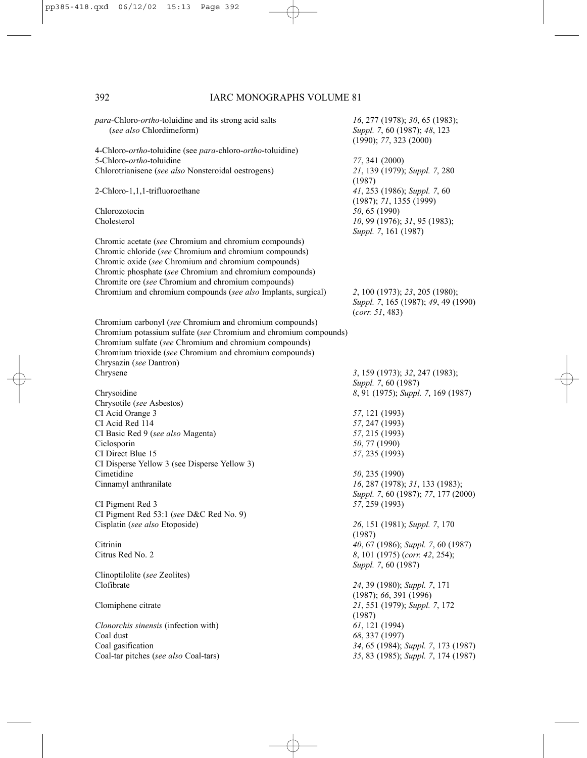| | |
|---|---|
| *para*-Chloro-*ortho*-toluidine and its strong acid salts (*see also* Chlordimeform) | *16*, 277 (1978); *30*, 65 (1983); *Suppl. 7*, 60 (1987); *48*, 123 (1990); *77*, 323 (2000) |
| 4-Chloro-*ortho*-toluidine (see *para*-chloro-*ortho*-toluidine) | |
| 5-Chloro-*ortho*-toluidine | *77*, 341 (2000) |
| Chlorotrianisene (*see also* Nonsteroidal oestrogens) | *21*, 139 (1979); *Suppl. 7*, 280 (1987) |
| 2-Chloro-1,1,1-trifluoroethane | *41*, 253 (1986); *Suppl. 7*, 60 (1987); *71*, 1355 (1999) |
| Chlorozotocin | *50*, 65 (1990) |
| Cholesterol | *10*, 99 (1976); *31*, 95 (1983); *Suppl. 7*, 161 (1987) |
| Chromic acetate (*see* Chromium and chromium compounds) | |
| Chromic chloride (*see* Chromium and chromium compounds) | |
| Chromic oxide (*see* Chromium and chromium compounds) | |
| Chromic phosphate (*see* Chromium and chromium compounds) | |
| Chromite ore (*see* Chromium and chromium compounds) | |
| Chromium and chromium compounds (*see also* Implants, surgical) | *2*, 100 (1973); *23*, 205 (1980); *Suppl. 7*, 165 (1987); *49*, 49 (1990) (*corr. 51*, 483) |
| Chromium carbonyl (*see* Chromium and chromium compounds) | |
| Chromium potassium sulfate (*see* Chromium and chromium compounds) | |
| Chromium sulfate (*see* Chromium and chromium compounds) | |
| Chromium trioxide (*see* Chromium and chromium compounds) | |
| Chrysazin (*see* Dantron) | |
| Chrysene | *3*, 159 (1973); *32*, 247 (1983); *Suppl. 7*, 60 (1987) |
| Chrysoidine | *8*, 91 (1975); *Suppl. 7*, 169 (1987) |
| Chrysotile (*see* Asbestos) | |
| CI Acid Orange 3 | *57*, 121 (1993) |
| CI Acid Red 114 | *57*, 247 (1993) |
| CI Basic Red 9 (*see also* Magenta) | *57*, 215 (1993) |
| Ciclosporin | *50*, 77 (1990) |
| CI Direct Blue 15 | *57*, 235 (1993) |
| CI Disperse Yellow 3 (see Disperse Yellow 3) | |
| Cimetidine | *50*, 235 (1990) |
| Cinnamyl anthranilate | *16*, 287 (1978); *31*, 133 (1983); *Suppl. 7*, 60 (1987); *77*, 177 (2000) |
| CI Pigment Red 3 | *57*, 259 (1993) |
| CI Pigment Red 53:1 (*see* D&C Red No. 9) | |
| Cisplatin (*see also* Etoposide) | *26*, 151 (1981); *Suppl. 7*, 170 (1987) |
| Citrinin | *40*, 67 (1986); *Suppl. 7*, 60 (1987) |
| Citrus Red No. 2 | *8*, 101 (1975) (*corr. 42*, 254); *Suppl. 7*, 60 (1987) |
| Clinoptilolite (*see* Zeolites) | |
| Clofibrate | *24*, 39 (1980); *Suppl. 7*, 171 (1987); *66*, 391 (1996) |
| Clomiphene citrate | *21*, 551 (1979); *Suppl. 7*, 172 (1987) |
| *Clonorchis sinensis* (infection with) | *61*, 121 (1994) |
| Coal dust | *68*, 337 (1997) |
| Coal gasification | *34*, 65 (1984); *Suppl. 7*, 173 (1987) |
| Coal-tar pitches (*see also* Coal-tars) | *35*, 83 (1985); *Suppl. 7*, 174 (1987) |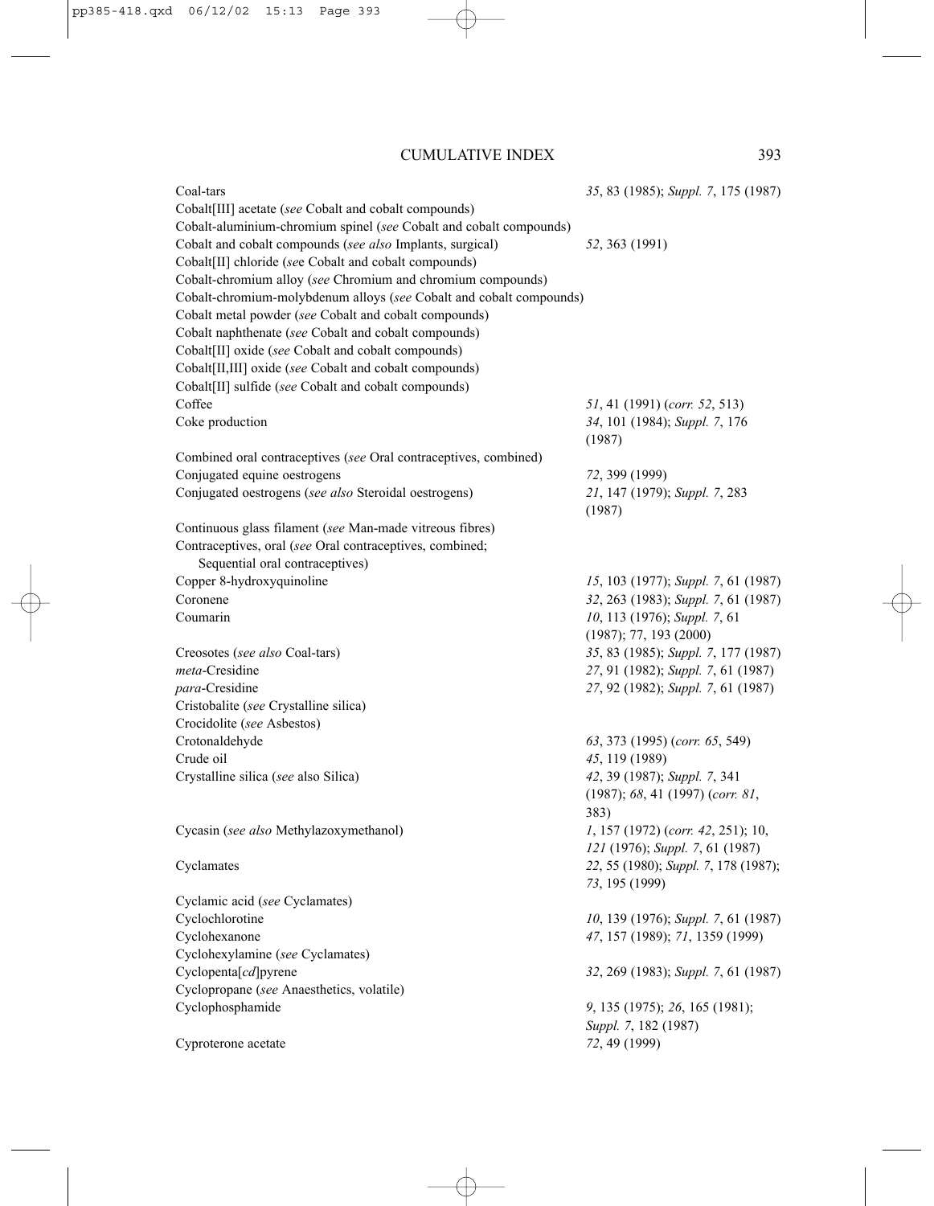| | |
|---|---|
| Coal-tars | *35*, 83 (1985); *Suppl. 7*, 175 (1987) |
| Cobalt[III] acetate (*see* Cobalt and cobalt compounds) | |
| Cobalt-aluminium-chromium spinel (*see* Cobalt and cobalt compounds) | |
| Cobalt and cobalt compounds (*see also* Implants, surgical) | *52*, 363 (1991) |
| Cobalt[II] chloride (*see* Cobalt and cobalt compounds) | |
| Cobalt-chromium alloy (*see* Chromium and chromium compounds) | |
| Cobalt-chromium-molybdenum alloys (*see* Cobalt and cobalt compounds) | |
| Cobalt metal powder (*see* Cobalt and cobalt compounds) | |
| Cobalt naphthenate (*see* Cobalt and cobalt compounds) | |
| Cobalt[II] oxide (*see* Cobalt and cobalt compounds) | |
| Cobalt[II,III] oxide (*see* Cobalt and cobalt compounds) | |
| Cobalt[II] sulfide (*see* Cobalt and cobalt compounds) | |
| Coffee | *51*, 41 (1991) (*corr. 52*, 513) |
| Coke production | *34*, 101 (1984); *Suppl. 7*, 176 (1987) |
| Combined oral contraceptives (*see* Oral contraceptives, combined) | |
| Conjugated equine oestrogens | *72*, 399 (1999) |
| Conjugated oestrogens (*see also* Steroidal oestrogens) | *21*, 147 (1979); *Suppl. 7*, 283 (1987) |
| Continuous glass filament (*see* Man-made vitreous fibres) | |
| Contraceptives, oral (*see* Oral contraceptives, combined; Sequential oral contraceptives) | |
| Copper 8-hydroxyquinoline | *15*, 103 (1977); *Suppl. 7*, 61 (1987) |
| Coronene | *32*, 263 (1983); *Suppl. 7*, 61 (1987) |
| Coumarin | *10*, 113 (1976); *Suppl. 7*, 61 (1987); 77, 193 (2000) |
| Creosotes (*see also* Coal-tars) | *35*, 83 (1985); *Suppl. 7*, 177 (1987) |
| *meta*-Cresidine | *27*, 91 (1982); *Suppl. 7*, 61 (1987) |
| *para*-Cresidine | *27*, 92 (1982); *Suppl. 7*, 61 (1987) |
| Cristobalite (*see* Crystalline silica) | |
| Crocidolite (*see* Asbestos) | |
| Crotonaldehyde | *63*, 373 (1995) (*corr. 65*, 549) |
| Crude oil | *45*, 119 (1989) |
| Crystalline silica (*see* also Silica) | *42*, 39 (1987); *Suppl. 7*, 341 (1987); *68*, 41 (1997) (*corr. 81*, 383) |
| Cycasin (*see also* Methylazoxymethanol) | *1*, 157 (1972) (*corr. 42*, 251); 10, *121* (1976); *Suppl. 7*, 61 (1987) |
| Cyclamates | *22*, 55 (1980); *Suppl. 7*, 178 (1987); *73*, 195 (1999) |
| Cyclamic acid (*see* Cyclamates) | |
| Cyclochlorotine | *10*, 139 (1976); *Suppl. 7*, 61 (1987) |
| Cyclohexanone | *47*, 157 (1989); *71*, 1359 (1999) |
| Cyclohexylamine (*see* Cyclamates) | |
| Cyclopenta[*cd*]pyrene | *32*, 269 (1983); *Suppl. 7*, 61 (1987) |
| Cyclopropane (*see* Anaesthetics, volatile) | |
| Cyclophosphamide | *9*, 135 (1975); *26*, 165 (1981); *Suppl. 7*, 182 (1987) |
| Cyproterone acetate | *72*, 49 (1999) |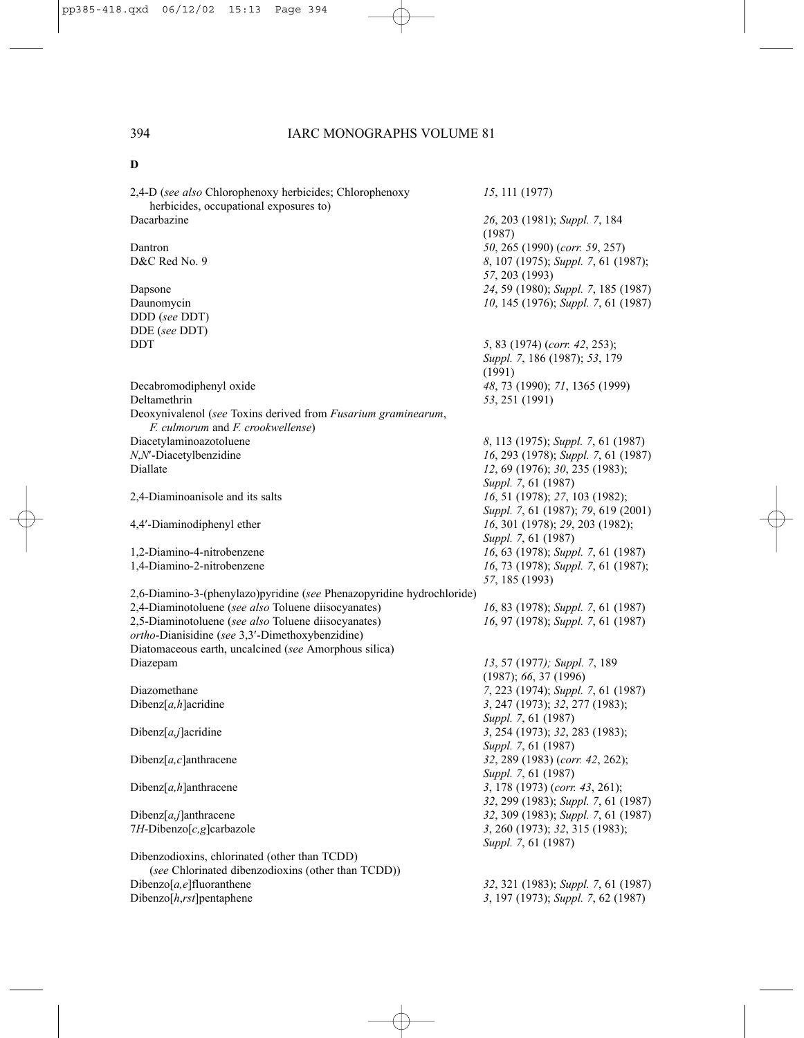**D**

| | |
|---|---|
| 2,4-D (*see also* Chlorophenoxy herbicides; Chlorophenoxy herbicides, occupational exposures to) | *15*, 111 (1977) |
| Dacarbazine | *26*, 203 (1981); *Suppl. 7*, 184 (1987) |
| Dantron | *50*, 265 (1990) (*corr. 59*, 257) |
| D&C Red No. 9 | *8*, 107 (1975); *Suppl. 7*, 61 (1987); *57*, 203 (1993) |
| Dapsone | *24*, 59 (1980); *Suppl. 7*, 185 (1987) |
| Daunomycin | *10*, 145 (1976); *Suppl. 7*, 61 (1987) |
| DDD (*see* DDT) | |
| DDE (*see* DDT) | |
| DDT | *5*, 83 (1974) (*corr. 42*, 253); *Suppl. 7*, 186 (1987); *53*, 179 (1991) |
| Decabromodiphenyl oxide | *48*, 73 (1990); *71*, 1365 (1999) |
| Deltamethrin | *53*, 251 (1991) |
| Deoxynivalenol (*see* Toxins derived from *Fusarium graminearum*, *F. culmorum* and *F. crookwellense*) | |
| Diacetylaminoazotoluene | *8*, 113 (1975); *Suppl. 7*, 61 (1987) |
| *N*,*N*′-Diacetylbenzidine | *16*, 293 (1978); *Suppl. 7*, 61 (1987) |
| Diallate | *12*, 69 (1976); *30*, 235 (1983); *Suppl. 7*, 61 (1987) |
| 2,4-Diaminoanisole and its salts | *16*, 51 (1978); *27*, 103 (1982); *Suppl. 7*, 61 (1987); *79*, 619 (2001) |
| 4,4′-Diaminodiphenyl ether | *16*, 301 (1978); *29*, 203 (1982); *Suppl. 7*, 61 (1987) |
| 1,2-Diamino-4-nitrobenzene | *16*, 63 (1978); *Suppl. 7*, 61 (1987) |
| 1,4-Diamino-2-nitrobenzene | *16*, 73 (1978); *Suppl. 7*, 61 (1987); *57*, 185 (1993) |
| 2,6-Diamino-3-(phenylazo)pyridine (*see* Phenazopyridine hydrochloride) | |
| 2,4-Diaminotoluene (*see also* Toluene diisocyanates) | *16*, 83 (1978); *Suppl. 7*, 61 (1987) |
| 2,5-Diaminotoluene (*see also* Toluene diisocyanates) | *16*, 97 (1978); *Suppl. 7*, 61 (1987) |
| *ortho*-Dianisidine (*see* 3,3′-Dimethoxybenzidine) | |
| Diatomaceous earth, uncalcined (*see* Amorphous silica) | |
| Diazepam | *13*, 57 (1977); *Suppl. 7*, 189 (1987); *66*, 37 (1996) |
| Diazomethane | *7*, 223 (1974); *Suppl. 7*, 61 (1987) |
| Dibenz[*a,h*]acridine | *3*, 247 (1973); *32*, 277 (1983); *Suppl. 7*, 61 (1987) |
| Dibenz[*a,j*]acridine | *3*, 254 (1973); *32*, 283 (1983); *Suppl. 7*, 61 (1987) |
| Dibenz[*a,c*]anthracene | *32*, 289 (1983) (*corr. 42*, 262); *Suppl. 7*, 61 (1987) |
| Dibenz[*a,h*]anthracene | *3*, 178 (1973) (*corr. 43*, 261); *32*, 299 (1983); *Suppl. 7*, 61 (1987) |
| Dibenz[*a,j*]anthracene | *32*, 309 (1983); *Suppl. 7*, 61 (1987) |
| 7*H*-Dibenzo[*c,g*]carbazole | *3*, 260 (1973); *32*, 315 (1983); *Suppl. 7*, 61 (1987) |
| Dibenzodioxins, chlorinated (other than TCDD) (*see* Chlorinated dibenzodioxins (other than TCDD)) | |
| Dibenzo[*a,e*]fluoranthene | *32*, 321 (1983); *Suppl. 7*, 61 (1987) |
| Dibenzo[*h,rst*]pentaphene | *3*, 197 (1973); *Suppl. 7*, 62 (1987) |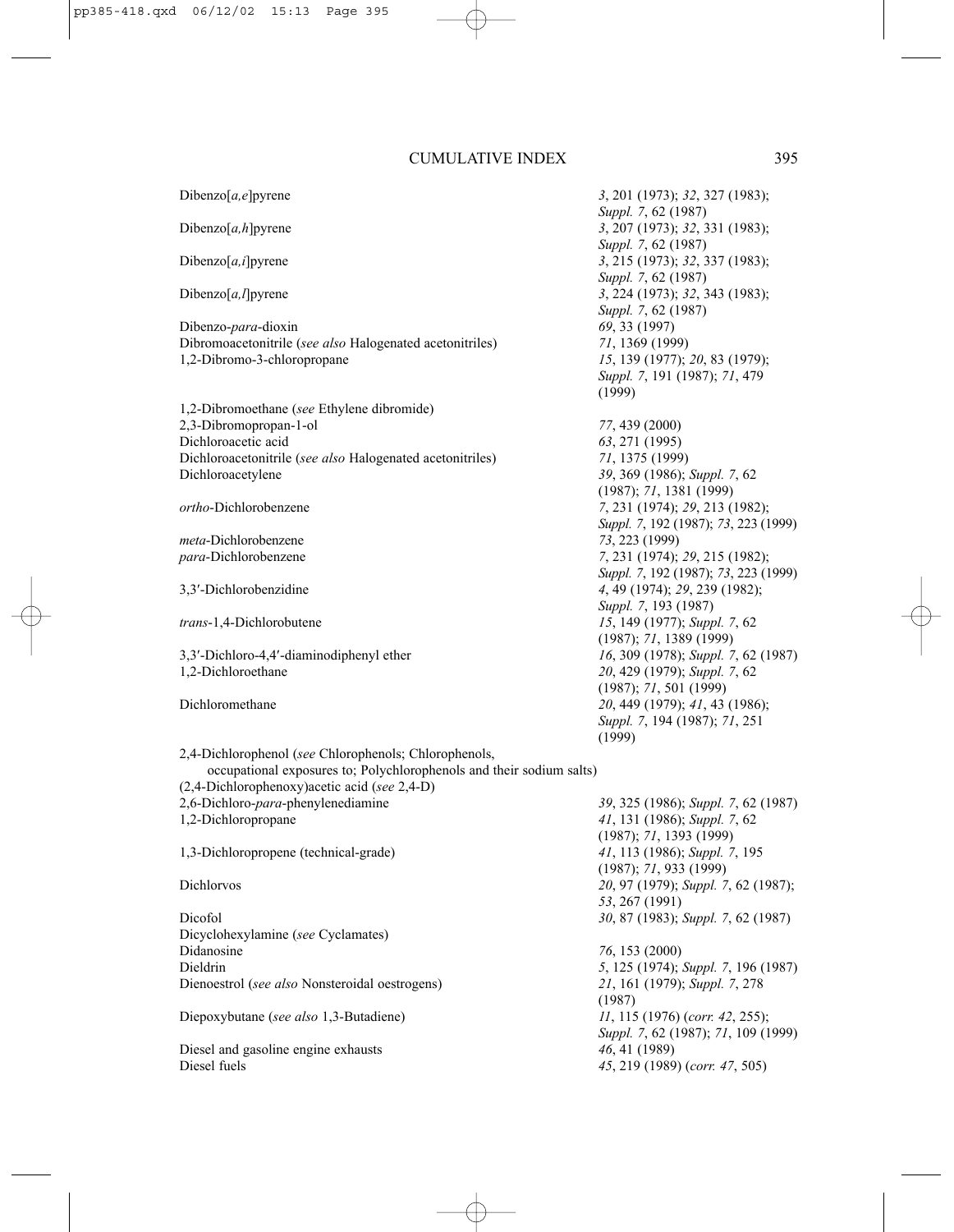| | |
|---|---|
| Dibenzo[*a,e*]pyrene | *3*, 201 (1973); *32*, 327 (1983); *Suppl. 7*, 62 (1987) |
| Dibenzo[*a,h*]pyrene | *3*, 207 (1973); *32*, 331 (1983); *Suppl. 7*, 62 (1987) |
| Dibenzo[*a,i*]pyrene | *3*, 215 (1973); *32*, 337 (1983); *Suppl. 7*, 62 (1987) |
| Dibenzo[*a,l*]pyrene | *3*, 224 (1973); *32*, 343 (1983); *Suppl. 7*, 62 (1987) |
| Dibenzo-*para*-dioxin | *69*, 33 (1997) |
| Dibromoacetonitrile (*see also* Halogenated acetonitriles) | *71*, 1369 (1999) |
| 1,2-Dibromo-3-chloropropane | *15*, 139 (1977); *20*, 83 (1979); *Suppl. 7*, 191 (1987); *71*, 479 (1999) |
| 1,2-Dibromoethane (*see* Ethylene dibromide) | |
| 2,3-Dibromopropan-1-ol | *77*, 439 (2000) |
| Dichloroacetic acid | *63*, 271 (1995) |
| Dichloroacetonitrile (*see also* Halogenated acetonitriles) | *71*, 1375 (1999) |
| Dichloroacetylene | *39*, 369 (1986); *Suppl. 7*, 62 (1987); *71*, 1381 (1999) |
| *ortho*-Dichlorobenzene | *7*, 231 (1974); *29*, 213 (1982); *Suppl. 7*, 192 (1987); *73*, 223 (1999) |
| *meta*-Dichlorobenzene | *73*, 223 (1999) |
| *para*-Dichlorobenzene | *7*, 231 (1974); *29*, 215 (1982); *Suppl. 7*, 192 (1987); *73*, 223 (1999) |
| 3,3′-Dichlorobenzidine | *4*, 49 (1974); *29*, 239 (1982); *Suppl. 7*, 193 (1987) |
| *trans*-1,4-Dichlorobutene | *15*, 149 (1977); *Suppl. 7*, 62 (1987); *71*, 1389 (1999) |
| 3,3′-Dichloro-4,4′-diaminodiphenyl ether | *16*, 309 (1978); *Suppl. 7*, 62 (1987) |
| 1,2-Dichloroethane | *20*, 429 (1979); *Suppl. 7*, 62 (1987); *71*, 501 (1999) |
| Dichloromethane | *20*, 449 (1979); *41*, 43 (1986); *Suppl. 7*, 194 (1987); *71*, 251 (1999) |
| 2,4-Dichlorophenol (*see* Chlorophenols; Chlorophenols, occupational exposures to; Polychlorophenols and their sodium salts) | |
| (2,4-Dichlorophenoxy)acetic acid (*see* 2,4-D) | |
| 2,6-Dichloro-*para*-phenylenediamine | *39*, 325 (1986); *Suppl. 7*, 62 (1987) |
| 1,2-Dichloropropane | *41*, 131 (1986); *Suppl. 7*, 62 (1987); *71*, 1393 (1999) |
| 1,3-Dichloropropene (technical-grade) | *41*, 113 (1986); *Suppl. 7*, 195 (1987); *71*, 933 (1999) |
| Dichlorvos | *20*, 97 (1979); *Suppl. 7*, 62 (1987); *53*, 267 (1991) |
| Dicofol | *30*, 87 (1983); *Suppl. 7*, 62 (1987) |
| Dicyclohexylamine (*see* Cyclamates) | |
| Didanosine | *76*, 153 (2000) |
| Dieldrin | *5*, 125 (1974); *Suppl. 7*, 196 (1987) |
| Dienoestrol (*see also* Nonsteroidal oestrogens) | *21*, 161 (1979); *Suppl. 7*, 278 (1987) |
| Diepoxybutane (*see also* 1,3-Butadiene) | *11*, 115 (1976) (*corr. 42*, 255); *Suppl. 7*, 62 (1987); *71*, 109 (1999) |
| Diesel and gasoline engine exhausts | *46*, 41 (1989) |
| Diesel fuels | *45*, 219 (1989) (*corr. 47*, 505) |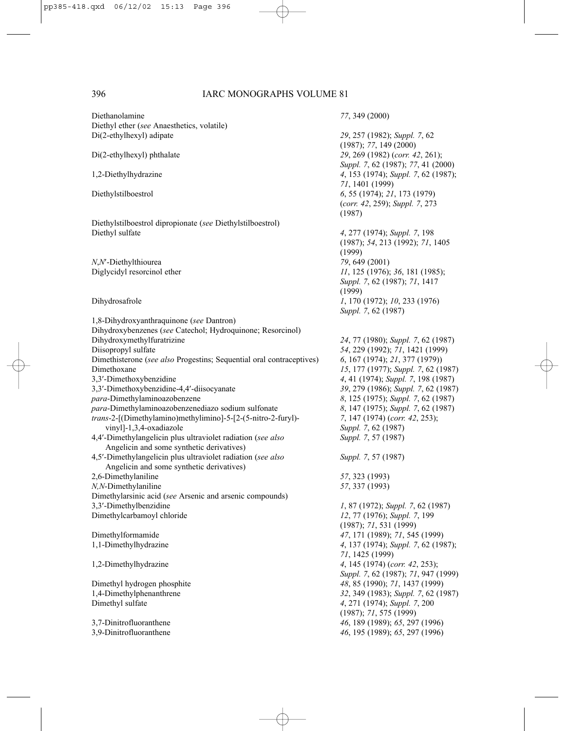| | |
|---|---|
| Diethanolamine | *77*, 349 (2000) |
| Diethyl ether (*see* Anaesthetics, volatile) | |
| Di(2-ethylhexyl) adipate | *29*, 257 (1982); *Suppl. 7*, 62 (1987); *77*, 149 (2000) |
| Di(2-ethylhexyl) phthalate | *29*, 269 (1982) (*corr. 42*, 261); *Suppl. 7*, 62 (1987); *77*, 41 (2000) |
| 1,2-Diethylhydrazine | *4*, 153 (1974); *Suppl. 7*, 62 (1987); *71*, 1401 (1999) |
| Diethylstilboestrol | *6*, 55 (1974); *21*, 173 (1979) (*corr. 42*, 259); *Suppl. 7*, 273 (1987) |
| Diethylstilboestrol dipropionate (*see* Diethylstilboestrol) | |
| Diethyl sulfate | *4*, 277 (1974); *Suppl. 7*, 198 (1987); *54*, 213 (1992); *71*, 1405 (1999) |
| *N,N′*-Diethylthiourea | *79*, 649 (2001) |
| Diglycidyl resorcinol ether | *11*, 125 (1976); *36*, 181 (1985); *Suppl. 7*, 62 (1987); *71*, 1417 (1999) |
| Dihydrosafrole | *1*, 170 (1972); *10*, 233 (1976) *Suppl. 7*, 62 (1987) |
| 1,8-Dihydroxyanthraquinone (*see* Dantron) | |
| Dihydroxybenzenes (*see* Catechol; Hydroquinone; Resorcinol) | |
| Dihydroxymethylfuratrizine | *24*, 77 (1980); *Suppl. 7*, 62 (1987) |
| Diisopropyl sulfate | *54*, 229 (1992); *71*, 1421 (1999) |
| Dimethisterone (*see also* Progestins; Sequential oral contraceptives) | *6*, 167 (1974); *21*, 377 (1979)) |
| Dimethoxane | *15*, 177 (1977); *Suppl. 7*, 62 (1987) |
| 3,3′-Dimethoxybenzidine | *4*, 41 (1974); *Suppl. 7*, 198 (1987) |
| 3,3′-Dimethoxybenzidine-4,4′-diisocyanate | *39*, 279 (1986); *Suppl. 7*, 62 (1987) |
| *para*-Dimethylaminoazobenzene | *8*, 125 (1975); *Suppl. 7*, 62 (1987) |
| *para*-Dimethylaminoazobenzenediazo sodium sulfonate | *8*, 147 (1975); *Suppl. 7*, 62 (1987) |
| *trans*-2-[(Dimethylamino)methylimino]-5-[2-(5-nitro-2-furyl)-vinyl]-1,3,4-oxadiazole | *7*, 147 (1974) (*corr. 42*, 253); *Suppl. 7*, 62 (1987) |
| 4,4′-Dimethylangelicin plus ultraviolet radiation (*see also* Angelicin and some synthetic derivatives) | *Suppl. 7*, 57 (1987) |
| 4,5′-Dimethylangelicin plus ultraviolet radiation (*see also* Angelicin and some synthetic derivatives) | *Suppl. 7*, 57 (1987) |
| 2,6-Dimethylaniline | *57*, 323 (1993) |
| *N,N*-Dimethylaniline | *57*, 337 (1993) |
| Dimethylarsinic acid (*see* Arsenic and arsenic compounds) | |
| 3,3′-Dimethylbenzidine | *1*, 87 (1972); *Suppl. 7*, 62 (1987) |
| Dimethylcarbamoyl chloride | *12*, 77 (1976); *Suppl. 7*, 199 (1987); *71*, 531 (1999) |
| Dimethylformamide | *47*, 171 (1989); *71*, 545 (1999) |
| 1,1-Dimethylhydrazine | *4*, 137 (1974); *Suppl. 7*, 62 (1987); *71*, 1425 (1999) |
| 1,2-Dimethylhydrazine | *4*, 145 (1974) (*corr. 42*, 253); *Suppl. 7*, 62 (1987); *71*, 947 (1999) |
| Dimethyl hydrogen phosphite | *48*, 85 (1990); *71*, 1437 (1999) |
| 1,4-Dimethylphenanthrene | *32*, 349 (1983); *Suppl. 7*, 62 (1987) |
| Dimethyl sulfate | *4*, 271 (1974); *Suppl. 7*, 200 (1987); *71*, 575 (1999) |
| 3,7-Dinitrofluoranthene | *46*, 189 (1989); *65*, 297 (1996) |
| 3,9-Dinitrofluoranthene | *46*, 195 (1989); *65*, 297 (1996) |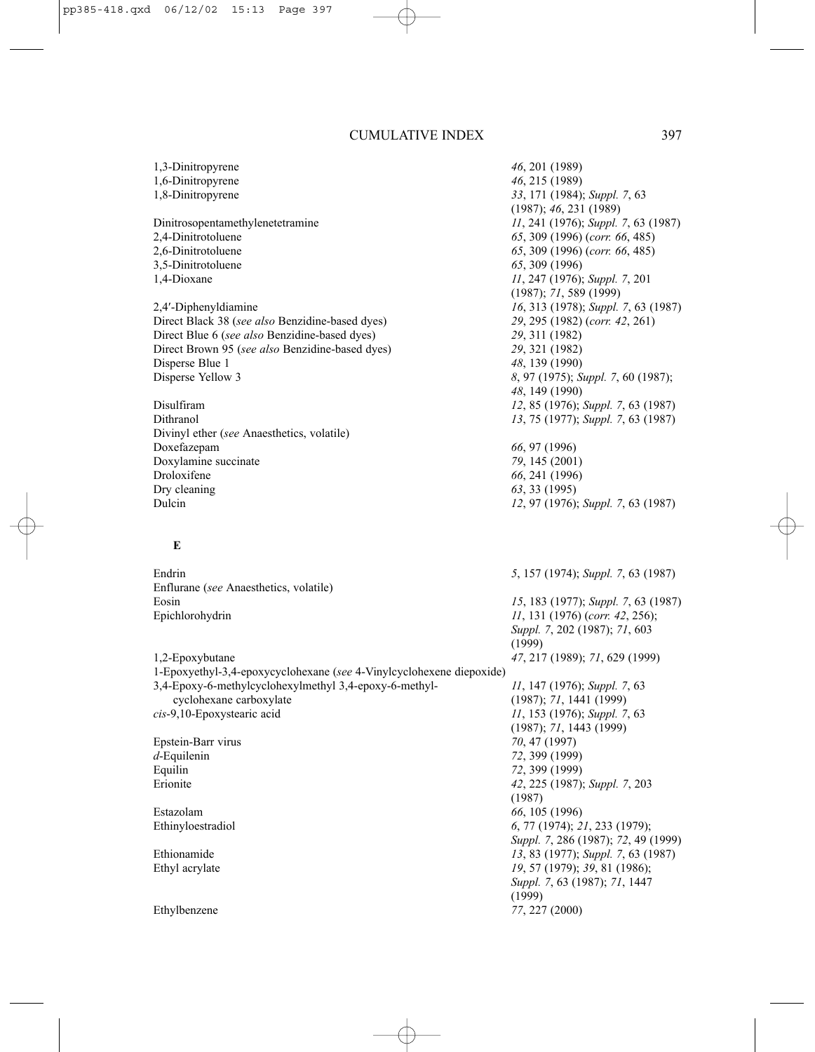| | |
|---|---|
| 1,3-Dinitropyrene | *46*, 201 (1989) |
| 1,6-Dinitropyrene | *46*, 215 (1989) |
| 1,8-Dinitropyrene | *33*, 171 (1984); *Suppl. 7*, 63 (1987); *46*, 231 (1989) |
| Dinitrosopentamethylenetetramine | *11*, 241 (1976); *Suppl. 7*, 63 (1987) |
| 2,4-Dinitrotoluene | *65*, 309 (1996) (*corr. 66*, 485) |
| 2,6-Dinitrotoluene | *65*, 309 (1996) (*corr. 66*, 485) |
| 3,5-Dinitrotoluene | *65*, 309 (1996) |
| 1,4-Dioxane | *11*, 247 (1976); *Suppl. 7*, 201 (1987); *71*, 589 (1999) |
| 2,4′-Diphenyldiamine | *16*, 313 (1978); *Suppl. 7*, 63 (1987) |
| Direct Black 38 (*see also* Benzidine-based dyes) | *29*, 295 (1982) (*corr. 42*, 261) |
| Direct Blue 6 (*see also* Benzidine-based dyes) | *29*, 311 (1982) |
| Direct Brown 95 (*see also* Benzidine-based dyes) | *29*, 321 (1982) |
| Disperse Blue 1 | *48*, 139 (1990) |
| Disperse Yellow 3 | *8*, 97 (1975); *Suppl. 7*, 60 (1987); *48*, 149 (1990) |
| Disulfiram | *12*, 85 (1976); *Suppl. 7*, 63 (1987) |
| Dithranol | *13*, 75 (1977); *Suppl. 7*, 63 (1987) |
| Divinyl ether (*see* Anaesthetics, volatile) | |
| Doxefazepam | *66*, 97 (1996) |
| Doxylamine succinate | *79*, 145 (2001) |
| Droloxifene | *66*, 241 (1996) |
| Dry cleaning | *63*, 33 (1995) |
| Dulcin | *12*, 97 (1976); *Suppl. 7*, 63 (1987) |

## E

| | |
|---|---|
| Endrin | *5*, 157 (1974); *Suppl. 7*, 63 (1987) |
| Enflurane (*see* Anaesthetics, volatile) | |
| Eosin | *15*, 183 (1977); *Suppl. 7*, 63 (1987) |
| Epichlorohydrin | *11*, 131 (1976) (*corr. 42*, 256); *Suppl. 7*, 202 (1987); *71*, 603 (1999) |
| 1,2-Epoxybutane | *47*, 217 (1989); *71*, 629 (1999) |
| 1-Epoxyethyl-3,4-epoxycyclohexane (*see* 4-Vinylcyclohexene diepoxide) | |
| 3,4-Epoxy-6-methylcyclohexylmethyl 3,4-epoxy-6-methyl-cyclohexane carboxylate | *11*, 147 (1976); *Suppl. 7*, 63 (1987); *71*, 1441 (1999) |
| *cis*-9,10-Epoxystearic acid | *11*, 153 (1976); *Suppl. 7*, 63 (1987); *71*, 1443 (1999) |
| Epstein-Barr virus | *70*, 47 (1997) |
| *d*-Equilenin | *72*, 399 (1999) |
| Equilin | *72*, 399 (1999) |
| Erionite | *42*, 225 (1987); *Suppl. 7*, 203 (1987) |
| Estazolam | *66*, 105 (1996) |
| Ethinyloestradiol | *6*, 77 (1974); *21*, 233 (1979); *Suppl. 7*, 286 (1987); *72*, 49 (1999) |
| Ethionamide | *13*, 83 (1977); *Suppl. 7*, 63 (1987) |
| Ethyl acrylate | *19*, 57 (1979); *39*, 81 (1986); *Suppl. 7*, 63 (1987); *71*, 1447 (1999) |
| Ethylbenzene | *77*, 227 (2000) |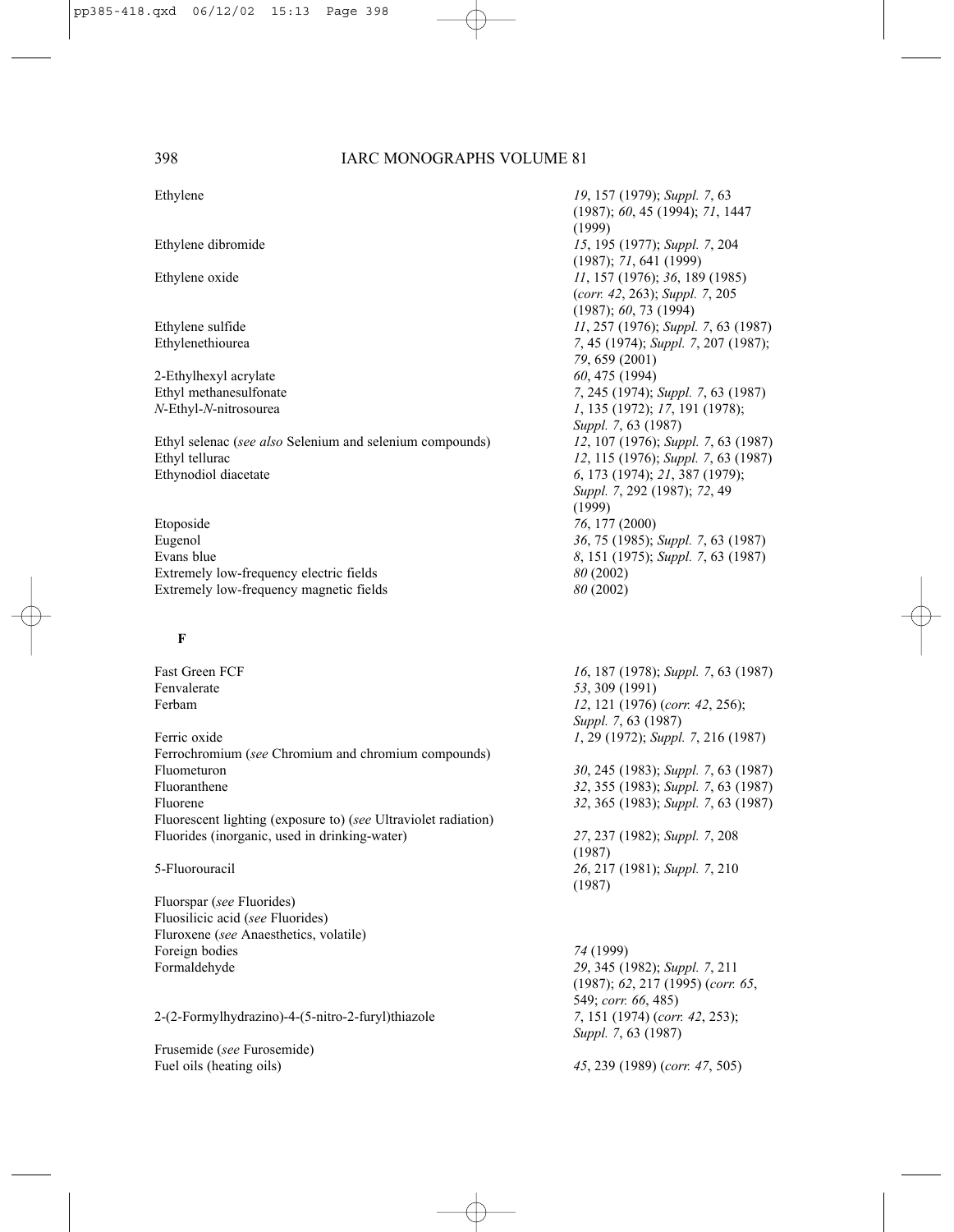| | |
|---|---|
| Ethylene | *19*, 157 (1979); *Suppl. 7*, 63 (1987); *60*, 45 (1994); *71*, 1447 (1999) |
| Ethylene dibromide | *15*, 195 (1977); *Suppl. 7*, 204 (1987); *71*, 641 (1999) |
| Ethylene oxide | *11*, 157 (1976); *36*, 189 (1985) (*corr. 42*, 263); *Suppl. 7*, 205 (1987); *60*, 73 (1994) |
| Ethylene sulfide | *11*, 257 (1976); *Suppl. 7*, 63 (1987) |
| Ethylenethiourea | *7*, 45 (1974); *Suppl. 7*, 207 (1987); *79*, 659 (2001) |
| 2-Ethylhexyl acrylate | *60*, 475 (1994) |
| Ethyl methanesulfonate | *7*, 245 (1974); *Suppl. 7*, 63 (1987) |
| *N*-Ethyl-*N*-nitrosourea | *1*, 135 (1972); *17*, 191 (1978); *Suppl. 7*, 63 (1987) |
| Ethyl selenac (*see also* Selenium and selenium compounds) | *12*, 107 (1976); *Suppl. 7*, 63 (1987) |
| Ethyl tellurac | *12*, 115 (1976); *Suppl. 7*, 63 (1987) |
| Ethynodiol diacetate | *6*, 173 (1974); *21*, 387 (1979); *Suppl. 7*, 292 (1987); *72*, 49 (1999) |
| Etoposide | *76*, 177 (2000) |
| Eugenol | *36*, 75 (1985); *Suppl. 7*, 63 (1987) |
| Evans blue | *8*, 151 (1975); *Suppl. 7*, 63 (1987) |
| Extremely low-frequency electric fields | *80* (2002) |
| Extremely low-frequency magnetic fields | *80* (2002) |

**F**

| | |
|---|---|
| Fast Green FCF | *16*, 187 (1978); *Suppl. 7*, 63 (1987) |
| Fenvalerate | *53*, 309 (1991) |
| Ferbam | *12*, 121 (1976) (*corr. 42*, 256); *Suppl. 7*, 63 (1987) |
| Ferric oxide | *1*, 29 (1972); *Suppl. 7*, 216 (1987) |
| Ferrochromium (*see* Chromium and chromium compounds) | |
| Fluometuron | *30*, 245 (1983); *Suppl. 7*, 63 (1987) |
| Fluoranthene | *32*, 355 (1983); *Suppl. 7*, 63 (1987) |
| Fluorene | *32*, 365 (1983); *Suppl. 7*, 63 (1987) |
| Fluorescent lighting (exposure to) (*see* Ultraviolet radiation) | |
| Fluorides (inorganic, used in drinking-water) | *27*, 237 (1982); *Suppl. 7*, 208 (1987) |
| 5-Fluorouracil | *26*, 217 (1981); *Suppl. 7*, 210 (1987) |
| Fluorspar (*see* Fluorides) | |
| Fluosilicic acid (*see* Fluorides) | |
| Fluroxene (*see* Anaesthetics, volatile) | |
| Foreign bodies | *74* (1999) |
| Formaldehyde | *29*, 345 (1982); *Suppl. 7*, 211 (1987); *62*, 217 (1995) (*corr. 65*, 549; *corr. 66*, 485) |
| 2-(2-Formylhydrazino)-4-(5-nitro-2-furyl)thiazole | *7*, 151 (1974) (*corr. 42*, 253); *Suppl. 7*, 63 (1987) |
| Frusemide (*see* Furosemide) | |
| Fuel oils (heating oils) | *45*, 239 (1989) (*corr. 47*, 505) |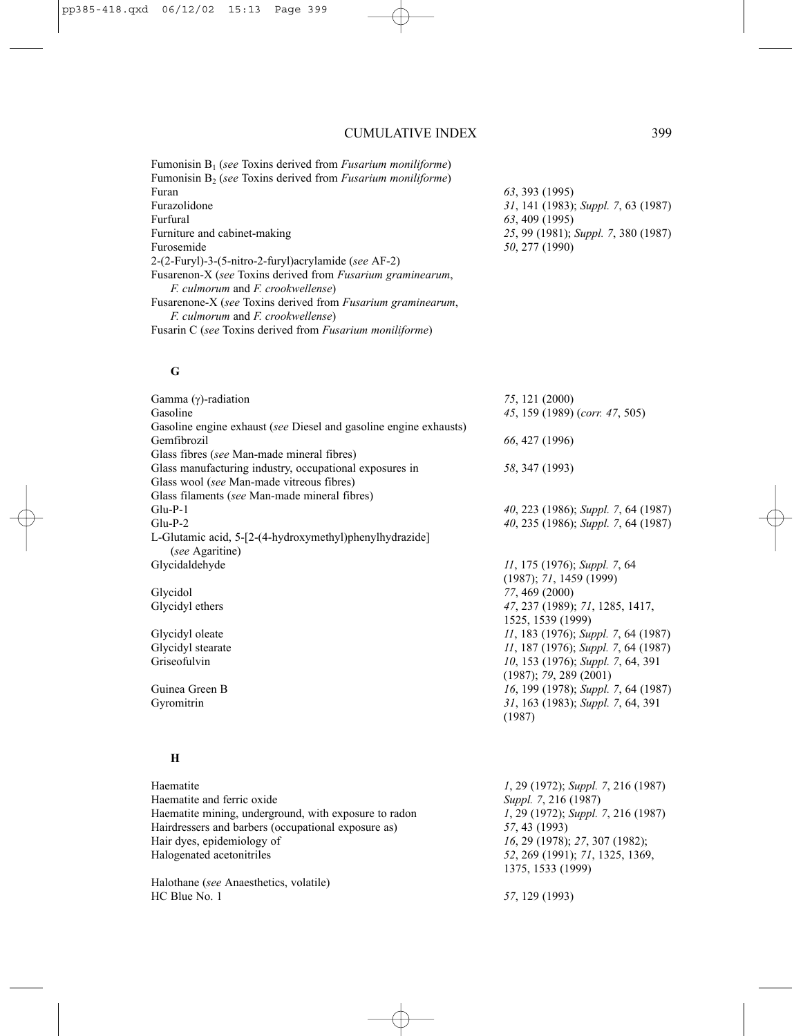Fumonisin $B_1$ (*see* Toxins derived from *Fusarium moniliforme*)
Fumonisin $B_2$ (*see* Toxins derived from *Fusarium moniliforme*)

| | |
|---|---|
| Furan | *63*, 393 (1995) |
| Furazolidone | *31*, 141 (1983); *Suppl. 7*, 63 (1987) |
| Furfural | *63*, 409 (1995) |
| Furniture and cabinet-making | *25*, 99 (1981); *Suppl. 7*, 380 (1987) |
| Furosemide | *50*, 277 (1990) |

2-(2-Furyl)-3-(5-nitro-2-furyl)acrylamide (*see* AF-2)
Fusarenon-X (*see* Toxins derived from *Fusarium graminearum*, *F. culmorum* and *F. crookwellense*)
Fusarenone-X (*see* Toxins derived from *Fusarium graminearum*, *F. culmorum* and *F. crookwellense*)
Fusarin C (*see* Toxins derived from *Fusarium moniliforme*)

## G

| | |
|---|---|
| Gamma ($\gamma$)-radiation | *75*, 121 (2000) |
| Gasoline | *45*, 159 (1989) (*corr. 47*, 505) |
| Gasoline engine exhaust (*see* Diesel and gasoline engine exhausts) | |
| Gemfibrozil | *66*, 427 (1996) |
| Glass fibres (*see* Man-made mineral fibres) | |
| Glass manufacturing industry, occupational exposures in | *58*, 347 (1993) |
| Glass wool (*see* Man-made vitreous fibres) | |
| Glass filaments (*see* Man-made mineral fibres) | |
| Glu-P-1 | *40*, 223 (1986); *Suppl. 7*, 64 (1987) |
| Glu-P-2 | *40*, 235 (1986); *Suppl. 7*, 64 (1987) |
| L-Glutamic acid, 5-[2-(4-hydroxymethyl)phenylhydrazide] (*see* Agaritine) | |
| Glycidaldehyde | *11*, 175 (1976); *Suppl. 7*, 64 (1987); *71*, 1459 (1999) |
| Glycidol | *77*, 469 (2000) |
| Glycidyl ethers | *47*, 237 (1989); *71*, 1285, 1417, 1525, 1539 (1999) |
| Glycidyl oleate | *11*, 183 (1976); *Suppl. 7*, 64 (1987) |
| Glycidyl stearate | *11*, 187 (1976); *Suppl. 7*, 64 (1987) |
| Griseofulvin | *10*, 153 (1976); *Suppl. 7*, 64, 391 (1987); *79*, 289 (2001) |
| Guinea Green B | *16*, 199 (1978); *Suppl. 7*, 64 (1987) |
| Gyromitrin | *31*, 163 (1983); *Suppl. 7*, 64, 391 (1987) |

## H

| | |
|---|---|
| Haematite | *1*, 29 (1972); *Suppl. 7*, 216 (1987) |
| Haematite and ferric oxide | *Suppl. 7*, 216 (1987) |
| Haematite mining, underground, with exposure to radon | *1*, 29 (1972); *Suppl. 7*, 216 (1987) |
| Hairdressers and barbers (occupational exposure as) | *57*, 43 (1993) |
| Hair dyes, epidemiology of | *16*, 29 (1978); *27*, 307 (1982); |
| Halogenated acetonitriles | *52*, 269 (1991); *71*, 1325, 1369, 1375, 1533 (1999) |
| Halothane (*see* Anaesthetics, volatile) | |
| HC Blue No. 1 | *57*, 129 (1993) |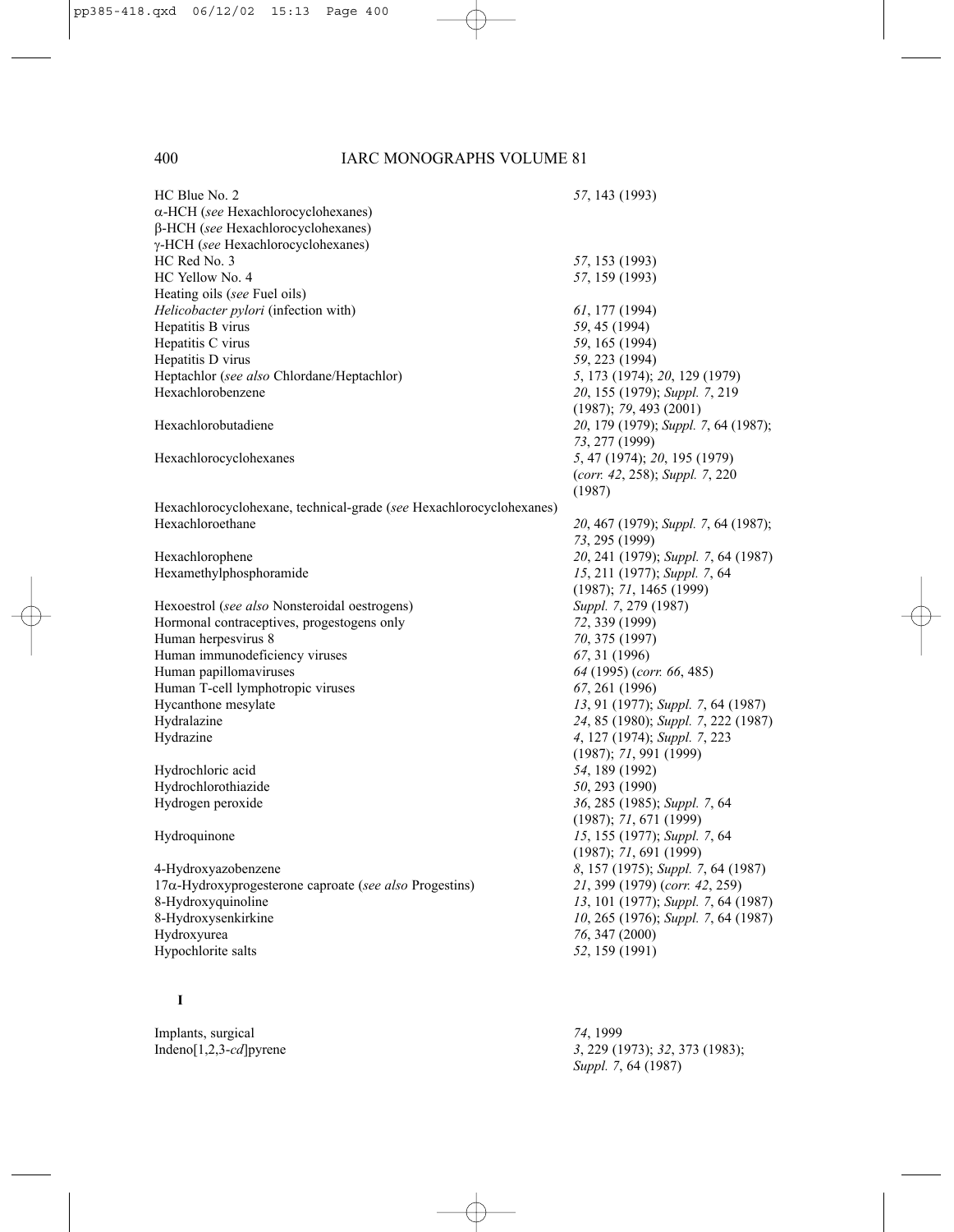| | |
|---|---|
| HC Blue No. 2 | *57*, 143 (1993) |
| α-HCH (*see* Hexachlorocyclohexanes) | |
| β-HCH (*see* Hexachlorocyclohexanes) | |
| γ-HCH (*see* Hexachlorocyclohexanes) | |
| HC Red No. 3 | *57*, 153 (1993) |
| HC Yellow No. 4 | *57*, 159 (1993) |
| Heating oils (*see* Fuel oils) | |
| *Helicobacter pylori* (infection with) | *61*, 177 (1994) |
| Hepatitis B virus | *59*, 45 (1994) |
| Hepatitis C virus | *59*, 165 (1994) |
| Hepatitis D virus | *59*, 223 (1994) |
| Heptachlor (*see also* Chlordane/Heptachlor) | *5*, 173 (1974); *20*, 129 (1979) |
| Hexachlorobenzene | *20*, 155 (1979); *Suppl. 7*, 219 (1987); *79*, 493 (2001) |
| Hexachlorobutadiene | *20*, 179 (1979); *Suppl. 7*, 64 (1987); *73*, 277 (1999) |
| Hexachlorocyclohexanes | *5*, 47 (1974); *20*, 195 (1979) (*corr. 42*, 258); *Suppl. 7*, 220 (1987) |
| Hexachlorocyclohexane, technical-grade (*see* Hexachlorocyclohexanes) | |
| Hexachloroethane | *20*, 467 (1979); *Suppl. 7*, 64 (1987); *73*, 295 (1999) |
| Hexachlorophene | *20*, 241 (1979); *Suppl. 7*, 64 (1987) |
| Hexamethylphosphoramide | *15*, 211 (1977); *Suppl. 7*, 64 (1987); *71*, 1465 (1999) |
| Hexoestrol (*see also* Nonsteroidal oestrogens) | *Suppl. 7*, 279 (1987) |
| Hormonal contraceptives, progestogens only | *72*, 339 (1999) |
| Human herpesvirus 8 | *70*, 375 (1997) |
| Human immunodeficiency viruses | *67*, 31 (1996) |
| Human papillomaviruses | *64* (1995) (*corr. 66*, 485) |
| Human T-cell lymphotropic viruses | *67*, 261 (1996) |
| Hycanthone mesylate | *13*, 91 (1977); *Suppl. 7*, 64 (1987) |
| Hydralazine | *24*, 85 (1980); *Suppl. 7*, 222 (1987) |
| Hydrazine | *4*, 127 (1974); *Suppl. 7*, 223 (1987); *71*, 991 (1999) |
| Hydrochloric acid | *54*, 189 (1992) |
| Hydrochlorothiazide | *50*, 293 (1990) |
| Hydrogen peroxide | *36*, 285 (1985); *Suppl. 7*, 64 (1987); *71*, 671 (1999) |
| Hydroquinone | *15*, 155 (1977); *Suppl. 7*, 64 (1987); *71*, 691 (1999) |
| 4-Hydroxyazobenzene | *8*, 157 (1975); *Suppl. 7*, 64 (1987) |
| 17α-Hydroxyprogesterone caproate (*see also* Progestins) | *21*, 399 (1979) (*corr. 42*, 259) |
| 8-Hydroxyquinoline | *13*, 101 (1977); *Suppl. 7*, 64 (1987) |
| 8-Hydroxysenkirkine | *10*, 265 (1976); *Suppl. 7*, 64 (1987) |
| Hydroxyurea | *76*, 347 (2000) |
| Hypochlorite salts | *52*, 159 (1991) |

**I**

| | |
|---|---|
| Implants, surgical | *74*, 1999 |
| Indeno[1,2,3-*cd*]pyrene | *3*, 229 (1973); *32*, 373 (1983); *Suppl. 7*, 64 (1987) |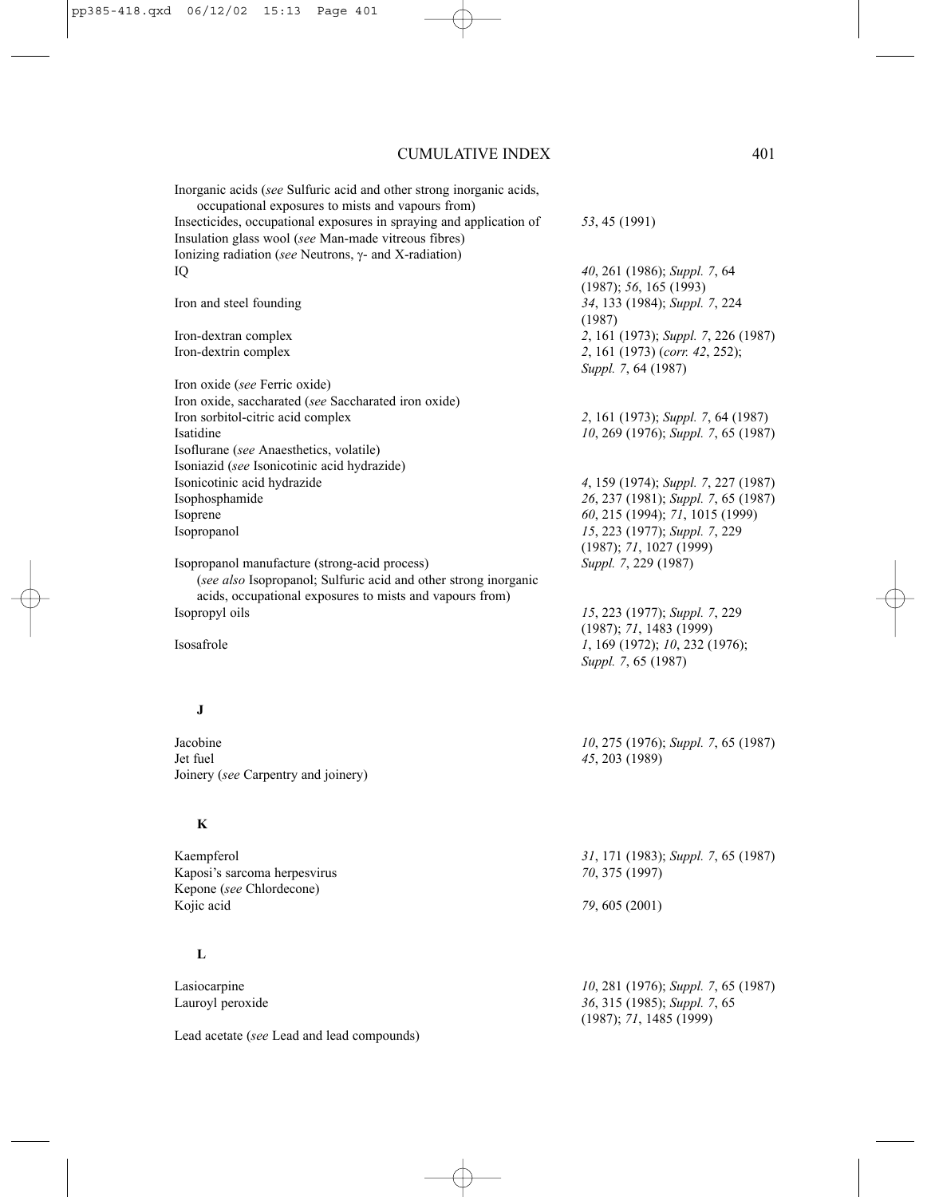| | |
|---|---|
| Inorganic acids (*see* Sulfuric acid and other strong inorganic acids, occupational exposures to mists and vapours from) | |
| Insecticides, occupational exposures in spraying and application of | *53*, 45 (1991) |
| Insulation glass wool (*see* Man-made vitreous fibres) | |
| Ionizing radiation (*see* Neutrons, γ- and X-radiation) | |
| IQ | *40*, 261 (1986); *Suppl. 7*, 64 (1987); *56*, 165 (1993) |
| Iron and steel founding | *34*, 133 (1984); *Suppl. 7*, 224 (1987) |
| Iron-dextran complex | *2*, 161 (1973); *Suppl. 7*, 226 (1987) |
| Iron-dextrin complex | *2*, 161 (1973) (*corr. 42*, 252); *Suppl. 7*, 64 (1987) |
| Iron oxide (*see* Ferric oxide) | |
| Iron oxide, saccharated (*see* Saccharated iron oxide) | |
| Iron sorbitol-citric acid complex | *2*, 161 (1973); *Suppl. 7*, 64 (1987) |
| Isatidine | *10*, 269 (1976); *Suppl. 7*, 65 (1987) |
| Isoflurane (*see* Anaesthetics, volatile) | |
| Isoniazid (*see* Isonicotinic acid hydrazide) | |
| Isonicotinic acid hydrazide | *4*, 159 (1974); *Suppl. 7*, 227 (1987) |
| Isophosphamide | *26*, 237 (1981); *Suppl. 7*, 65 (1987) |
| Isoprene | *60*, 215 (1994); *71*, 1015 (1999) |
| Isopropanol | *15*, 223 (1977); *Suppl. 7*, 229 (1987); *71*, 1027 (1999) |
| Isopropanol manufacture (strong-acid process) (*see also* Isopropanol; Sulfuric acid and other strong inorganic acids, occupational exposures to mists and vapours from) | *Suppl. 7*, 229 (1987) |
| Isopropyl oils | *15*, 223 (1977); *Suppl. 7*, 229 (1987); *71*, 1483 (1999) |
| Isosafrole | *1*, 169 (1972); *10*, 232 (1976); *Suppl. 7*, 65 (1987) |

## J

| | |
|---|---|
| Jacobine | *10*, 275 (1976); *Suppl. 7*, 65 (1987) |
| Jet fuel | *45*, 203 (1989) |
| Joinery (*see* Carpentry and joinery) | |

## K

| | |
|---|---|
| Kaempferol | *31*, 171 (1983); *Suppl. 7*, 65 (1987) |
| Kaposi's sarcoma herpesvirus | *70*, 375 (1997) |
| Kepone (*see* Chlordecone) | |
| Kojic acid | *79*, 605 (2001) |

## L

| | |
|---|---|
| Lasiocarpine | *10*, 281 (1976); *Suppl. 7*, 65 (1987) |
| Lauroyl peroxide | *36*, 315 (1985); *Suppl. 7*, 65 (1987); *71*, 1485 (1999) |
| Lead acetate (*see* Lead and lead compounds) | |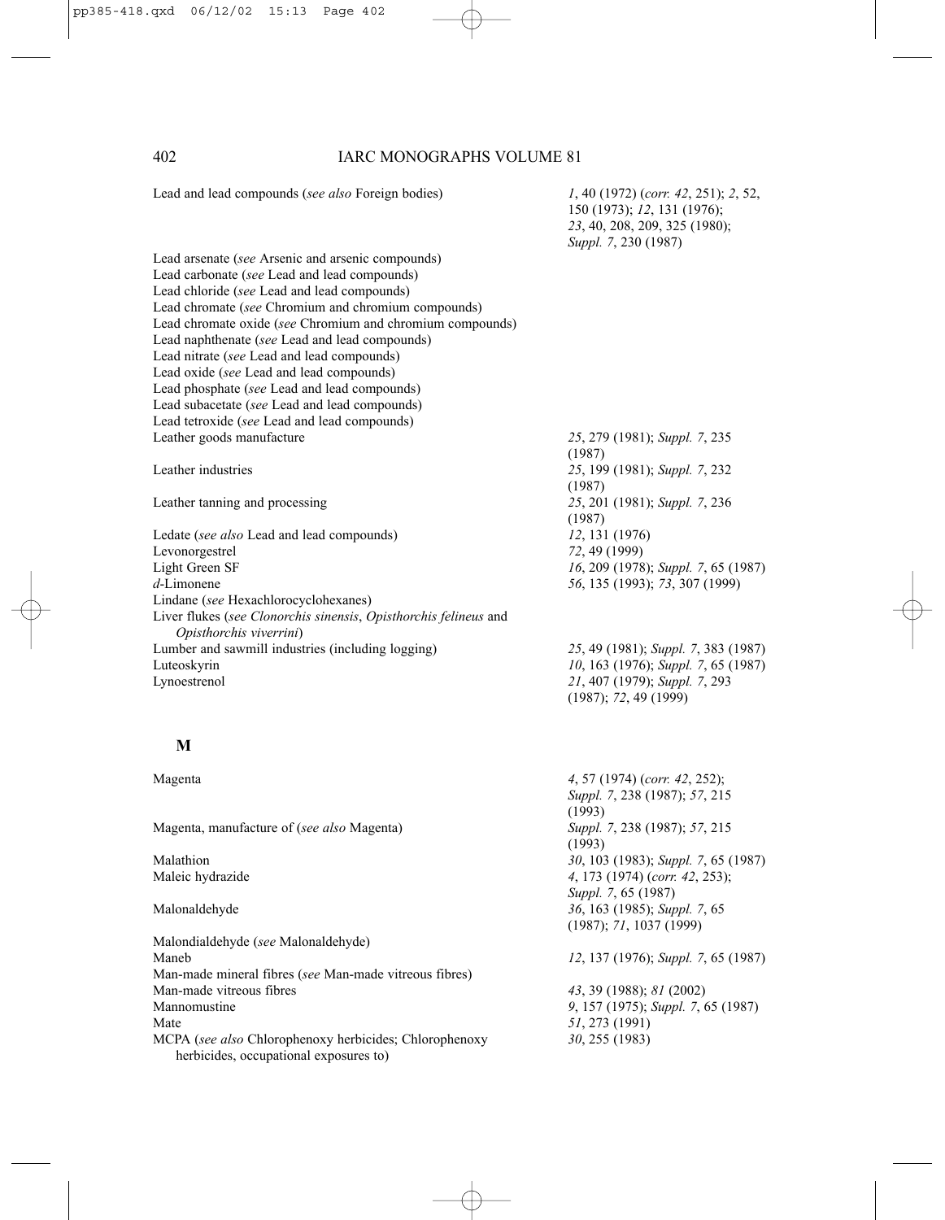| | |
|---|---|
| Lead and lead compounds (*see also* Foreign bodies) | *1*, 40 (1972) (*corr. 42*, 251); *2*, 52, 150 (1973); *12*, 131 (1976); *23*, 40, 208, 209, 325 (1980); *Suppl. 7*, 230 (1987) |
| Lead arsenate (*see* Arsenic and arsenic compounds) | |
| Lead carbonate (*see* Lead and lead compounds) | |
| Lead chloride (*see* Lead and lead compounds) | |
| Lead chromate (*see* Chromium and chromium compounds) | |
| Lead chromate oxide (*see* Chromium and chromium compounds) | |
| Lead naphthenate (*see* Lead and lead compounds) | |
| Lead nitrate (*see* Lead and lead compounds) | |
| Lead oxide (*see* Lead and lead compounds) | |
| Lead phosphate (*see* Lead and lead compounds) | |
| Lead subacetate (*see* Lead and lead compounds) | |
| Lead tetroxide (*see* Lead and lead compounds) | |
| Leather goods manufacture | *25*, 279 (1981); *Suppl. 7*, 235 (1987) |
| Leather industries | *25*, 199 (1981); *Suppl. 7*, 232 (1987) |
| Leather tanning and processing | *25*, 201 (1981); *Suppl. 7*, 236 (1987) |
| Ledate (*see also* Lead and lead compounds) | *12*, 131 (1976) |
| Levonorgestrel | *72*, 49 (1999) |
| Light Green SF | *16*, 209 (1978); *Suppl. 7*, 65 (1987) |
| *d*-Limonene | *56*, 135 (1993); *73*, 307 (1999) |
| Lindane (*see* Hexachlorocyclohexanes) | |
| Liver flukes (*see Clonorchis sinensis*, *Opisthorchis felineus* and *Opisthorchis viverrini*) | |
| Lumber and sawmill industries (including logging) | *25*, 49 (1981); *Suppl. 7*, 383 (1987) |
| Luteoskyrin | *10*, 163 (1976); *Suppl. 7*, 65 (1987) |
| Lynoestrenol | *21*, 407 (1979); *Suppl. 7*, 293 (1987); *72*, 49 (1999) |

## M

| | |
|---|---|
| Magenta | *4*, 57 (1974) (*corr. 42*, 252); *Suppl. 7*, 238 (1987); *57*, 215 (1993) |
| Magenta, manufacture of (*see also* Magenta) | *Suppl. 7*, 238 (1987); *57*, 215 (1993) |
| Malathion | *30*, 103 (1983); *Suppl. 7*, 65 (1987) |
| Maleic hydrazide | *4*, 173 (1974) (*corr. 42*, 253); *Suppl. 7*, 65 (1987) |
| Malonaldehyde | *36*, 163 (1985); *Suppl. 7*, 65 (1987); *71*, 1037 (1999) |
| Malondialdehyde (*see* Malonaldehyde) | |
| Maneb | *12*, 137 (1976); *Suppl. 7*, 65 (1987) |
| Man-made mineral fibres (*see* Man-made vitreous fibres) | |
| Man-made vitreous fibres | *43*, 39 (1988); *81* (2002) |
| Mannomustine | *9*, 157 (1975); *Suppl. 7*, 65 (1987) |
| Mate | *51*, 273 (1991) |
| MCPA (*see also* Chlorophenoxy herbicides; Chlorophenoxy herbicides, occupational exposures to) | *30*, 255 (1983) |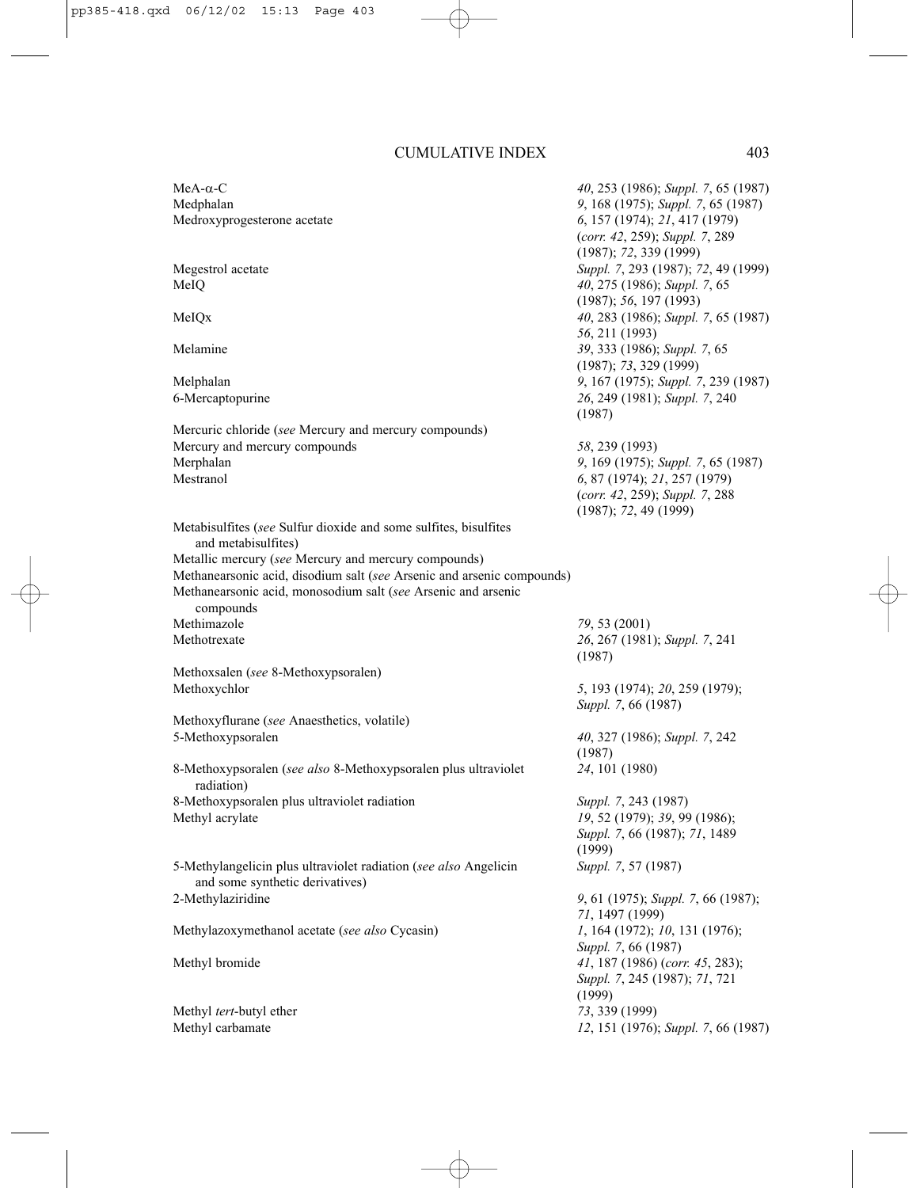| | |
|---|---|
| MeA-α-C | *40*, 253 (1986); *Suppl. 7*, 65 (1987) |
| Medphalan | *9*, 168 (1975); *Suppl. 7*, 65 (1987) |
| Medroxyprogesterone acetate | *6*, 157 (1974); *21*, 417 (1979) (*corr. 42*, 259); *Suppl. 7*, 289 (1987); *72*, 339 (1999) |
| Megestrol acetate | *Suppl. 7*, 293 (1987); *72*, 49 (1999) |
| MeIQ | *40*, 275 (1986); *Suppl. 7*, 65 (1987); *56*, 197 (1993) |
| MeIQx | *40*, 283 (1986); *Suppl. 7*, 65 (1987) *56*, 211 (1993) |
| Melamine | *39*, 333 (1986); *Suppl. 7*, 65 (1987); *73*, 329 (1999) |
| Melphalan | *9*, 167 (1975); *Suppl. 7*, 239 (1987) |
| 6-Mercaptopurine | *26*, 249 (1981); *Suppl. 7*, 240 (1987) |
| Mercuric chloride (*see* Mercury and mercury compounds) | |
| Mercury and mercury compounds | *58*, 239 (1993) |
| Merphalan | *9*, 169 (1975); *Suppl. 7*, 65 (1987) |
| Mestranol | *6*, 87 (1974); *21*, 257 (1979) (*corr. 42*, 259); *Suppl. 7*, 288 (1987); *72*, 49 (1999) |
| Metabisulfites (*see* Sulfur dioxide and some sulfites, bisulfites and metabisulfites) | |
| Metallic mercury (*see* Mercury and mercury compounds) | |
| Methanearsonic acid, disodium salt (*see* Arsenic and arsenic compounds) | |
| Methanearsonic acid, monosodium salt (*see* Arsenic and arsenic compounds | |
| Methimazole | *79*, 53 (2001) |
| Methotrexate | *26*, 267 (1981); *Suppl. 7*, 241 (1987) |
| Methoxsalen (*see* 8-Methoxypsoralen) | |
| Methoxychlor | *5*, 193 (1974); *20*, 259 (1979); *Suppl. 7*, 66 (1987) |
| Methoxyflurane (*see* Anaesthetics, volatile) | |
| 5-Methoxypsoralen | *40*, 327 (1986); *Suppl. 7*, 242 (1987) |
| 8-Methoxypsoralen (*see also* 8-Methoxypsoralen plus ultraviolet radiation) | *24*, 101 (1980) |
| 8-Methoxypsoralen plus ultraviolet radiation | *Suppl. 7*, 243 (1987) |
| Methyl acrylate | *19*, 52 (1979); *39*, 99 (1986); *Suppl. 7*, 66 (1987); *71*, 1489 (1999) |
| 5-Methylangelicin plus ultraviolet radiation (*see also* Angelicin and some synthetic derivatives) | *Suppl. 7*, 57 (1987) |
| 2-Methylaziridine | *9*, 61 (1975); *Suppl. 7*, 66 (1987); *71*, 1497 (1999) |
| Methylazoxymethanol acetate (*see also* Cycasin) | *1*, 164 (1972); *10*, 131 (1976); *Suppl. 7*, 66 (1987) |
| Methyl bromide | *41*, 187 (1986) (*corr. 45*, 283); *Suppl. 7*, 245 (1987); *71*, 721 (1999) |
| Methyl *tert*-butyl ether | *73*, 339 (1999) |
| Methyl carbamate | *12*, 151 (1976); *Suppl. 7*, 66 (1987) |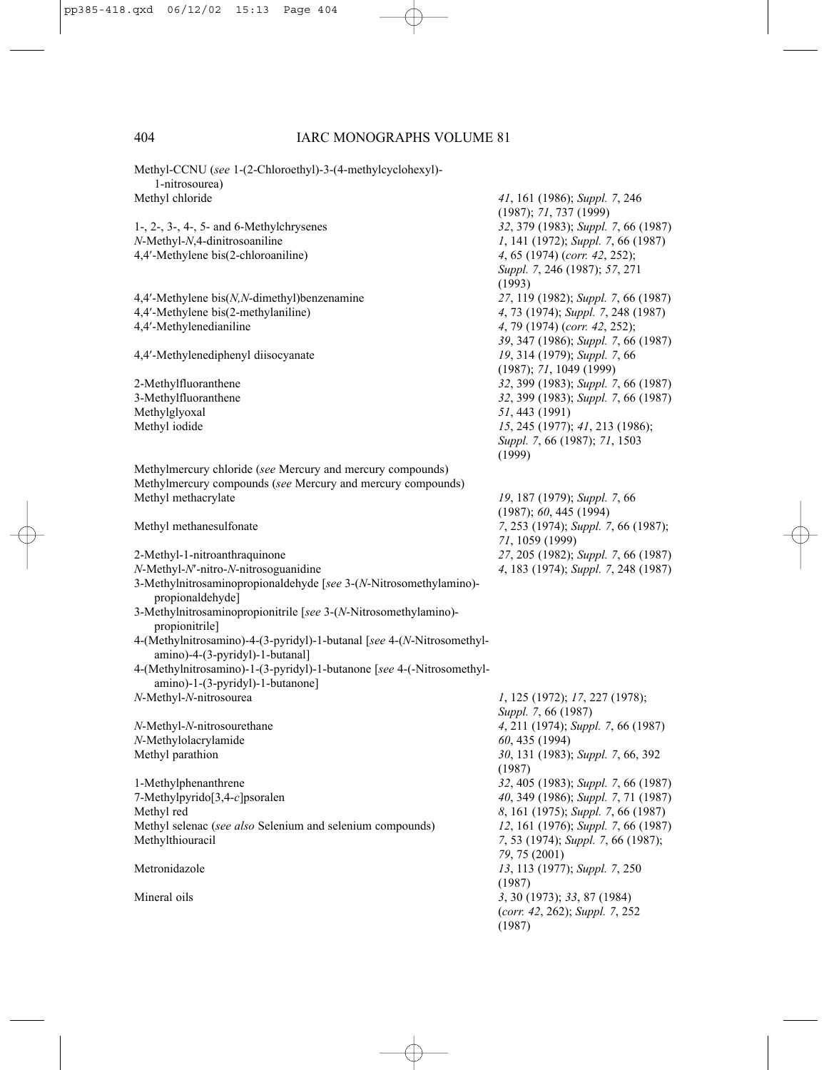| | |
|---|---|
| Methyl-CCNU (*see* 1-(2-Chloroethyl)-3-(4-methylcyclohexyl)-1-nitrosourea) | |
| Methyl chloride | *41*, 161 (1986); *Suppl. 7*, 246 (1987); *71*, 737 (1999) |
| 1-, 2-, 3-, 4-, 5- and 6-Methylchrysenes | *32*, 379 (1983); *Suppl. 7*, 66 (1987) |
| *N*-Methyl-*N*,4-dinitrosoaniline | *1*, 141 (1972); *Suppl. 7*, 66 (1987) |
| 4,4′-Methylene bis(2-chloroaniline) | *4*, 65 (1974) (*corr. 42*, 252); *Suppl. 7*, 246 (1987); *57*, 271 (1993) |
| 4,4′-Methylene bis(*N,N*-dimethyl)benzenamine | *27*, 119 (1982); *Suppl. 7*, 66 (1987) |
| 4,4′-Methylene bis(2-methylaniline) | *4*, 73 (1974); *Suppl. 7*, 248 (1987) |
| 4,4′-Methylenedianiline | *4*, 79 (1974) (*corr. 42*, 252); *39*, 347 (1986); *Suppl. 7*, 66 (1987) |
| 4,4′-Methylenediphenyl diisocyanate | *19*, 314 (1979); *Suppl. 7*, 66 (1987); *71*, 1049 (1999) |
| 2-Methylfluoranthene | *32*, 399 (1983); *Suppl. 7*, 66 (1987) |
| 3-Methylfluoranthene | *32*, 399 (1983); *Suppl. 7*, 66 (1987) |
| Methylglyoxal | *51*, 443 (1991) |
| Methyl iodide | *15*, 245 (1977); *41*, 213 (1986); *Suppl. 7*, 66 (1987); *71*, 1503 (1999) |
| Methylmercury chloride (*see* Mercury and mercury compounds) | |
| Methylmercury compounds (*see* Mercury and mercury compounds) | |
| Methyl methacrylate | *19*, 187 (1979); *Suppl. 7*, 66 (1987); *60*, 445 (1994) |
| Methyl methanesulfonate | *7*, 253 (1974); *Suppl. 7*, 66 (1987); *71*, 1059 (1999) |
| 2-Methyl-1-nitroanthraquinone | *27*, 205 (1982); *Suppl. 7*, 66 (1987) |
| *N*-Methyl-*N*′-nitro-*N*-nitrosoguanidine | *4*, 183 (1974); *Suppl. 7*, 248 (1987) |
| 3-Methylnitrosaminopropionaldehyde [*see* 3-(*N*-Nitrosomethylamino)-propionaldehyde] | |
| 3-Methylnitrosaminopropionitrile [*see* 3-(*N*-Nitrosomethylamino)-propionitrile] | |
| 4-(Methylnitrosamino)-4-(3-pyridyl)-1-butanal [*see* 4-(*N*-Nitrosomethyl-amino)-4-(3-pyridyl)-1-butanal] | |
| 4-(Methylnitrosamino)-1-(3-pyridyl)-1-butanone [*see* 4-(-Nitrosomethyl-amino)-1-(3-pyridyl)-1-butanone] | |
| *N*-Methyl-*N*-nitrosourea | *1*, 125 (1972); *17*, 227 (1978); *Suppl. 7*, 66 (1987) |
| *N*-Methyl-*N*-nitrosourethane | *4*, 211 (1974); *Suppl. 7*, 66 (1987) |
| *N*-Methylolacrylamide | *60*, 435 (1994) |
| Methyl parathion | *30*, 131 (1983); *Suppl. 7*, 66, 392 (1987) |
| 1-Methylphenanthrene | *32*, 405 (1983); *Suppl. 7*, 66 (1987) |
| 7-Methylpyrido[3,4-*c*]psoralen | *40*, 349 (1986); *Suppl. 7*, 71 (1987) |
| Methyl red | *8*, 161 (1975); *Suppl. 7*, 66 (1987) |
| Methyl selenac (*see also* Selenium and selenium compounds) | *12*, 161 (1976); *Suppl. 7*, 66 (1987) |
| Methylthiouracil | *7*, 53 (1974); *Suppl. 7*, 66 (1987); *79*, 75 (2001) |
| Metronidazole | *13*, 113 (1977); *Suppl. 7*, 250 (1987) |
| Mineral oils | *3*, 30 (1973); *33*, 87 (1984) (*corr. 42*, 262); *Suppl. 7*, 252 (1987) |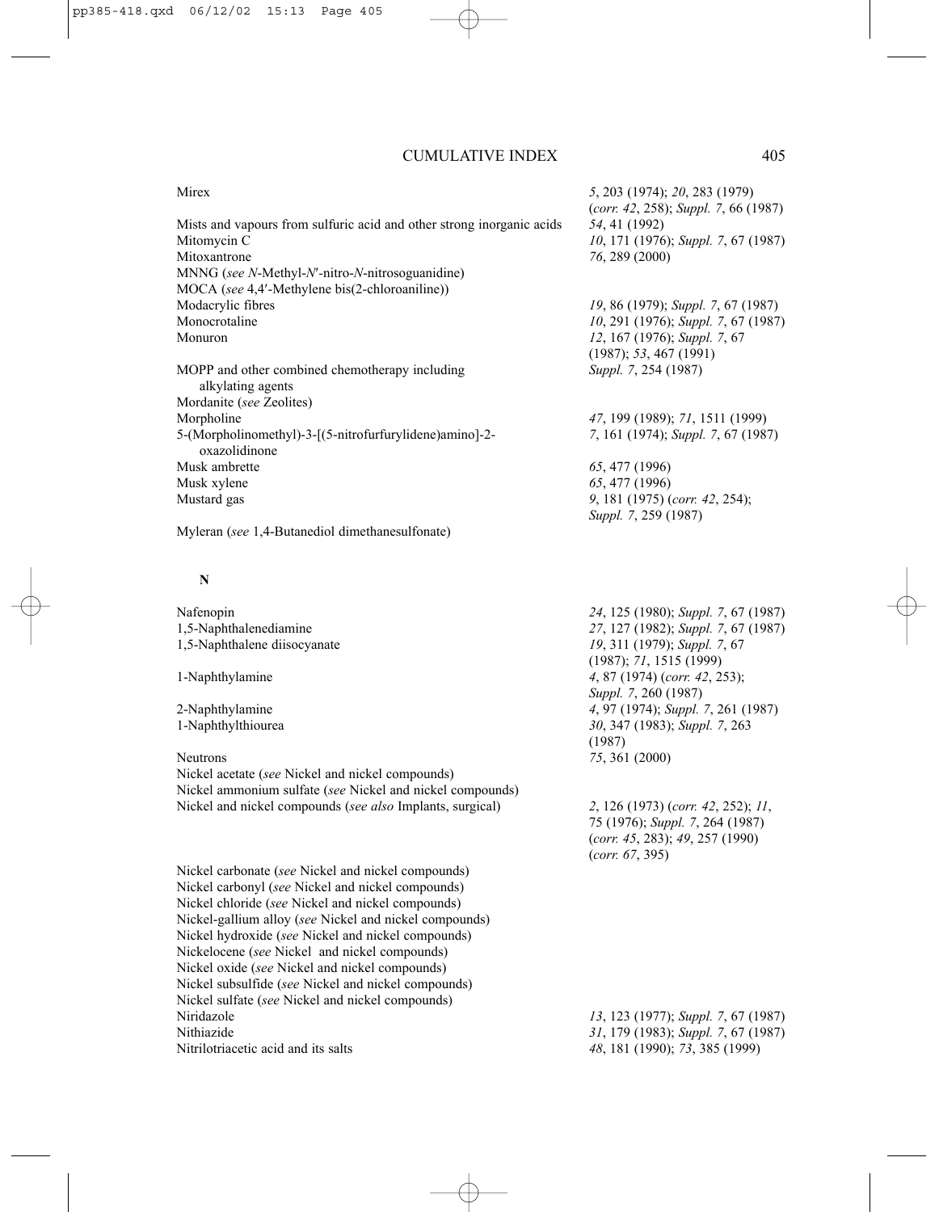| Entry | References |
|---|---|
| Mirex | *5*, 203 (1974); *20*, 283 (1979) (*corr. 42*, 258); *Suppl. 7*, 66 (1987) |
| Mists and vapours from sulfuric acid and other strong inorganic acids | *54*, 41 (1992) |
| Mitomycin C | *10*, 171 (1976); *Suppl. 7*, 67 (1987) |
| Mitoxantrone | *76*, 289 (2000) |
| MNNG (*see N*-Methyl-*N*′-nitro-*N*-nitrosoguanidine) | |
| MOCA (*see* 4,4′-Methylene bis(2-chloroaniline)) | |
| Modacrylic fibres | *19*, 86 (1979); *Suppl. 7*, 67 (1987) |
| Monocrotaline | *10*, 291 (1976); *Suppl. 7*, 67 (1987) |
| Monuron | *12*, 167 (1976); *Suppl. 7*, 67 (1987); *53*, 467 (1991) |
| MOPP and other combined chemotherapy including alkylating agents | *Suppl. 7*, 254 (1987) |
| Mordanite (*see* Zeolites) | |
| Morpholine | *47*, 199 (1989); *71*, 1511 (1999) |
| 5-(Morpholinomethyl)-3-[(5-nitrofurfurylidene)amino]-2-oxazolidinone | *7*, 161 (1974); *Suppl. 7*, 67 (1987) |
| Musk ambrette | *65*, 477 (1996) |
| Musk xylene | *65*, 477 (1996) |
| Mustard gas | *9*, 181 (1975) (*corr. 42*, 254); *Suppl. 7*, 259 (1987) |
| Myleran (*see* 1,4-Butanediol dimethanesulfonate) | |

## N

| Entry | References |
|---|---|
| Nafenopin | *24*, 125 (1980); *Suppl. 7*, 67 (1987) |
| 1,5-Naphthalenediamine | *27*, 127 (1982); *Suppl. 7*, 67 (1987) |
| 1,5-Naphthalene diisocyanate | *19*, 311 (1979); *Suppl. 7*, 67 (1987); *71*, 1515 (1999) |
| 1-Naphthylamine | *4*, 87 (1974) (*corr. 42*, 253); *Suppl. 7*, 260 (1987) |
| 2-Naphthylamine | *4*, 97 (1974); *Suppl. 7*, 261 (1987) |
| 1-Naphthylthiourea | *30*, 347 (1983); *Suppl. 7*, 263 (1987) |
| Neutrons | *75*, 361 (2000) |
| Nickel acetate (*see* Nickel and nickel compounds) | |
| Nickel ammonium sulfate (*see* Nickel and nickel compounds) | |
| Nickel and nickel compounds (*see also* Implants, surgical) | *2*, 126 (1973) (*corr. 42*, 252); *11*, 75 (1976); *Suppl. 7*, 264 (1987) (*corr. 45*, 283); *49*, 257 (1990) (*corr. 67*, 395) |
| Nickel carbonate (*see* Nickel and nickel compounds) | |
| Nickel carbonyl (*see* Nickel and nickel compounds) | |
| Nickel chloride (*see* Nickel and nickel compounds) | |
| Nickel-gallium alloy (*see* Nickel and nickel compounds) | |
| Nickel hydroxide (*see* Nickel and nickel compounds) | |
| Nickelocene (*see* Nickel and nickel compounds) | |
| Nickel oxide (*see* Nickel and nickel compounds) | |
| Nickel subsulfide (*see* Nickel and nickel compounds) | |
| Nickel sulfate (*see* Nickel and nickel compounds) | |
| Niridazole | *13*, 123 (1977); *Suppl. 7*, 67 (1987) |
| Nithiazide | *31*, 179 (1983); *Suppl. 7*, 67 (1987) |
| Nitrilotriacetic acid and its salts | *48*, 181 (1990); *73*, 385 (1999) |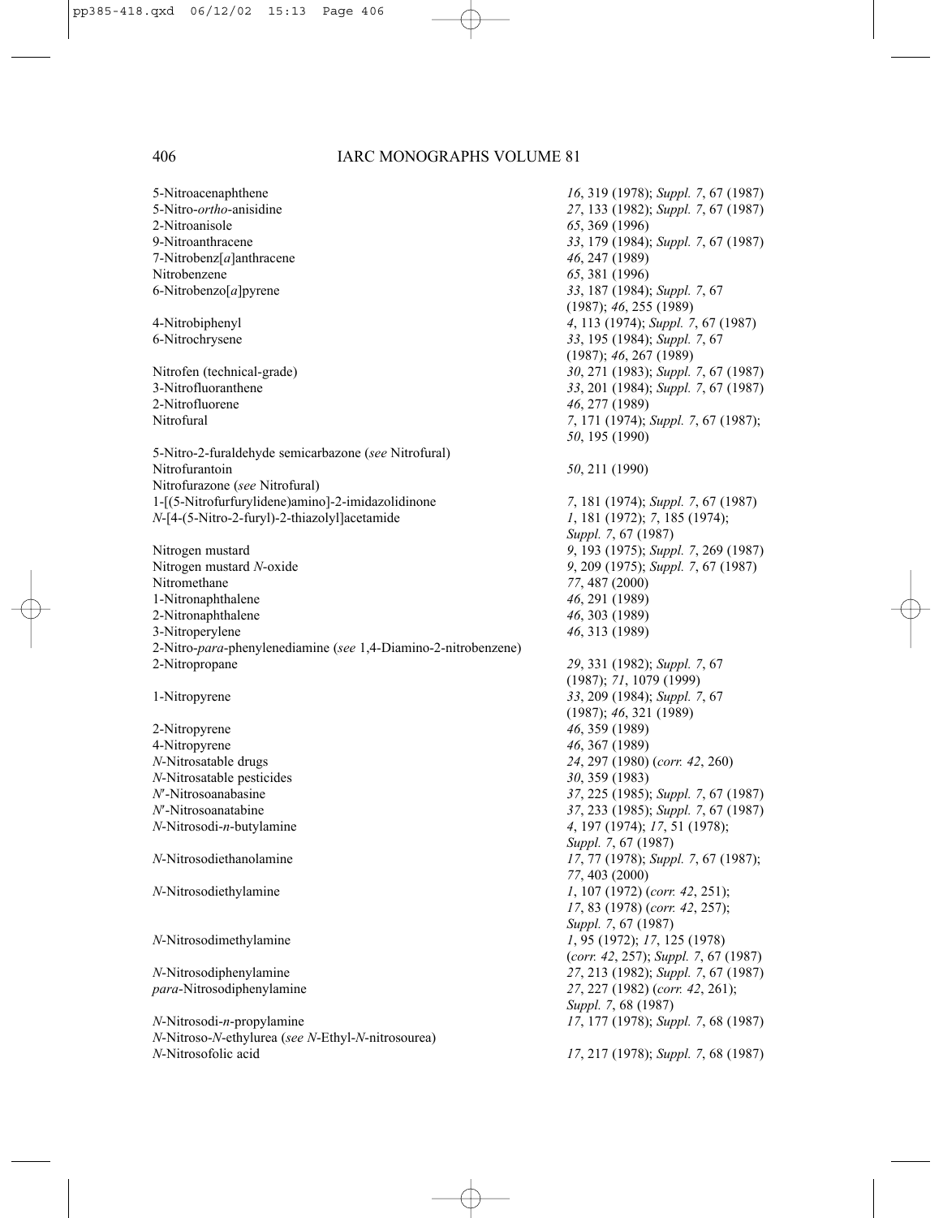| | |
|---|---|
| 5-Nitroacenaphthene | *16*, 319 (1978); *Suppl. 7*, 67 (1987) |
| 5-Nitro-*ortho*-anisidine | *27*, 133 (1982); *Suppl. 7*, 67 (1987) |
| 2-Nitroanisole | *65*, 369 (1996) |
| 9-Nitroanthracene | *33*, 179 (1984); *Suppl. 7*, 67 (1987) |
| 7-Nitrobenz[*a*]anthracene | *46*, 247 (1989) |
| Nitrobenzene | *65*, 381 (1996) |
| 6-Nitrobenzo[*a*]pyrene | *33*, 187 (1984); *Suppl. 7*, 67 (1987); *46*, 255 (1989) |
| 4-Nitrobiphenyl | *4*, 113 (1974); *Suppl. 7*, 67 (1987) |
| 6-Nitrochrysene | *33*, 195 (1984); *Suppl. 7*, 67 (1987); *46*, 267 (1989) |
| Nitrofen (technical-grade) | *30*, 271 (1983); *Suppl. 7*, 67 (1987) |
| 3-Nitrofluoranthene | *33*, 201 (1984); *Suppl. 7*, 67 (1987) |
| 2-Nitrofluorene | *46*, 277 (1989) |
| Nitrofural | *7*, 171 (1974); *Suppl. 7*, 67 (1987); *50*, 195 (1990) |
| 5-Nitro-2-furaldehyde semicarbazone (*see* Nitrofural) | |
| Nitrofurantoin | *50*, 211 (1990) |
| Nitrofurazone (*see* Nitrofural) | |
| 1-[(5-Nitrofurfurylidene)amino]-2-imidazolidinone | *7*, 181 (1974); *Suppl. 7*, 67 (1987) |
| *N*-[4-(5-Nitro-2-furyl)-2-thiazolyl]acetamide | *1*, 181 (1972); *7*, 185 (1974); *Suppl. 7*, 67 (1987) |
| Nitrogen mustard | *9*, 193 (1975); *Suppl. 7*, 269 (1987) |
| Nitrogen mustard *N*-oxide | *9*, 209 (1975); *Suppl. 7*, 67 (1987) |
| Nitromethane | *77*, 487 (2000) |
| 1-Nitronaphthalene | *46*, 291 (1989) |
| 2-Nitronaphthalene | *46*, 303 (1989) |
| 3-Nitroperylene | *46*, 313 (1989) |
| 2-Nitro-*para*-phenylenediamine (*see* 1,4-Diamino-2-nitrobenzene) | |
| 2-Nitropropane | *29*, 331 (1982); *Suppl. 7*, 67 (1987); *71*, 1079 (1999) |
| 1-Nitropyrene | *33*, 209 (1984); *Suppl. 7*, 67 (1987); *46*, 321 (1989) |
| 2-Nitropyrene | *46*, 359 (1989) |
| 4-Nitropyrene | *46*, 367 (1989) |
| *N*-Nitrosatable drugs | *24*, 297 (1980) (*corr. 42*, 260) |
| *N*-Nitrosatable pesticides | *30*, 359 (1983) |
| *N*′-Nitrosoanabasine | *37*, 225 (1985); *Suppl. 7*, 67 (1987) |
| *N*′-Nitrosoanatabine | *37*, 233 (1985); *Suppl. 7*, 67 (1987) |
| *N*-Nitrosodi-*n*-butylamine | *4*, 197 (1974); *17*, 51 (1978); *Suppl. 7*, 67 (1987) |
| *N*-Nitrosodiethanolamine | *17*, 77 (1978); *Suppl. 7*, 67 (1987); *77*, 403 (2000) |
| *N*-Nitrosodiethylamine | *1*, 107 (1972) (*corr. 42*, 251); *17*, 83 (1978) (*corr. 42*, 257); *Suppl. 7*, 67 (1987) |
| *N*-Nitrosodimethylamine | *1*, 95 (1972); *17*, 125 (1978) (*corr. 42*, 257); *Suppl. 7*, 67 (1987) |
| *N*-Nitrosodiphenylamine | *27*, 213 (1982); *Suppl. 7*, 67 (1987) |
| *para*-Nitrosodiphenylamine | *27*, 227 (1982) (*corr. 42*, 261); *Suppl. 7*, 68 (1987) |
| *N*-Nitrosodi-*n*-propylamine | *17*, 177 (1978); *Suppl. 7*, 68 (1987) |
| *N*-Nitroso-*N*-ethylurea (*see N*-Ethyl-*N*-nitrosourea) | |
| *N*-Nitrosofolic acid | *17*, 217 (1978); *Suppl. 7*, 68 (1987) |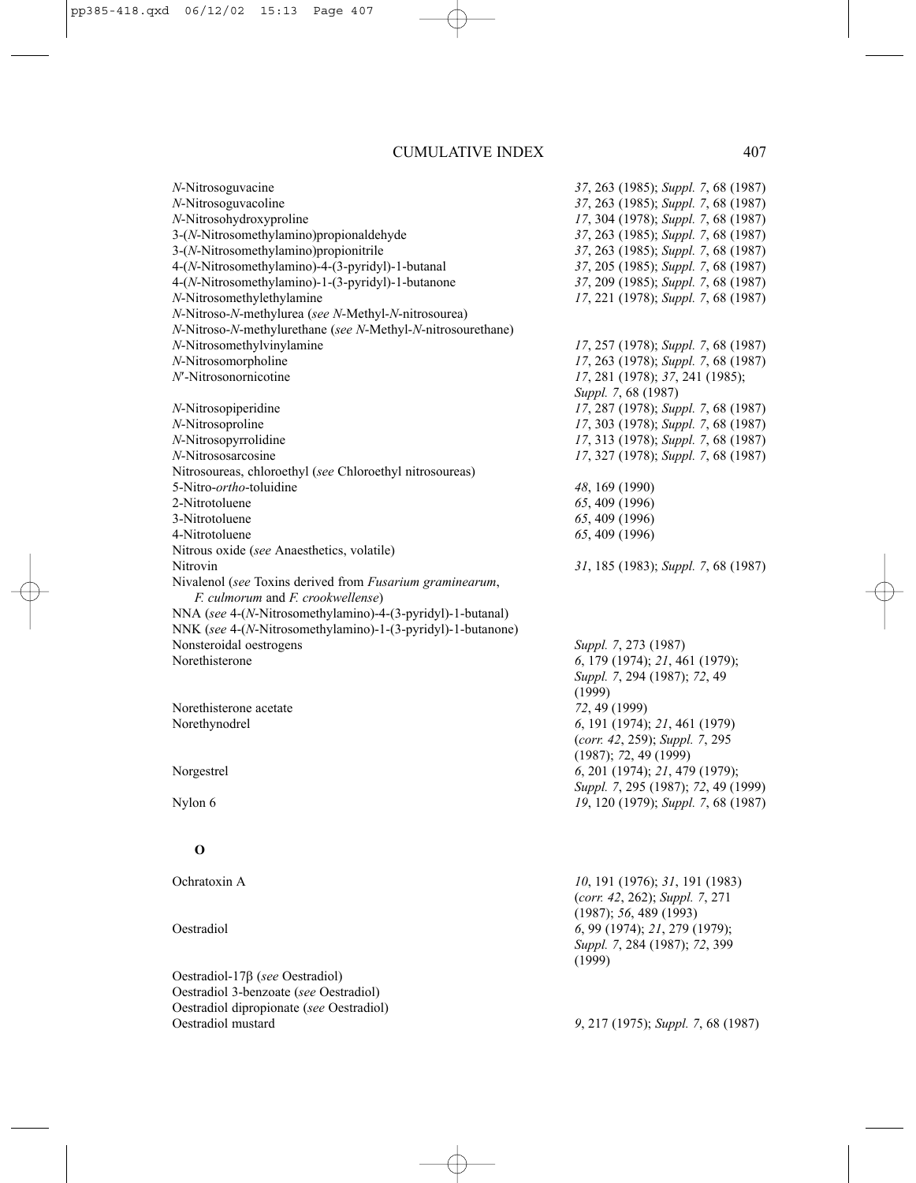| | |
|---|---|
| *N*-Nitrosoguvacine | *37*, 263 (1985); *Suppl. 7*, 68 (1987) |
| *N*-Nitrosoguvacoline | *37*, 263 (1985); *Suppl. 7*, 68 (1987) |
| *N*-Nitrosohydroxyproline | *17*, 304 (1978); *Suppl. 7*, 68 (1987) |
| 3-(*N*-Nitrosomethylamino)propionaldehyde | *37*, 263 (1985); *Suppl. 7*, 68 (1987) |
| 3-(*N*-Nitrosomethylamino)propionitrile | *37*, 263 (1985); *Suppl. 7*, 68 (1987) |
| 4-(*N*-Nitrosomethylamino)-4-(3-pyridyl)-1-butanal | *37*, 205 (1985); *Suppl. 7*, 68 (1987) |
| 4-(*N*-Nitrosomethylamino)-1-(3-pyridyl)-1-butanone | *37*, 209 (1985); *Suppl. 7*, 68 (1987) |
| *N*-Nitrosomethylethylamine | *17*, 221 (1978); *Suppl. 7*, 68 (1987) |
| *N*-Nitroso-*N*-methylurea (*see N*-Methyl-*N*-nitrosourea) | |
| *N*-Nitroso-*N*-methylurethane (*see N*-Methyl-*N*-nitrosourethane) | |
| *N*-Nitrosomethylvinylamine | *17*, 257 (1978); *Suppl. 7*, 68 (1987) |
| *N*-Nitrosomorpholine | *17*, 263 (1978); *Suppl. 7*, 68 (1987) |
| *N′*-Nitrosonornicotine | *17*, 281 (1978); *37*, 241 (1985); *Suppl. 7*, 68 (1987) |
| *N*-Nitrosopiperidine | *17*, 287 (1978); *Suppl. 7*, 68 (1987) |
| *N*-Nitrosoproline | *17*, 303 (1978); *Suppl. 7*, 68 (1987) |
| *N*-Nitrosopyrrolidine | *17*, 313 (1978); *Suppl. 7*, 68 (1987) |
| *N*-Nitrososarcosine | *17*, 327 (1978); *Suppl. 7*, 68 (1987) |
| Nitrosoureas, chloroethyl (*see* Chloroethyl nitrosoureas) | |
| 5-Nitro-*ortho*-toluidine | *48*, 169 (1990) |
| 2-Nitrotoluene | *65*, 409 (1996) |
| 3-Nitrotoluene | *65*, 409 (1996) |
| 4-Nitrotoluene | *65*, 409 (1996) |
| Nitrous oxide (*see* Anaesthetics, volatile) | |
| Nitrovin | *31*, 185 (1983); *Suppl. 7*, 68 (1987) |
| Nivalenol (*see* Toxins derived from *Fusarium graminearum*, *F. culmorum* and *F. crookwellense*) | |
| NNA (*see* 4-(*N*-Nitrosomethylamino)-4-(3-pyridyl)-1-butanal) | |
| NNK (*see* 4-(*N*-Nitrosomethylamino)-1-(3-pyridyl)-1-butanone) | |
| Nonsteroidal oestrogens | *Suppl. 7*, 273 (1987) |
| Norethisterone | *6*, 179 (1974); *21*, 461 (1979); *Suppl. 7*, 294 (1987); *72*, 49 (1999) |
| Norethisterone acetate | *72*, 49 (1999) |
| Norethynodrel | *6*, 191 (1974); *21*, 461 (1979) (*corr. 42*, 259); *Suppl. 7*, 295 (1987); *72*, 49 (1999) |
| Norgestrel | *6*, 201 (1974); *21*, 479 (1979); *Suppl. 7*, 295 (1987); *72*, 49 (1999) |
| Nylon 6 | *19*, 120 (1979); *Suppl. 7*, 68 (1987) |

## O

| | |
|---|---|
| Ochratoxin A | *10*, 191 (1976); *31*, 191 (1983) (*corr. 42*, 262); *Suppl. 7*, 271 (1987); *56*, 489 (1993) |
| Oestradiol | *6*, 99 (1974); *21*, 279 (1979); *Suppl. 7*, 284 (1987); *72*, 399 (1999) |
| Oestradiol-17β (*see* Oestradiol) | |
| Oestradiol 3-benzoate (*see* Oestradiol) | |
| Oestradiol dipropionate (*see* Oestradiol) | |
| Oestradiol mustard | *9*, 217 (1975); *Suppl. 7*, 68 (1987) |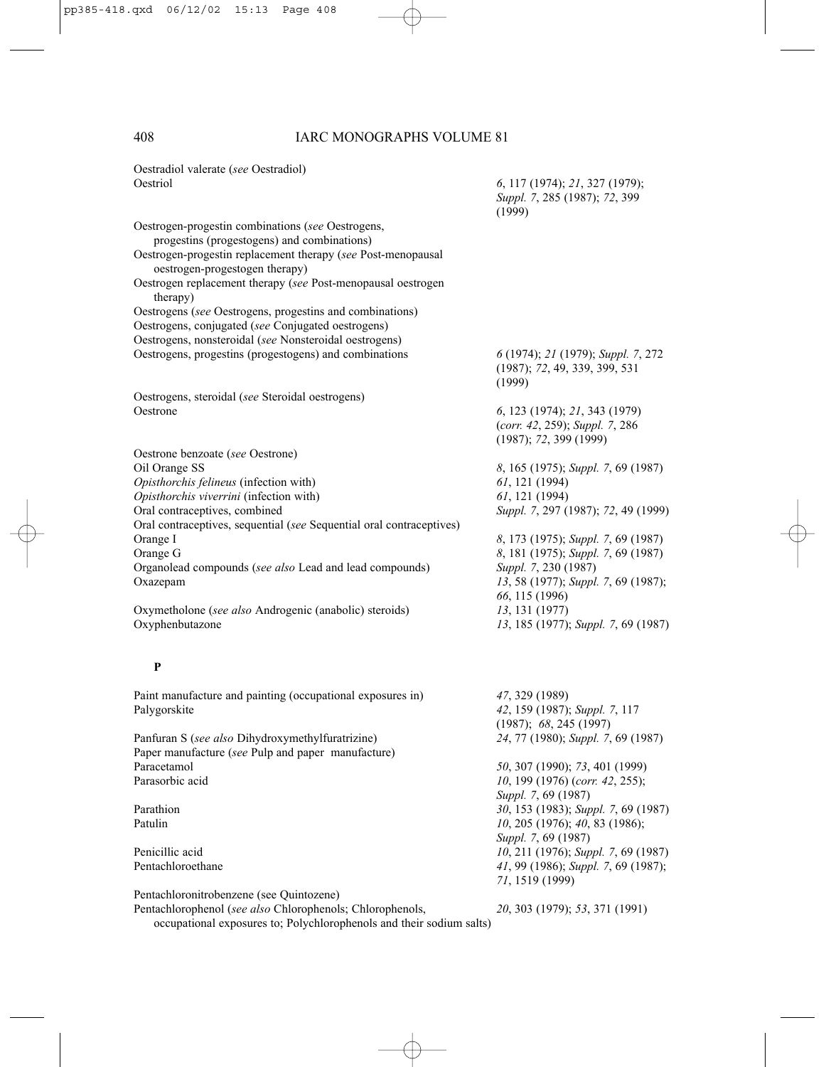Oestradiol valerate (*see* Oestradiol)

| | |
|---|---|
| Oestriol | *6*, 117 (1974); *21*, 327 (1979); *Suppl. 7*, 285 (1987); *72*, 399 (1999) |
| Oestrogen-progestin combinations (*see* Oestrogens, progestins (progestogens) and combinations) | |
| Oestrogen-progestin replacement therapy (*see* Post-menopausal oestrogen-progestogen therapy) | |
| Oestrogen replacement therapy (*see* Post-menopausal oestrogen therapy) | |
| Oestrogens (*see* Oestrogens, progestins and combinations) | |
| Oestrogens, conjugated (*see* Conjugated oestrogens) | |
| Oestrogens, nonsteroidal (*see* Nonsteroidal oestrogens) | |
| Oestrogens, progestins (progestogens) and combinations | *6* (1974); *21* (1979); *Suppl. 7*, 272 (1987); *72*, 49, 339, 399, 531 (1999) |
| Oestrogens, steroidal (*see* Steroidal oestrogens) | |
| Oestrone | *6*, 123 (1974); *21*, 343 (1979) (*corr. 42*, 259); *Suppl. 7*, 286 (1987); *72*, 399 (1999) |
| Oestrone benzoate (*see* Oestrone) | |
| Oil Orange SS | *8*, 165 (1975); *Suppl. 7*, 69 (1987) |
| *Opisthorchis felineus* (infection with) | *61*, 121 (1994) |
| *Opisthorchis viverrini* (infection with) | *61*, 121 (1994) |
| Oral contraceptives, combined | *Suppl. 7*, 297 (1987); *72*, 49 (1999) |
| Oral contraceptives, sequential (*see* Sequential oral contraceptives) | |
| Orange I | *8*, 173 (1975); *Suppl. 7*, 69 (1987) |
| Orange G | *8*, 181 (1975); *Suppl. 7*, 69 (1987) |
| Organolead compounds (*see also* Lead and lead compounds) | *Suppl. 7*, 230 (1987) |
| Oxazepam | *13*, 58 (1977); *Suppl. 7*, 69 (1987); *66*, 115 (1996) |
| Oxymetholone (*see also* Androgenic (anabolic) steroids) | *13*, 131 (1977) |
| Oxyphenbutazone | *13*, 185 (1977); *Suppl. 7*, 69 (1987) |

**P**

| | |
|---|---|
| Paint manufacture and painting (occupational exposures in) | *47*, 329 (1989) |
| Palygorskite | *42*, 159 (1987); *Suppl. 7*, 117 (1987); *68*, 245 (1997) |
| Panfuran S (*see also* Dihydroxymethylfuratrizine) | *24*, 77 (1980); *Suppl. 7*, 69 (1987) |
| Paper manufacture (*see* Pulp and paper manufacture) | |
| Paracetamol | *50*, 307 (1990); *73*, 401 (1999) |
| Parasorbic acid | *10*, 199 (1976) (*corr. 42*, 255); *Suppl. 7*, 69 (1987) |
| Parathion | *30*, 153 (1983); *Suppl. 7*, 69 (1987) |
| Patulin | *10*, 205 (1976); *40*, 83 (1986); *Suppl. 7*, 69 (1987) |
| Penicillic acid | *10*, 211 (1976); *Suppl. 7*, 69 (1987) |
| Pentachloroethane | *41*, 99 (1986); *Suppl. 7*, 69 (1987); *71*, 1519 (1999) |
| Pentachloronitrobenzene (see Quintozene) | |
| Pentachlorophenol (*see also* Chlorophenols; Chlorophenols, occupational exposures to; Polychlorophenols and their sodium salts) | *20*, 303 (1979); *53*, 371 (1991) |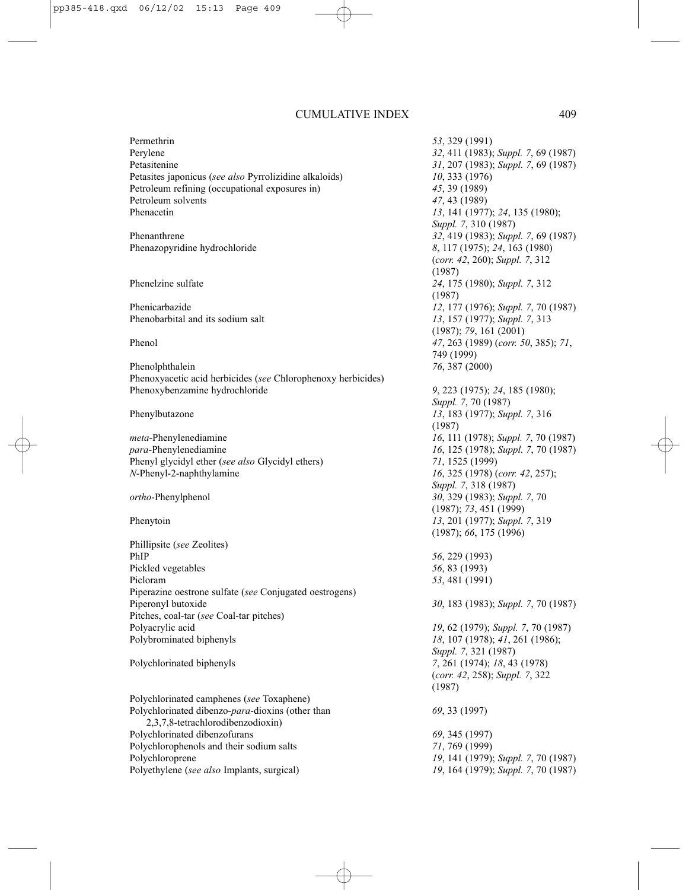| | |
|---|---|
| Permethrin | *53*, 329 (1991) |
| Perylene | *32*, 411 (1983); *Suppl. 7*, 69 (1987) |
| Petasitenine | *31*, 207 (1983); *Suppl. 7*, 69 (1987) |
| Petasites japonicus (*see also* Pyrrolizidine alkaloids) | *10*, 333 (1976) |
| Petroleum refining (occupational exposures in) | *45*, 39 (1989) |
| Petroleum solvents | *47*, 43 (1989) |
| Phenacetin | *13*, 141 (1977); *24*, 135 (1980); *Suppl. 7*, 310 (1987) |
| Phenanthrene | *32*, 419 (1983); *Suppl. 7*, 69 (1987) |
| Phenazopyridine hydrochloride | *8*, 117 (1975); *24*, 163 (1980) (*corr. 42*, 260); *Suppl. 7*, 312 (1987) |
| Phenelzine sulfate | *24*, 175 (1980); *Suppl. 7*, 312 (1987) |
| Phenicarbazide | *12*, 177 (1976); *Suppl. 7*, 70 (1987) |
| Phenobarbital and its sodium salt | *13*, 157 (1977); *Suppl. 7*, 313 (1987); *79*, 161 (2001) |
| Phenol | *47*, 263 (1989) (*corr. 50*, 385); *71*, 749 (1999) |
| Phenolphthalein | *76*, 387 (2000) |
| Phenoxyacetic acid herbicides (*see* Chlorophenoxy herbicides) | |
| Phenoxybenzamine hydrochloride | *9*, 223 (1975); *24*, 185 (1980); *Suppl. 7*, 70 (1987) |
| Phenylbutazone | *13*, 183 (1977); *Suppl. 7*, 316 (1987) |
| *meta*-Phenylenediamine | *16*, 111 (1978); *Suppl. 7*, 70 (1987) |
| *para*-Phenylenediamine | *16*, 125 (1978); *Suppl. 7*, 70 (1987) |
| Phenyl glycidyl ether (*see also* Glycidyl ethers) | *71*, 1525 (1999) |
| *N*-Phenyl-2-naphthylamine | *16*, 325 (1978) (*corr. 42*, 257); *Suppl. 7*, 318 (1987) |
| *ortho*-Phenylphenol | *30*, 329 (1983); *Suppl. 7*, 70 (1987); *73*, 451 (1999) |
| Phenytoin | *13*, 201 (1977); *Suppl. 7*, 319 (1987); *66*, 175 (1996) |
| Phillipsite (*see* Zeolites) | |
| PhIP | *56*, 229 (1993) |
| Pickled vegetables | *56*, 83 (1993) |
| Picloram | *53*, 481 (1991) |
| Piperazine oestrone sulfate (*see* Conjugated oestrogens) | |
| Piperonyl butoxide | *30*, 183 (1983); *Suppl. 7*, 70 (1987) |
| Pitches, coal-tar (*see* Coal-tar pitches) | |
| Polyacrylic acid | *19*, 62 (1979); *Suppl. 7*, 70 (1987) |
| Polybrominated biphenyls | *18*, 107 (1978); *41*, 261 (1986); *Suppl. 7*, 321 (1987) |
| Polychlorinated biphenyls | *7*, 261 (1974); *18*, 43 (1978) (*corr. 42*, 258); *Suppl. 7*, 322 (1987) |
| Polychlorinated camphenes (*see* Toxaphene) | |
| Polychlorinated dibenzo-*para*-dioxins (other than 2,3,7,8-tetrachlorodibenzodioxin) | *69*, 33 (1997) |
| Polychlorinated dibenzofurans | *69*, 345 (1997) |
| Polychlorophenols and their sodium salts | *71*, 769 (1999) |
| Polychloroprene | *19*, 141 (1979); *Suppl. 7*, 70 (1987) |
| Polyethylene (*see also* Implants, surgical) | *19*, 164 (1979); *Suppl. 7*, 70 (1987) |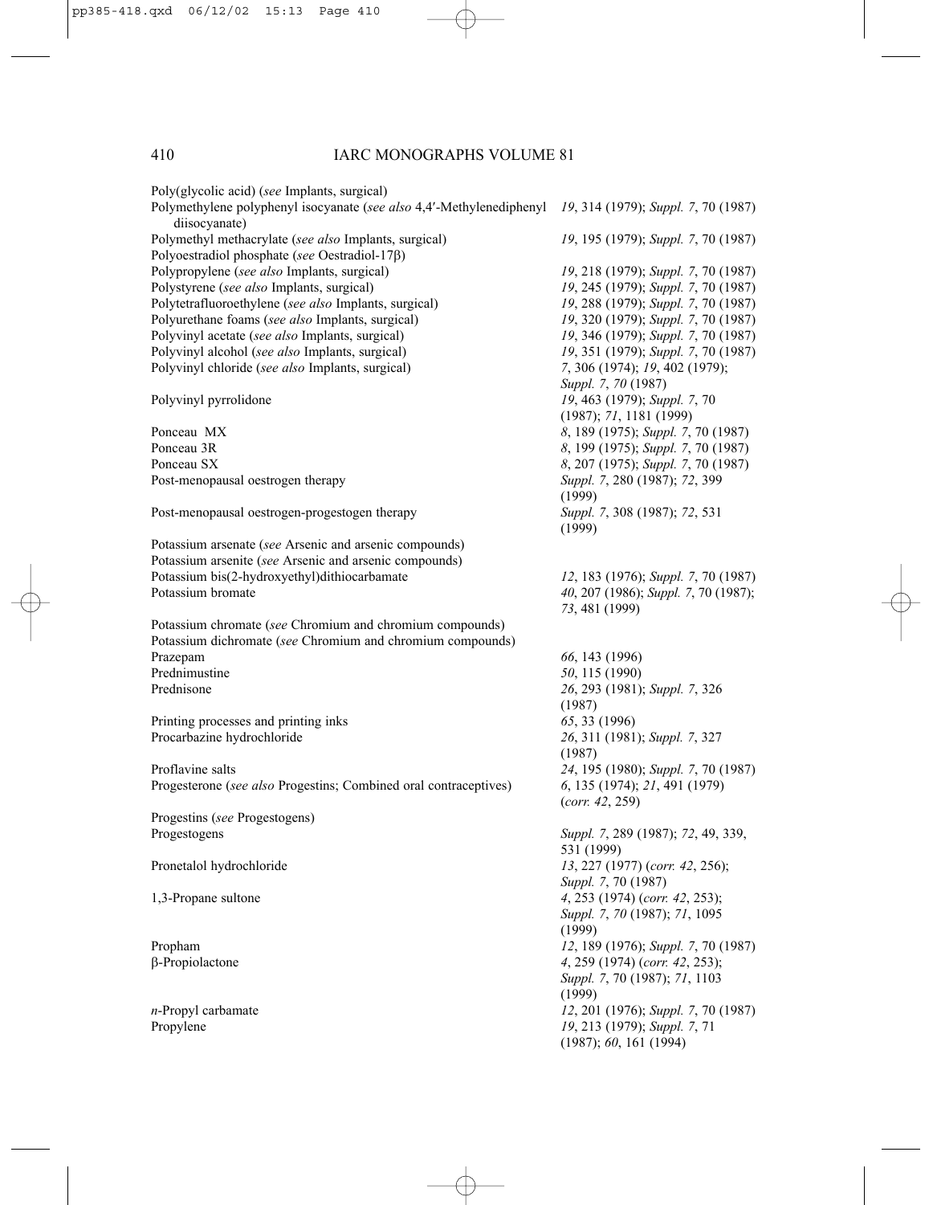| | |
|---|---|
| Poly(glycolic acid) (*see* Implants, surgical) | |
| Polymethylene polyphenyl isocyanate (*see also* 4,4′-Methylenediphenyl diisocyanate) | *19*, 314 (1979); *Suppl. 7*, 70 (1987) |
| Polymethyl methacrylate (*see also* Implants, surgical) | *19*, 195 (1979); *Suppl. 7*, 70 (1987) |
| Polyoestradiol phosphate (*see* Oestradiol-17β) | |
| Polypropylene (*see also* Implants, surgical) | *19*, 218 (1979); *Suppl. 7*, 70 (1987) |
| Polystyrene (*see also* Implants, surgical) | *19*, 245 (1979); *Suppl. 7*, 70 (1987) |
| Polytetrafluoroethylene (*see also* Implants, surgical) | *19*, 288 (1979); *Suppl. 7*, 70 (1987) |
| Polyurethane foams (*see also* Implants, surgical) | *19*, 320 (1979); *Suppl. 7*, 70 (1987) |
| Polyvinyl acetate (*see also* Implants, surgical) | *19*, 346 (1979); *Suppl. 7*, 70 (1987) |
| Polyvinyl alcohol (*see also* Implants, surgical) | *19*, 351 (1979); *Suppl. 7*, 70 (1987) |
| Polyvinyl chloride (*see also* Implants, surgical) | *7*, 306 (1974); *19*, 402 (1979); *Suppl. 7*, *70* (1987) |
| Polyvinyl pyrrolidone | *19*, 463 (1979); *Suppl. 7*, 70 (1987); *71*, 1181 (1999) |
| Ponceau MX | *8*, 189 (1975); *Suppl. 7*, 70 (1987) |
| Ponceau 3R | *8*, 199 (1975); *Suppl. 7*, 70 (1987) |
| Ponceau SX | *8*, 207 (1975); *Suppl. 7*, 70 (1987) |
| Post-menopausal oestrogen therapy | *Suppl. 7*, 280 (1987); *72*, 399 (1999) |
| Post-menopausal oestrogen-progestogen therapy | *Suppl. 7*, 308 (1987); *72*, 531 (1999) |
| Potassium arsenate (*see* Arsenic and arsenic compounds) | |
| Potassium arsenite (*see* Arsenic and arsenic compounds) | |
| Potassium bis(2-hydroxyethyl)dithiocarbamate | *12*, 183 (1976); *Suppl. 7*, 70 (1987) |
| Potassium bromate | *40*, 207 (1986); *Suppl. 7*, 70 (1987); *73*, 481 (1999) |
| Potassium chromate (*see* Chromium and chromium compounds) | |
| Potassium dichromate (*see* Chromium and chromium compounds) | |
| Prazepam | *66*, 143 (1996) |
| Prednimustine | *50*, 115 (1990) |
| Prednisone | *26*, 293 (1981); *Suppl. 7*, 326 (1987) |
| Printing processes and printing inks | *65*, 33 (1996) |
| Procarbazine hydrochloride | *26*, 311 (1981); *Suppl. 7*, 327 (1987) |
| Proflavine salts | *24*, 195 (1980); *Suppl. 7*, 70 (1987) |
| Progesterone (*see also* Progestins; Combined oral contraceptives) | *6*, 135 (1974); *21*, 491 (1979) (*corr. 42*, 259) |
| Progestins (*see* Progestogens) | |
| Progestogens | *Suppl. 7*, 289 (1987); *72*, 49, 339, 531 (1999) |
| Pronetalol hydrochloride | *13*, 227 (1977) (*corr. 42*, 256); *Suppl. 7*, 70 (1987) |
| 1,3-Propane sultone | *4*, 253 (1974) (*corr. 42*, 253); *Suppl. 7*, *70* (1987); *71*, 1095 (1999) |
| Propham | *12*, 189 (1976); *Suppl. 7*, 70 (1987) |
| β-Propiolactone | *4*, 259 (1974) (*corr. 42*, 253); *Suppl. 7*, 70 (1987); *71*, 1103 (1999) |
| *n*-Propyl carbamate | *12*, 201 (1976); *Suppl. 7*, 70 (1987) |
| Propylene | *19*, 213 (1979); *Suppl. 7*, 71 (1987); *60*, 161 (1994) |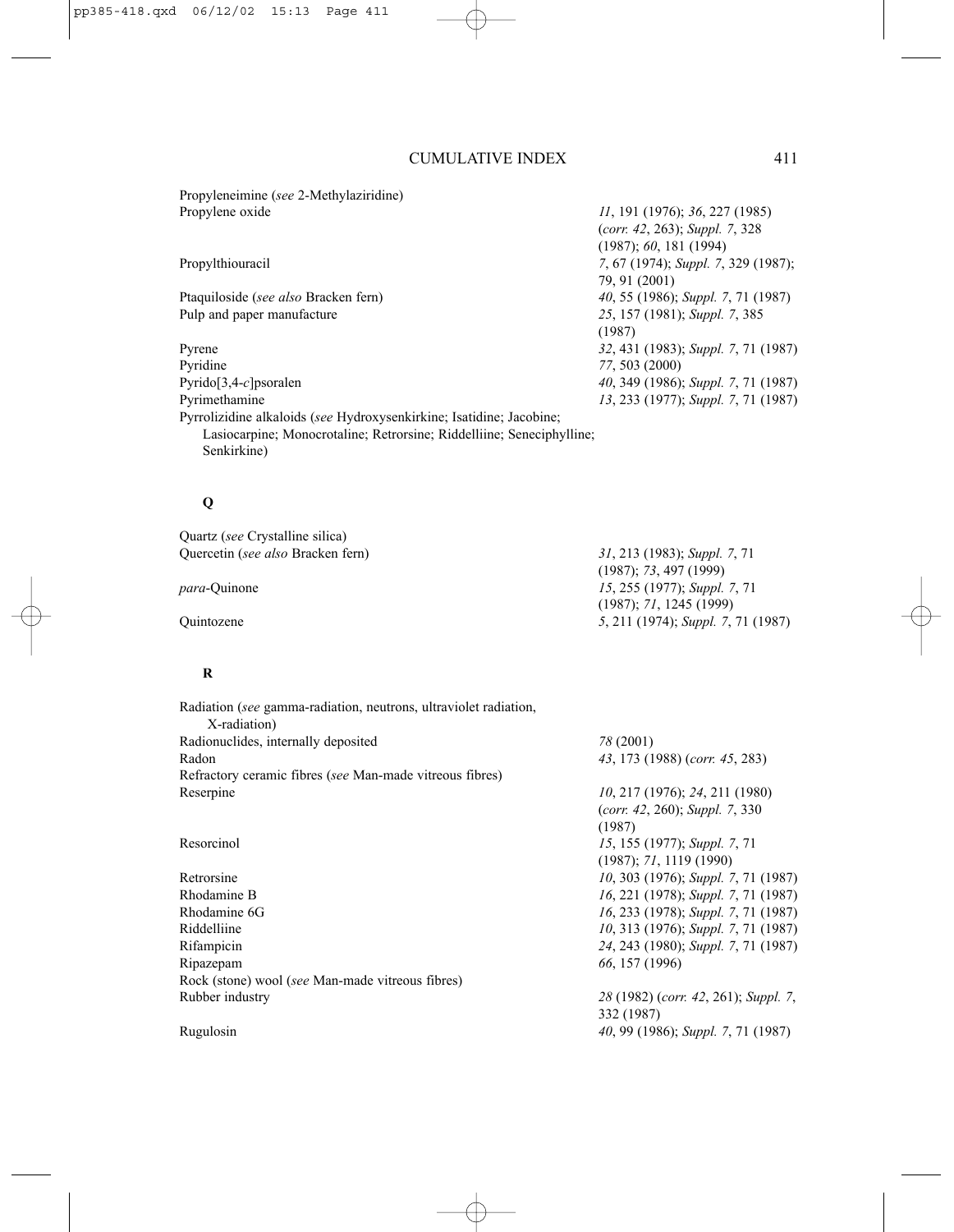| | |
|---|---|
| Propyleneimine (*see* 2-Methylaziridine) | |
| Propylene oxide | *11*, 191 (1976); *36*, 227 (1985) (*corr. 42*, 263); *Suppl. 7*, 328 (1987); *60*, 181 (1994) |
| Propylthiouracil | *7*, 67 (1974); *Suppl. 7*, 329 (1987); 79, 91 (2001) |
| Ptaquiloside (*see also* Bracken fern) | *40*, 55 (1986); *Suppl. 7*, 71 (1987) |
| Pulp and paper manufacture | *25*, 157 (1981); *Suppl. 7*, 385 (1987) |
| Pyrene | *32*, 431 (1983); *Suppl. 7*, 71 (1987) |
| Pyridine | *77*, 503 (2000) |
| Pyrido[3,4-*c*]psoralen | *40*, 349 (1986); *Suppl. 7*, 71 (1987) |
| Pyrimethamine | *13*, 233 (1977); *Suppl. 7*, 71 (1987) |
| Pyrrolizidine alkaloids (*see* Hydroxysenkirkine; Isatidine; Jacobine; Lasiocarpine; Monocrotaline; Retrorsine; Riddelliine; Seneciphylline; Senkirkine) | |

## Q

| | |
|---|---|
| Quartz (*see* Crystalline silica) | |
| Quercetin (*see also* Bracken fern) | *31*, 213 (1983); *Suppl. 7*, 71 (1987); *73*, 497 (1999) |
| *para*-Quinone | *15*, 255 (1977); *Suppl. 7*, 71 (1987); *71*, 1245 (1999) |
| Quintozene | *5*, 211 (1974); *Suppl. 7*, 71 (1987) |

## R

| | |
|---|---|
| Radiation (*see* gamma-radiation, neutrons, ultraviolet radiation, X-radiation) | |
| Radionuclides, internally deposited | *78* (2001) |
| Radon | *43*, 173 (1988) (*corr. 45*, 283) |
| Refractory ceramic fibres (*see* Man-made vitreous fibres) | |
| Reserpine | *10*, 217 (1976); *24*, 211 (1980) (*corr. 42*, 260); *Suppl. 7*, 330 (1987) |
| Resorcinol | *15*, 155 (1977); *Suppl. 7*, 71 (1987); *71*, 1119 (1990) |
| Retrorsine | *10*, 303 (1976); *Suppl. 7*, 71 (1987) |
| Rhodamine B | *16*, 221 (1978); *Suppl. 7*, 71 (1987) |
| Rhodamine 6G | *16*, 233 (1978); *Suppl. 7*, 71 (1987) |
| Riddelliine | *10*, 313 (1976); *Suppl. 7*, 71 (1987) |
| Rifampicin | *24*, 243 (1980); *Suppl. 7*, 71 (1987) |
| Ripazepam | *66*, 157 (1996) |
| Rock (stone) wool (*see* Man-made vitreous fibres) | |
| Rubber industry | *28* (1982) (*corr. 42*, 261); *Suppl. 7*, 332 (1987) |
| Rugulosin | *40*, 99 (1986); *Suppl. 7*, 71 (1987) |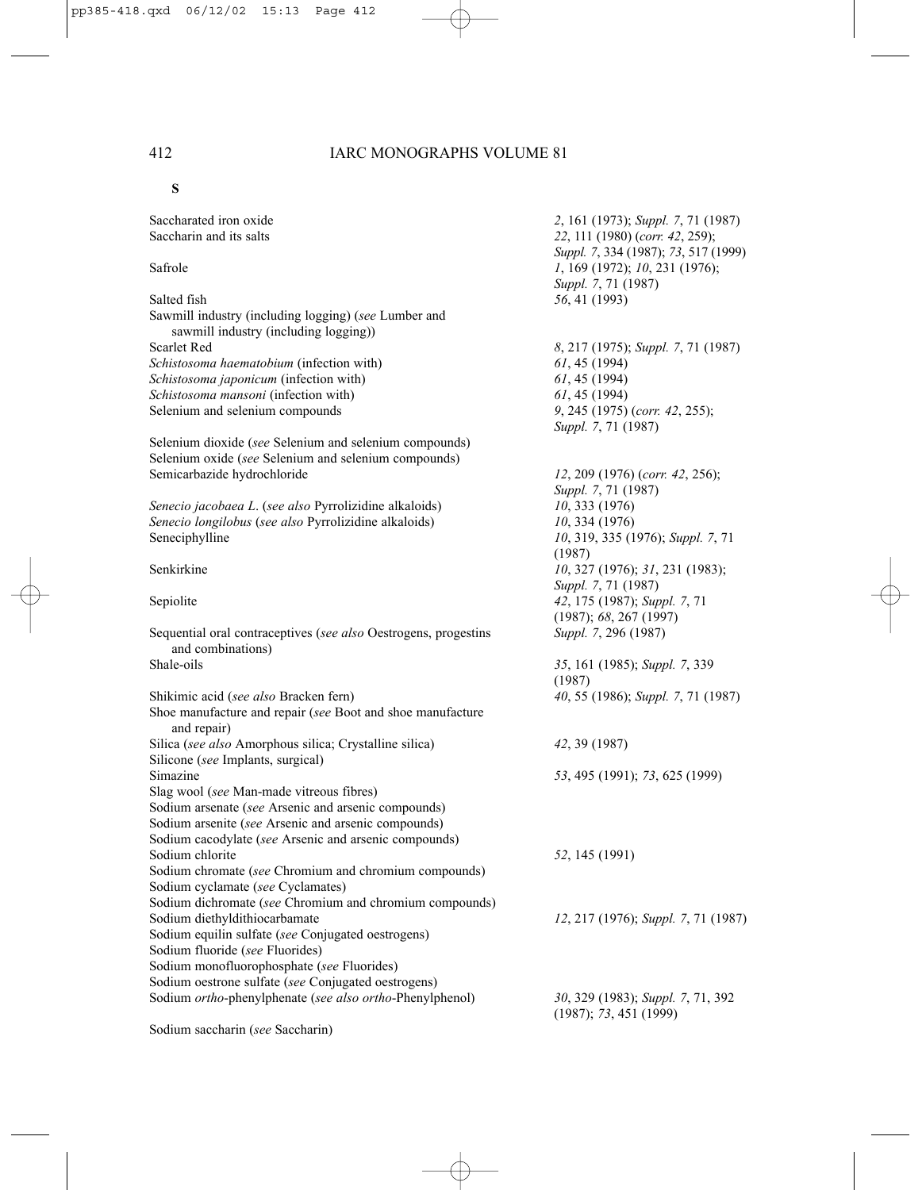## S

| | |
|---|---|
| Saccharated iron oxide | *2*, 161 (1973); *Suppl. 7*, 71 (1987) |
| Saccharin and its salts | *22*, 111 (1980) (*corr. 42*, 259); *Suppl. 7*, 334 (1987); *73*, 517 (1999) |
| Safrole | *1*, 169 (1972); *10*, 231 (1976); *Suppl. 7*, 71 (1987) |
| Salted fish | *56*, 41 (1993) |
| Sawmill industry (including logging) (*see* Lumber and sawmill industry (including logging)) | |
| Scarlet Red | *8*, 217 (1975); *Suppl. 7*, 71 (1987) |
| *Schistosoma haematobium* (infection with) | *61*, 45 (1994) |
| *Schistosoma japonicum* (infection with) | *61*, 45 (1994) |
| *Schistosoma mansoni* (infection with) | *61*, 45 (1994) |
| Selenium and selenium compounds | *9*, 245 (1975) (*corr. 42*, 255); *Suppl. 7*, 71 (1987) |
| Selenium dioxide (*see* Selenium and selenium compounds) | |
| Selenium oxide (*see* Selenium and selenium compounds) | |
| Semicarbazide hydrochloride | *12*, 209 (1976) (*corr. 42*, 256); *Suppl. 7*, 71 (1987) |
| *Senecio jacobaea L*. (*see also* Pyrrolizidine alkaloids) | *10*, 333 (1976) |
| *Senecio longilobus* (*see also* Pyrrolizidine alkaloids) | *10*, 334 (1976) |
| Seneciphylline | *10*, 319, 335 (1976); *Suppl. 7*, 71 (1987) |
| Senkirkine | *10*, 327 (1976); *31*, 231 (1983); *Suppl. 7*, 71 (1987) |
| Sepiolite | *42*, 175 (1987); *Suppl. 7*, 71 (1987); *68*, 267 (1997) |
| Sequential oral contraceptives (*see also* Oestrogens, progestins and combinations) | *Suppl. 7*, 296 (1987) |
| Shale-oils | *35*, 161 (1985); *Suppl. 7*, 339 (1987) |
| Shikimic acid (*see also* Bracken fern) | *40*, 55 (1986); *Suppl. 7*, 71 (1987) |
| Shoe manufacture and repair (*see* Boot and shoe manufacture and repair) | |
| Silica (*see also* Amorphous silica; Crystalline silica) | *42*, 39 (1987) |
| Silicone (*see* Implants, surgical) | |
| Simazine | *53*, 495 (1991); *73*, 625 (1999) |
| Slag wool (*see* Man-made vitreous fibres) | |
| Sodium arsenate (*see* Arsenic and arsenic compounds) | |
| Sodium arsenite (*see* Arsenic and arsenic compounds) | |
| Sodium cacodylate (*see* Arsenic and arsenic compounds) | |
| Sodium chlorite | *52*, 145 (1991) |
| Sodium chromate (*see* Chromium and chromium compounds) | |
| Sodium cyclamate (*see* Cyclamates) | |
| Sodium dichromate (*see* Chromium and chromium compounds) | |
| Sodium diethyldithiocarbamate | *12*, 217 (1976); *Suppl. 7*, 71 (1987) |
| Sodium equilin sulfate (*see* Conjugated oestrogens) | |
| Sodium fluoride (*see* Fluorides) | |
| Sodium monofluorophosphate (*see* Fluorides) | |
| Sodium oestrone sulfate (*see* Conjugated oestrogens) | |
| Sodium *ortho*-phenylphenate (*see also ortho*-Phenylphenol) | *30*, 329 (1983); *Suppl. 7*, 71, 392 (1987); *73*, 451 (1999) |
| Sodium saccharin (*see* Saccharin) | |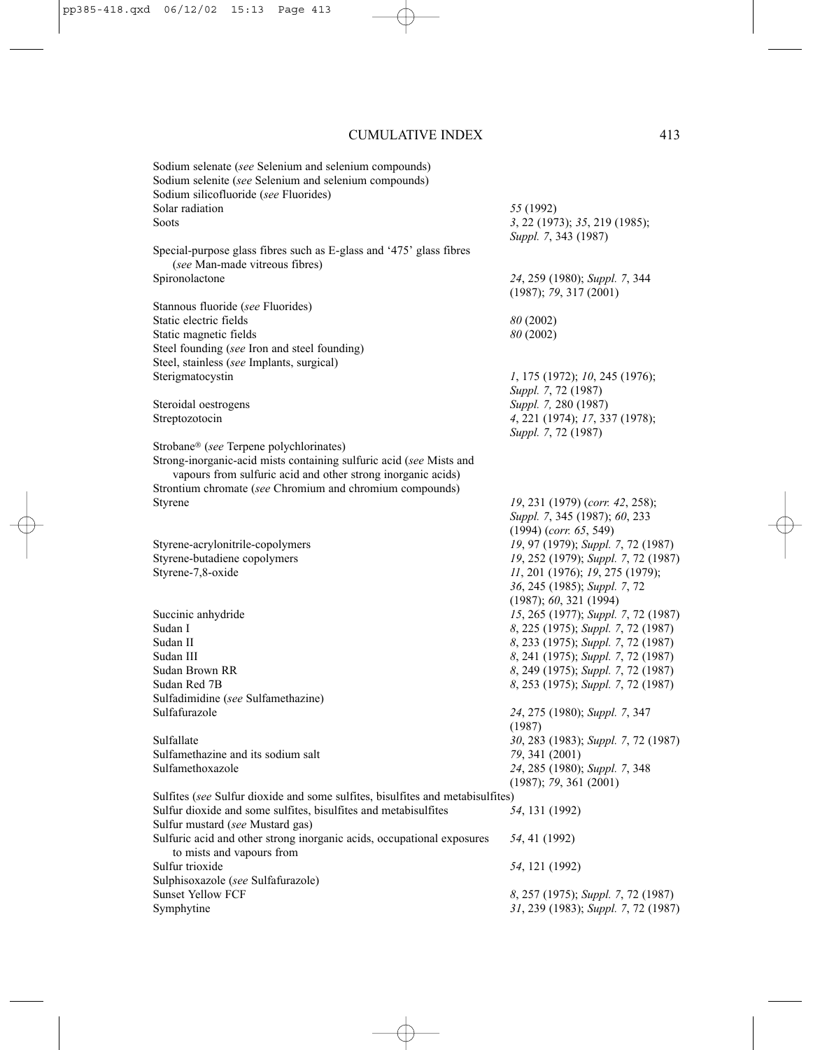# CUMULATIVE INDEX

| | |
|---|---|
| Sodium selenate (*see* Selenium and selenium compounds) | |
| Sodium selenite (*see* Selenium and selenium compounds) | |
| Sodium silicofluoride (*see* Fluorides) | |
| Solar radiation | *55* (1992) |
| Soots | *3*, 22 (1973); *35*, 219 (1985); *Suppl. 7*, 343 (1987) |
| Special-purpose glass fibres such as E-glass and '475' glass fibres (*see* Man-made vitreous fibres) | |
| Spironolactone | *24*, 259 (1980); *Suppl. 7*, 344 (1987); *79*, 317 (2001) |
| Stannous fluoride (*see* Fluorides) | |
| Static electric fields | *80* (2002) |
| Static magnetic fields | *80* (2002) |
| Steel founding (*see* Iron and steel founding) | |
| Steel, stainless (*see* Implants, surgical) | |
| Sterigmatocystin | *1*, 175 (1972); *10*, 245 (1976); *Suppl. 7*, 72 (1987) |
| Steroidal oestrogens | *Suppl. 7,* 280 (1987) |
| Streptozotocin | *4*, 221 (1974); *17*, 337 (1978); *Suppl. 7*, 72 (1987) |
| Strobane® (*see* Terpene polychlorinates) | |
| Strong-inorganic-acid mists containing sulfuric acid (*see* Mists and vapours from sulfuric acid and other strong inorganic acids) | |
| Strontium chromate (*see* Chromium and chromium compounds) | |
| Styrene | *19*, 231 (1979) (*corr. 42*, 258); *Suppl. 7*, 345 (1987); *60*, 233 (1994) (*corr. 65*, 549) |
| Styrene-acrylonitrile-copolymers | *19*, 97 (1979); *Suppl. 7*, 72 (1987) |
| Styrene-butadiene copolymers | *19*, 252 (1979); *Suppl. 7*, 72 (1987) |
| Styrene-7,8-oxide | *11*, 201 (1976); *19*, 275 (1979); *36*, 245 (1985); *Suppl. 7*, 72 (1987); *60*, 321 (1994) |
| Succinic anhydride | *15*, 265 (1977); *Suppl. 7*, 72 (1987) |
| Sudan I | *8*, 225 (1975); *Suppl. 7*, 72 (1987) |
| Sudan II | *8*, 233 (1975); *Suppl. 7*, 72 (1987) |
| Sudan III | *8*, 241 (1975); *Suppl. 7*, 72 (1987) |
| Sudan Brown RR | *8*, 249 (1975); *Suppl. 7*, 72 (1987) |
| Sudan Red 7B | *8*, 253 (1975); *Suppl. 7*, 72 (1987) |
| Sulfadimidine (*see* Sulfamethazine) | |
| Sulfafurazole | *24*, 275 (1980); *Suppl. 7*, 347 (1987) |
| Sulfallate | *30*, 283 (1983); *Suppl. 7*, 72 (1987) |
| Sulfamethazine and its sodium salt | *79*, 341 (2001) |
| Sulfamethoxazole | *24*, 285 (1980); *Suppl. 7*, 348 (1987); *79*, 361 (2001) |
| Sulfites (*see* Sulfur dioxide and some sulfites, bisulfites and metabisulfites) | |
| Sulfur dioxide and some sulfites, bisulfites and metabisulfites | *54*, 131 (1992) |
| Sulfur mustard (*see* Mustard gas) | |
| Sulfuric acid and other strong inorganic acids, occupational exposures to mists and vapours from | *54*, 41 (1992) |
| Sulfur trioxide | *54*, 121 (1992) |
| Sulphisoxazole (*see* Sulfafurazole) | |
| Sunset Yellow FCF | *8*, 257 (1975); *Suppl. 7*, 72 (1987) |
| Symphytine | *31*, 239 (1983); *Suppl. 7*, 72 (1987) |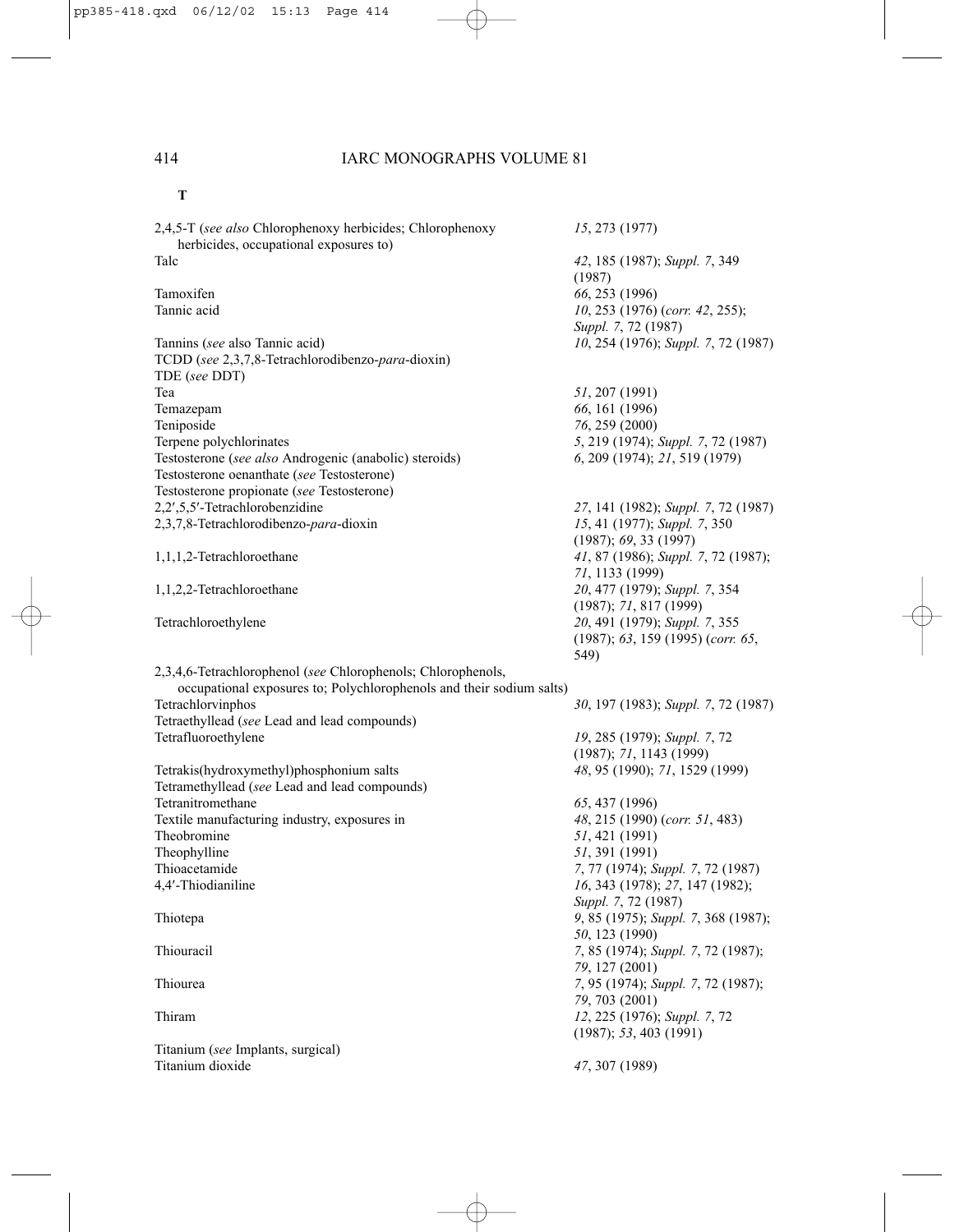**T**

| | |
|---|---|
| 2,4,5-T (*see also* Chlorophenoxy herbicides; Chlorophenoxy herbicides, occupational exposures to) | *15*, 273 (1977) |
| Talc | *42*, 185 (1987); *Suppl. 7*, 349 (1987) |
| Tamoxifen | *66*, 253 (1996) |
| Tannic acid | *10*, 253 (1976) (*corr. 42*, 255); *Suppl. 7*, 72 (1987) |
| Tannins (*see* also Tannic acid) | *10*, 254 (1976); *Suppl. 7*, 72 (1987) |
| TCDD (*see* 2,3,7,8-Tetrachlorodibenzo-*para*-dioxin) | |
| TDE (*see* DDT) | |
| Tea | *51*, 207 (1991) |
| Temazepam | *66*, 161 (1996) |
| Teniposide | *76*, 259 (2000) |
| Terpene polychlorinates | *5*, 219 (1974); *Suppl. 7*, 72 (1987) |
| Testosterone (*see also* Androgenic (anabolic) steroids) | *6*, 209 (1974); *21*, 519 (1979) |
| Testosterone oenanthate (*see* Testosterone) | |
| Testosterone propionate (*see* Testosterone) | |
| 2,2′,5,5′-Tetrachlorobenzidine | *27*, 141 (1982); *Suppl. 7*, 72 (1987) |
| 2,3,7,8-Tetrachlorodibenzo-*para*-dioxin | *15*, 41 (1977); *Suppl. 7*, 350 (1987); *69*, 33 (1997) |
| 1,1,1,2-Tetrachloroethane | *41*, 87 (1986); *Suppl. 7*, 72 (1987); *71*, 1133 (1999) |
| 1,1,2,2-Tetrachloroethane | *20*, 477 (1979); *Suppl. 7*, 354 (1987); *71*, 817 (1999) |
| Tetrachloroethylene | *20*, 491 (1979); *Suppl. 7*, 355 (1987); *63*, 159 (1995) (*corr. 65*, 549) |
| 2,3,4,6-Tetrachlorophenol (*see* Chlorophenols; Chlorophenols, occupational exposures to; Polychlorophenols and their sodium salts) | |
| Tetrachlorvinphos | *30*, 197 (1983); *Suppl. 7*, 72 (1987) |
| Tetraethyllead (*see* Lead and lead compounds) | |
| Tetrafluoroethylene | *19*, 285 (1979); *Suppl. 7*, 72 (1987); *71*, 1143 (1999) |
| Tetrakis(hydroxymethyl)phosphonium salts | *48*, 95 (1990); *71*, 1529 (1999) |
| Tetramethyllead (*see* Lead and lead compounds) | |
| Tetranitromethane | *65*, 437 (1996) |
| Textile manufacturing industry, exposures in | *48*, 215 (1990) (*corr. 51*, 483) |
| Theobromine | *51*, 421 (1991) |
| Theophylline | *51*, 391 (1991) |
| Thioacetamide | *7*, 77 (1974); *Suppl. 7*, 72 (1987) |
| 4,4′-Thiodianiline | *16*, 343 (1978); *27*, 147 (1982); *Suppl. 7*, 72 (1987) |
| Thiotepa | *9*, 85 (1975); *Suppl. 7*, 368 (1987); *50*, 123 (1990) |
| Thiouracil | *7*, 85 (1974); *Suppl. 7*, 72 (1987); *79*, 127 (2001) |
| Thiourea | *7*, 95 (1974); *Suppl. 7*, 72 (1987); *79*, 703 (2001) |
| Thiram | *12*, 225 (1976); *Suppl. 7*, 72 (1987); *53*, 403 (1991) |
| Titanium (*see* Implants, surgical) | |
| Titanium dioxide | *47*, 307 (1989) |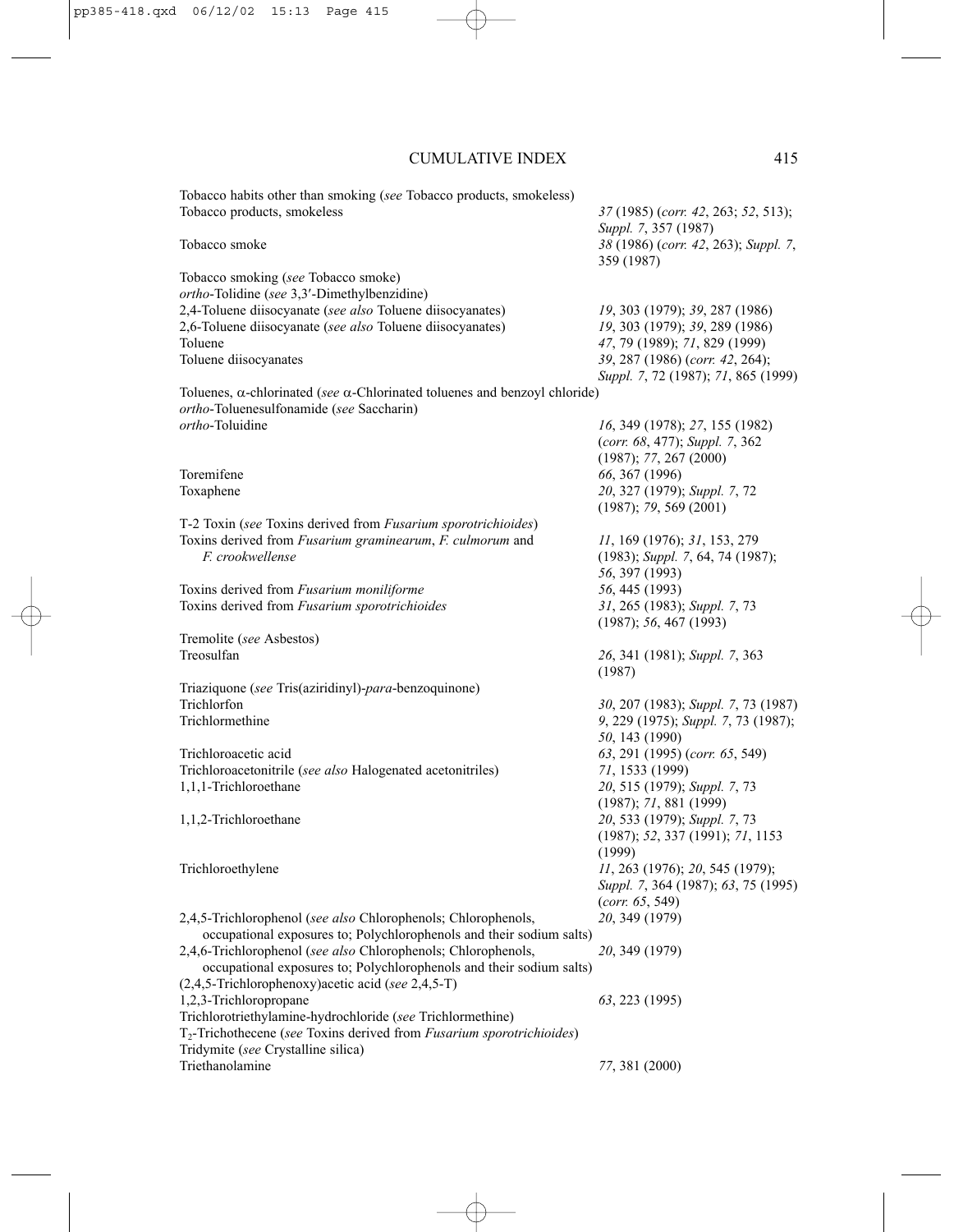## CUMULATIVE INDEX

| | |
|---|---|
| Tobacco habits other than smoking (*see* Tobacco products, smokeless) | |
| Tobacco products, smokeless | *37* (1985) (*corr. 42*, 263; *52*, 513); *Suppl. 7*, 357 (1987) |
| Tobacco smoke | *38* (1986) (*corr. 42*, 263); *Suppl. 7*, 359 (1987) |
| Tobacco smoking (*see* Tobacco smoke) | |
| *ortho*-Tolidine (*see* 3,3′-Dimethylbenzidine) | |
| 2,4-Toluene diisocyanate (*see also* Toluene diisocyanates) | *19*, 303 (1979); *39*, 287 (1986) |
| 2,6-Toluene diisocyanate (*see also* Toluene diisocyanates) | *19*, 303 (1979); *39*, 289 (1986) |
| Toluene | *47*, 79 (1989); *71*, 829 (1999) |
| Toluene diisocyanates | *39*, 287 (1986) (*corr. 42*, 264); *Suppl. 7*, 72 (1987); *71*, 865 (1999) |
| Toluenes, α-chlorinated (*see* α-Chlorinated toluenes and benzoyl chloride) | |
| *ortho*-Toluenesulfonamide (*see* Saccharin) | |
| *ortho*-Toluidine | *16*, 349 (1978); *27*, 155 (1982) (*corr. 68*, 477); *Suppl. 7*, 362 (1987); *77*, 267 (2000) |
| Toremifene | *66*, 367 (1996) |
| Toxaphene | *20*, 327 (1979); *Suppl. 7*, 72 (1987); *79*, 569 (2001) |
| T-2 Toxin (*see* Toxins derived from *Fusarium sporotrichioides*) | |
| Toxins derived from *Fusarium graminearum*, *F. culmorum* and *F. crookwellense* | *11*, 169 (1976); *31*, 153, 279 (1983); *Suppl. 7*, 64, 74 (1987); *56*, 397 (1993) |
| Toxins derived from *Fusarium moniliforme* | *56*, 445 (1993) |
| Toxins derived from *Fusarium sporotrichioides* | *31*, 265 (1983); *Suppl. 7*, 73 (1987); *56*, 467 (1993) |
| Tremolite (*see* Asbestos) | |
| Treosulfan | *26*, 341 (1981); *Suppl. 7*, 363 (1987) |
| Triaziquone (*see* Tris(aziridinyl)-*para*-benzoquinone) | |
| Trichlorfon | *30*, 207 (1983); *Suppl. 7*, 73 (1987) |
| Trichlormethine | *9*, 229 (1975); *Suppl. 7*, 73 (1987); *50*, 143 (1990) |
| Trichloroacetic acid | *63*, 291 (1995) (*corr. 65*, 549) |
| Trichloroacetonitrile (*see also* Halogenated acetonitriles) | *71*, 1533 (1999) |
| 1,1,1-Trichloroethane | *20*, 515 (1979); *Suppl. 7*, 73 (1987); *71*, 881 (1999) |
| 1,1,2-Trichloroethane | *20*, 533 (1979); *Suppl. 7*, 73 (1987); *52*, 337 (1991); *71*, 1153 (1999) |
| Trichloroethylene | *11*, 263 (1976); *20*, 545 (1979); *Suppl. 7*, 364 (1987); *63*, 75 (1995) (*corr. 65*, 549) |
| 2,4,5-Trichlorophenol (*see also* Chlorophenols; Chlorophenols, occupational exposures to; Polychlorophenols and their sodium salts) | *20*, 349 (1979) |
| 2,4,6-Trichlorophenol (*see also* Chlorophenols; Chlorophenols, occupational exposures to; Polychlorophenols and their sodium salts) | *20*, 349 (1979) |
| (2,4,5-Trichlorophenoxy)acetic acid (*see* 2,4,5-T) | |
| 1,2,3-Trichloropropane | *63*, 223 (1995) |
| Trichlorotriethylamine-hydrochloride (*see* Trichlormethine) | |
| $T_2$-Trichothecene (*see* Toxins derived from *Fusarium sporotrichioides*) | |
| Tridymite (*see* Crystalline silica) | |
| Triethanolamine | *77*, 381 (2000) |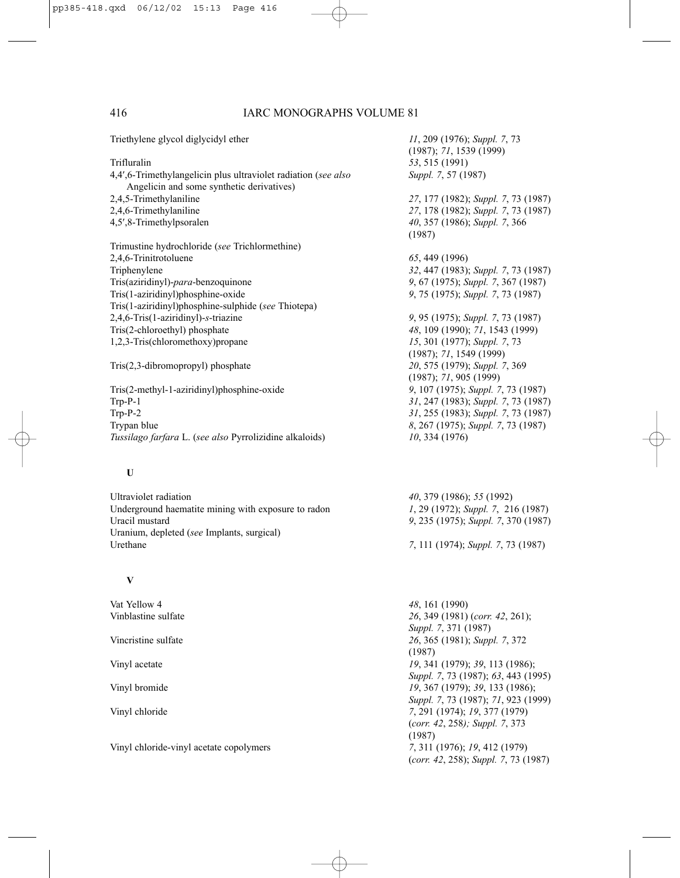Triethylene glycol diglycidyl ether *11*, 209 (1976); *Suppl. 7*, 73 (1987); *71*, 1539 (1999)
Trifluralin *53*, 515 (1991)
4,4′,6-Trimethylangelicin plus ultraviolet radiation (*see also* Angelicin and some synthetic derivatives) *Suppl. 7*, 57 (1987)
2,4,5-Trimethylaniline *27*, 177 (1982); *Suppl. 7*, 73 (1987)
2,4,6-Trimethylaniline *27*, 178 (1982); *Suppl. 7*, 73 (1987)
4,5′,8-Trimethylpsoralen *40*, 357 (1986); *Suppl. 7*, 366 (1987)
Trimustine hydrochloride (*see* Trichlormethine)
2,4,6-Trinitrotoluene *65*, 449 (1996)
Triphenylene *32*, 447 (1983); *Suppl. 7*, 73 (1987)
Tris(aziridinyl)-*para*-benzoquinone *9*, 67 (1975); *Suppl. 7*, 367 (1987)
Tris(1-aziridinyl)phosphine-oxide *9*, 75 (1975); *Suppl. 7*, 73 (1987)
Tris(1-aziridinyl)phosphine-sulphide (*see* Thiotepa)
2,4,6-Tris(1-aziridinyl)-*s*-triazine *9*, 95 (1975); *Suppl. 7*, 73 (1987)
Tris(2-chloroethyl) phosphate *48*, 109 (1990); *71*, 1543 (1999)
1,2,3-Tris(chloromethoxy)propane *15*, 301 (1977); *Suppl. 7*, 73 (1987); *71*, 1549 (1999)
Tris(2,3-dibromopropyl) phosphate *20*, 575 (1979); *Suppl. 7*, 369 (1987); *71*, 905 (1999)
Tris(2-methyl-1-aziridinyl)phosphine-oxide *9*, 107 (1975); *Suppl. 7*, 73 (1987)
Trp-P-1 *31*, 247 (1983); *Suppl. 7*, 73 (1987)
Trp-P-2 *31*, 255 (1983); *Suppl. 7*, 73 (1987)
Trypan blue *8*, 267 (1975); *Suppl. 7*, 73 (1987)
*Tussilago farfara* L. (*see also* Pyrrolizidine alkaloids) *10*, 334 (1976)

## U

Ultraviolet radiation *40*, 379 (1986); *55* (1992)
Underground haematite mining with exposure to radon *1*, 29 (1972); *Suppl. 7*, 216 (1987)
Uracil mustard *9*, 235 (1975); *Suppl. 7*, 370 (1987)
Uranium, depleted (*see* Implants, surgical)
Urethane *7*, 111 (1974); *Suppl. 7*, 73 (1987)

## V

Vat Yellow 4 *48*, 161 (1990)
Vinblastine sulfate *26*, 349 (1981) (*corr. 42*, 261); *Suppl. 7*, 371 (1987)
Vincristine sulfate *26*, 365 (1981); *Suppl. 7*, 372 (1987)
Vinyl acetate *19*, 341 (1979); *39*, 113 (1986); *Suppl. 7*, 73 (1987); *63*, 443 (1995)
Vinyl bromide *19*, 367 (1979); *39*, 133 (1986); *Suppl. 7*, 73 (1987); *71*, 923 (1999)
Vinyl chloride *7*, 291 (1974); *19*, 377 (1979) (*corr. 42*, 258*); Suppl. 7*, 373 (1987)
Vinyl chloride-vinyl acetate copolymers *7*, 311 (1976); *19*, 412 (1979) (*corr. 42*, 258); *Suppl. 7*, 73 (1987)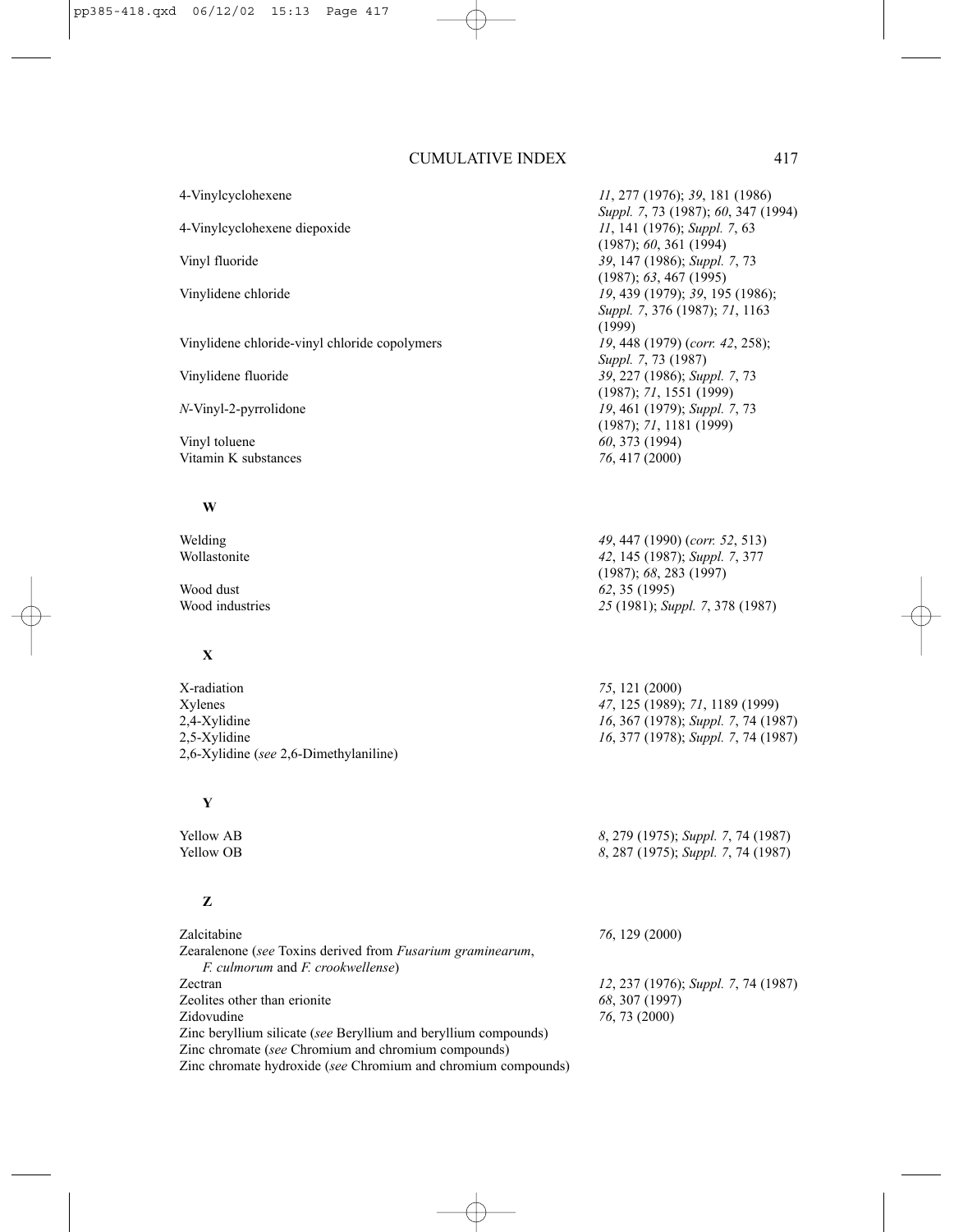| | |
|---|---|
| 4-Vinylcyclohexene | *11*, 277 (1976); *39*, 181 (1986) *Suppl. 7*, 73 (1987); *60*, 347 (1994) |
| 4-Vinylcyclohexene diepoxide | *11*, 141 (1976); *Suppl. 7*, 63 (1987); *60*, 361 (1994) |
| Vinyl fluoride | *39*, 147 (1986); *Suppl. 7*, 73 (1987); *63*, 467 (1995) |
| Vinylidene chloride | *19*, 439 (1979); *39*, 195 (1986); *Suppl. 7*, 376 (1987); *71*, 1163 (1999) |
| Vinylidene chloride-vinyl chloride copolymers | *19*, 448 (1979) (*corr. 42*, 258); *Suppl. 7*, 73 (1987) |
| Vinylidene fluoride | *39*, 227 (1986); *Suppl. 7*, 73 (1987); *71*, 1551 (1999) |
| *N*-Vinyl-2-pyrrolidone | *19*, 461 (1979); *Suppl. 7*, 73 (1987); *71*, 1181 (1999) |
| Vinyl toluene | *60*, 373 (1994) |
| Vitamin K substances | *76*, 417 (2000) |

**W**

| | |
|---|---|
| Welding | *49*, 447 (1990) (*corr. 52*, 513) |
| Wollastonite | *42*, 145 (1987); *Suppl. 7*, 377 (1987); *68*, 283 (1997) |
| Wood dust | *62*, 35 (1995) |
| Wood industries | *25* (1981); *Suppl. 7*, 378 (1987) |

**X**

| | |
|---|---|
| X-radiation | *75*, 121 (2000) |
| Xylenes | *47*, 125 (1989); *71*, 1189 (1999) |
| 2,4-Xylidine | *16*, 367 (1978); *Suppl. 7*, 74 (1987) |
| 2,5-Xylidine | *16*, 377 (1978); *Suppl. 7*, 74 (1987) |
| 2,6-Xylidine (*see* 2,6-Dimethylaniline) | |

**Y**

| | |
|---|---|
| Yellow AB | *8*, 279 (1975); *Suppl. 7*, 74 (1987) |
| Yellow OB | *8*, 287 (1975); *Suppl. 7*, 74 (1987) |

**Z**

| | |
|---|---|
| Zalcitabine | *76*, 129 (2000) |
| Zearalenone (*see* Toxins derived from *Fusarium graminearum*, *F. culmorum* and *F. crookwellense*) | |
| Zectran | *12*, 237 (1976); *Suppl. 7*, 74 (1987) |
| Zeolites other than erionite | *68*, 307 (1997) |
| Zidovudine | *76*, 73 (2000) |
| Zinc beryllium silicate (*see* Beryllium and beryllium compounds) | |
| Zinc chromate (*see* Chromium and chromium compounds) | |
| Zinc chromate hydroxide (*see* Chromium and chromium compounds) | |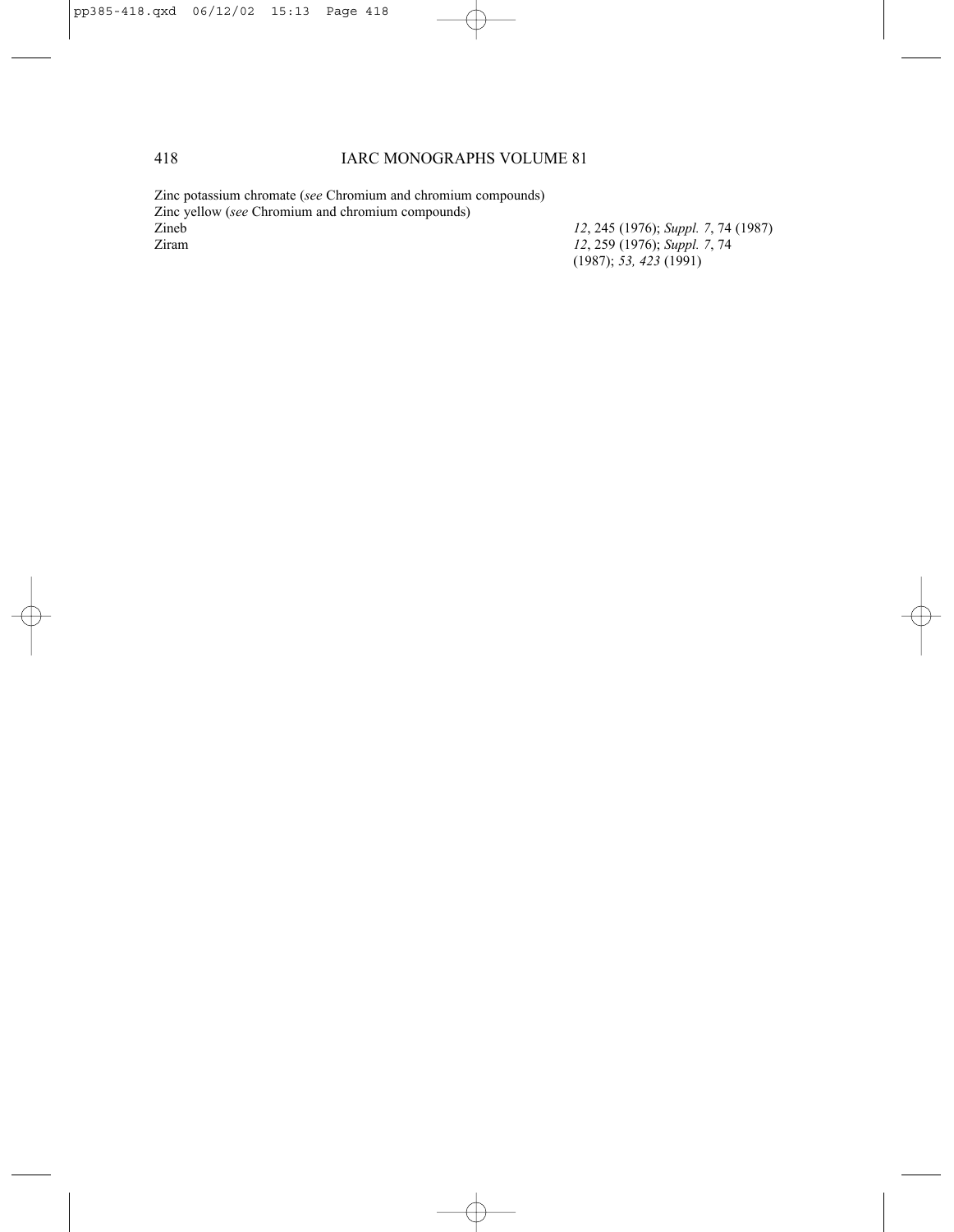Zinc potassium chromate (*see* Chromium and chromium compounds)
Zinc yellow (*see* Chromium and chromium compounds)

| | |
|---|---|
| Zineb | *12*, 245 (1976); *Suppl. 7*, 74 (1987) |
| Ziram | *12*, 259 (1976); *Suppl. 7*, 74 (1987); *53, 423* (1991) |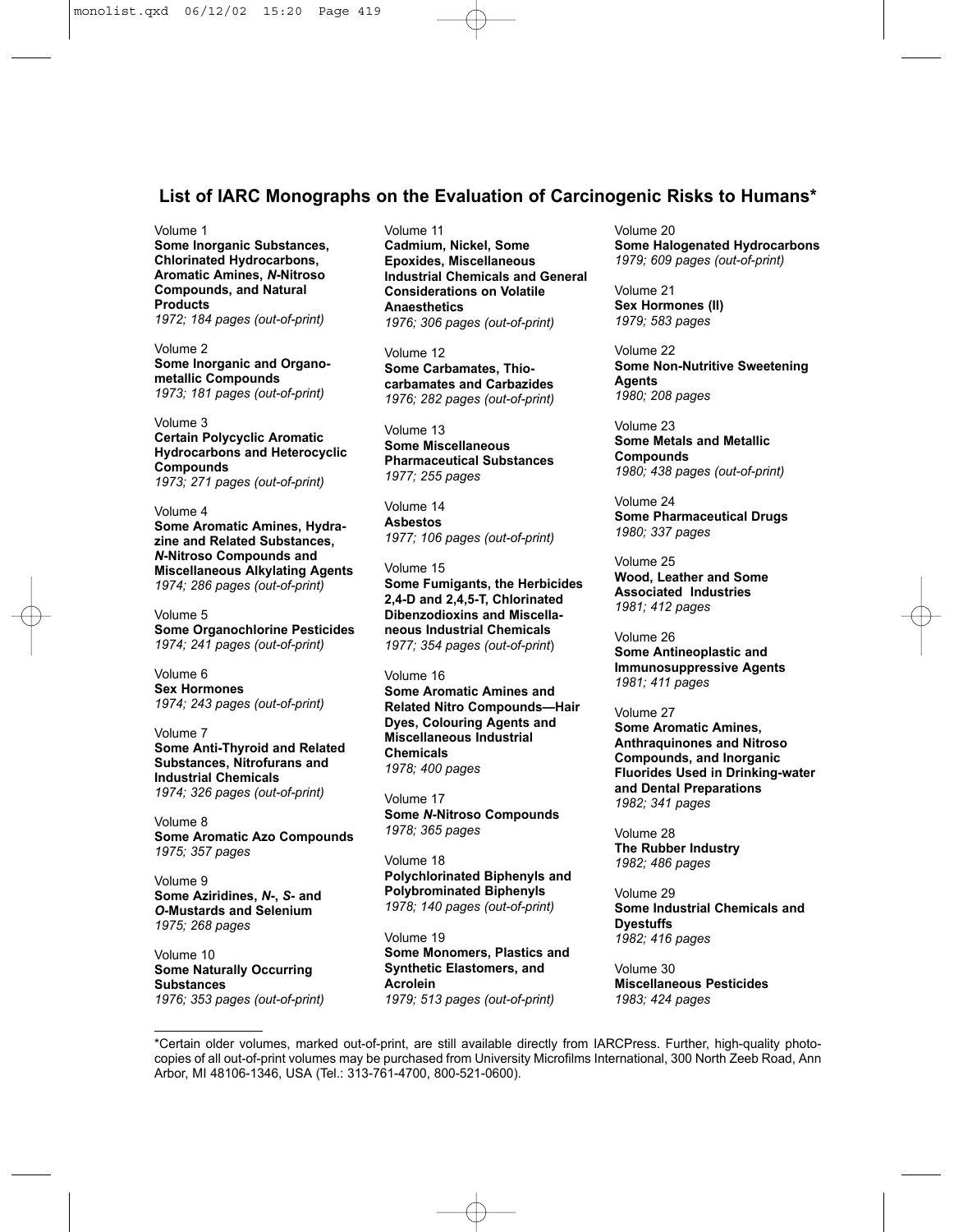## List of IARC Monographs on the Evaluation of Carcinogenic Risks to Humans*

Volume 1
**Some Inorganic Substances, Chlorinated Hydrocarbons, Aromatic Amines, *N*-Nitroso Compounds, and Natural Products**
*1972; 184 pages (out-of-print)*

Volume 2
**Some Inorganic and Organometallic Compounds**
*1973; 181 pages (out-of-print)*

Volume 3
**Certain Polycyclic Aromatic Hydrocarbons and Heterocyclic Compounds**
*1973; 271 pages (out-of-print)*

Volume 4
**Some Aromatic Amines, Hydrazine and Related Substances, *N*-Nitroso Compounds and Miscellaneous Alkylating Agents**
*1974; 286 pages (out-of-print)*

Volume 5
**Some Organochlorine Pesticides**
*1974; 241 pages (out-of-print)*

Volume 6
**Sex Hormones**
*1974; 243 pages (out-of-print)*

Volume 7
**Some Anti-Thyroid and Related Substances, Nitrofurans and Industrial Chemicals**
*1974; 326 pages (out-of-print)*

Volume 8
**Some Aromatic Azo Compounds**
*1975; 357 pages*

Volume 9
**Some Aziridines, *N*-, *S*- and *O*-Mustards and Selenium**
*1975; 268 pages*

Volume 10
**Some Naturally Occurring Substances**
*1976; 353 pages (out-of-print)*

Volume 11
**Cadmium, Nickel, Some Epoxides, Miscellaneous Industrial Chemicals and General Considerations on Volatile Anaesthetics**
*1976; 306 pages (out-of-print)*

Volume 12
**Some Carbamates, Thiocarbamates and Carbazides**
*1976; 282 pages (out-of-print)*

Volume 13
**Some Miscellaneous Pharmaceutical Substances**
*1977; 255 pages*

Volume 14
**Asbestos**
*1977; 106 pages (out-of-print)*

Volume 15
**Some Fumigants, the Herbicides 2,4-D and 2,4,5-T, Chlorinated Dibenzodioxins and Miscellaneous Industrial Chemicals**
*1977; 354 pages (out-of-print)*

Volume 16
**Some Aromatic Amines and Related Nitro Compounds—Hair Dyes, Colouring Agents and Miscellaneous Industrial Chemicals**
*1978; 400 pages*

Volume 17
**Some *N*-Nitroso Compounds**
*1978; 365 pages*

Volume 18
**Polychlorinated Biphenyls and Polybrominated Biphenyls**
*1978; 140 pages (out-of-print)*

Volume 19
**Some Monomers, Plastics and Synthetic Elastomers, and Acrolein**
*1979; 513 pages (out-of-print)*

Volume 20
**Some Halogenated Hydrocarbons**
*1979; 609 pages (out-of-print)*

Volume 21
**Sex Hormones (II)**
*1979; 583 pages*

Volume 22
**Some Non-Nutritive Sweetening Agents**
*1980; 208 pages*

Volume 23
**Some Metals and Metallic Compounds**
*1980; 438 pages (out-of-print)*

Volume 24
**Some Pharmaceutical Drugs**
*1980; 337 pages*

Volume 25
**Wood, Leather and Some Associated Industries**
*1981; 412 pages*

Volume 26
**Some Antineoplastic and Immunosuppressive Agents**
*1981; 411 pages*

Volume 27
**Some Aromatic Amines, Anthraquinones and Nitroso Compounds, and Inorganic Fluorides Used in Drinking-water and Dental Preparations**
*1982; 341 pages*

Volume 28
**The Rubber Industry**
*1982; 486 pages*

Volume 29
**Some Industrial Chemicals and Dyestuffs**
*1982; 416 pages*

Volume 30
**Miscellaneous Pesticides**
*1983; 424 pages*

---

*Certain older volumes, marked out-of-print, are still available directly from IARCPress. Further, high-quality photocopies of all out-of-print volumes may be purchased from University Microfilms International, 300 North Zeeb Road, Ann Arbor, MI 48106-1346, USA (Tel.: 313-761-4700, 800-521-0600).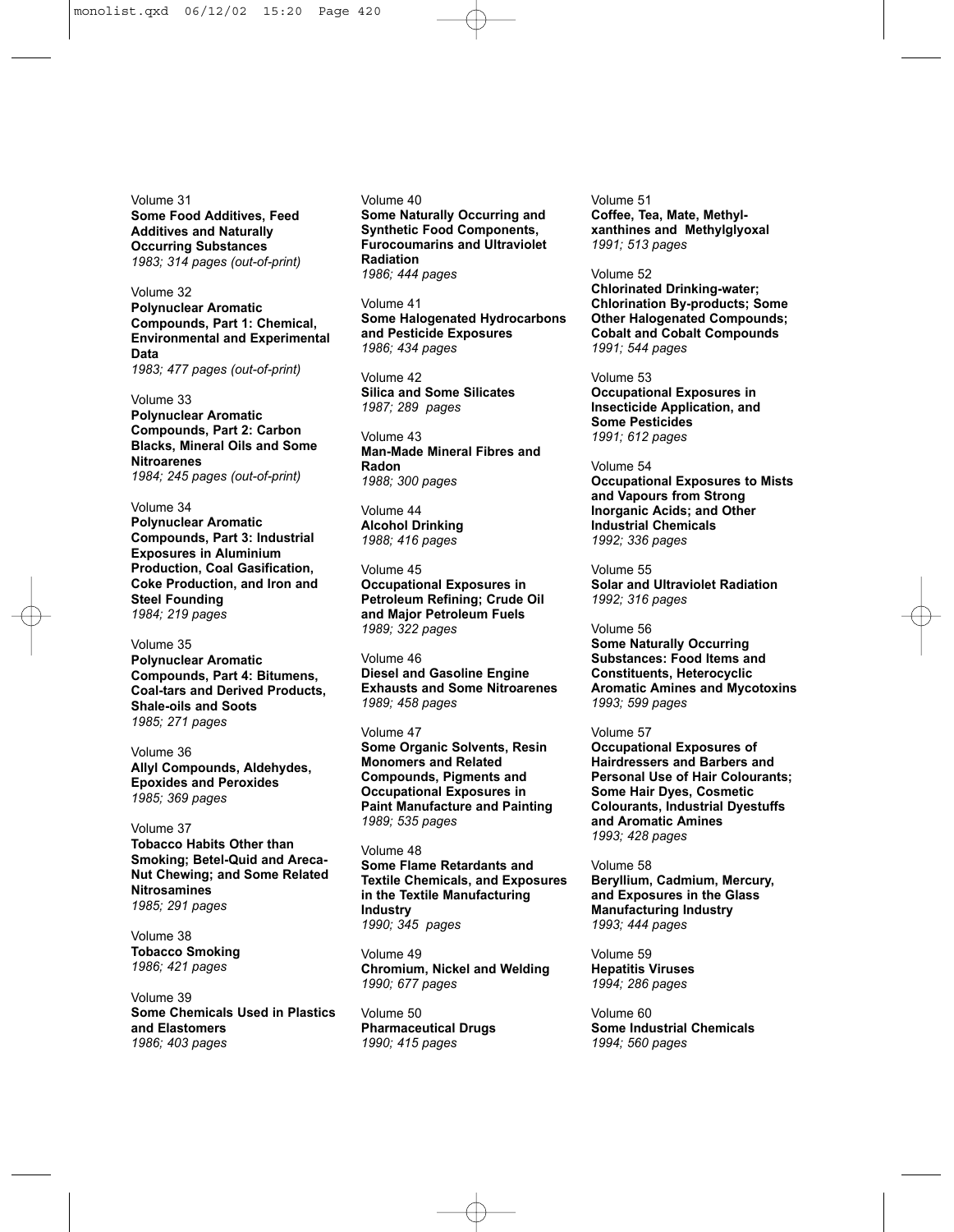Volume 31
**Some Food Additives, Feed Additives and Naturally Occurring Substances**
*1983; 314 pages (out-of-print)*

Volume 32
**Polynuclear Aromatic Compounds, Part 1: Chemical, Environmental and Experimental Data**
*1983; 477 pages (out-of-print)*

Volume 33
**Polynuclear Aromatic Compounds, Part 2: Carbon Blacks, Mineral Oils and Some Nitroarenes**
*1984; 245 pages (out-of-print)*

Volume 34
**Polynuclear Aromatic Compounds, Part 3: Industrial Exposures in Aluminium Production, Coal Gasification, Coke Production, and Iron and Steel Founding**
*1984; 219 pages*

Volume 35
**Polynuclear Aromatic Compounds, Part 4: Bitumens, Coal-tars and Derived Products, Shale-oils and Soots**
*1985; 271 pages*

Volume 36
**Allyl Compounds, Aldehydes, Epoxides and Peroxides**
*1985; 369 pages*

Volume 37
**Tobacco Habits Other than Smoking; Betel-Quid and Areca-Nut Chewing; and Some Related Nitrosamines**
*1985; 291 pages*

Volume 38
**Tobacco Smoking**
*1986; 421 pages*

Volume 39
**Some Chemicals Used in Plastics and Elastomers**
*1986; 403 pages*

Volume 40
**Some Naturally Occurring and Synthetic Food Components, Furocoumarins and Ultraviolet Radiation**
*1986; 444 pages*

Volume 41
**Some Halogenated Hydrocarbons and Pesticide Exposures**
*1986; 434 pages*

Volume 42
**Silica and Some Silicates**
*1987; 289 pages*

Volume 43
**Man-Made Mineral Fibres and Radon**
*1988; 300 pages*

Volume 44
**Alcohol Drinking**
*1988; 416 pages*

Volume 45
**Occupational Exposures in Petroleum Refining; Crude Oil and Major Petroleum Fuels**
*1989; 322 pages*

Volume 46
**Diesel and Gasoline Engine Exhausts and Some Nitroarenes**
*1989; 458 pages*

Volume 47
**Some Organic Solvents, Resin Monomers and Related Compounds, Pigments and Occupational Exposures in Paint Manufacture and Painting**
*1989; 535 pages*

Volume 48
**Some Flame Retardants and Textile Chemicals, and Exposures in the Textile Manufacturing Industry**
*1990; 345 pages*

Volume 49
**Chromium, Nickel and Welding**
*1990; 677 pages*

Volume 50
**Pharmaceutical Drugs**
*1990; 415 pages*

Volume 51
**Coffee, Tea, Mate, Methylxanthines and Methylglyoxal**
*1991; 513 pages*

Volume 52
**Chlorinated Drinking-water; Chlorination By-products; Some Other Halogenated Compounds; Cobalt and Cobalt Compounds**
*1991; 544 pages*

Volume 53
**Occupational Exposures in Insecticide Application, and Some Pesticides**
*1991; 612 pages*

Volume 54
**Occupational Exposures to Mists and Vapours from Strong Inorganic Acids; and Other Industrial Chemicals**
*1992; 336 pages*

Volume 55
**Solar and Ultraviolet Radiation**
*1992; 316 pages*

Volume 56
**Some Naturally Occurring Substances: Food Items and Constituents, Heterocyclic Aromatic Amines and Mycotoxins**
*1993; 599 pages*

Volume 57
**Occupational Exposures of Hairdressers and Barbers and Personal Use of Hair Colourants; Some Hair Dyes, Cosmetic Colourants, Industrial Dyestuffs and Aromatic Amines**
*1993; 428 pages*

Volume 58
**Beryllium, Cadmium, Mercury, and Exposures in the Glass Manufacturing Industry**
*1993; 444 pages*

Volume 59
**Hepatitis Viruses**
*1994; 286 pages*

Volume 60
**Some Industrial Chemicals**
*1994; 560 pages*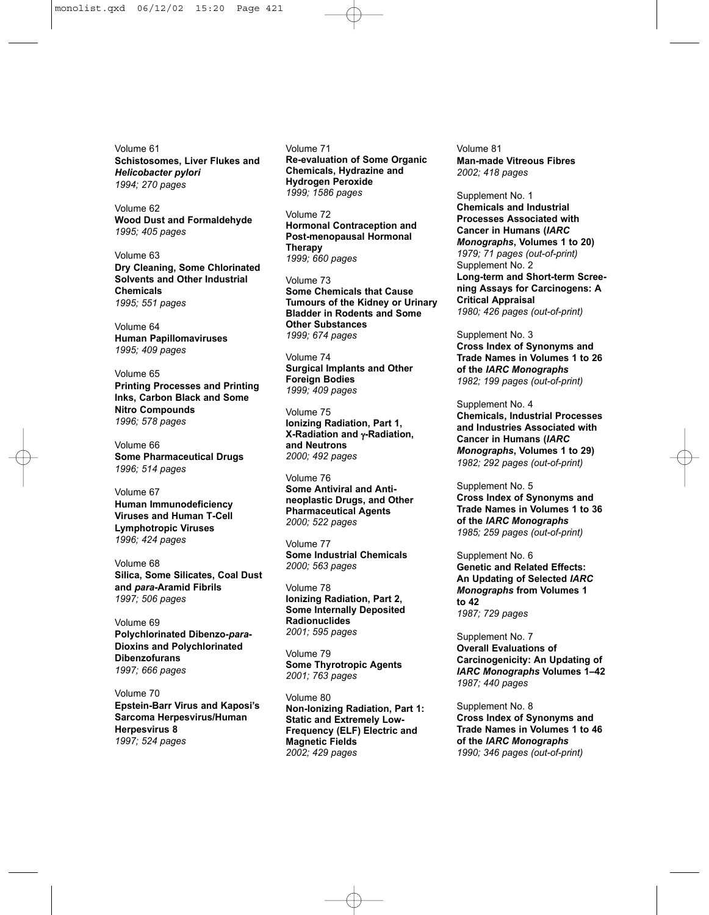Volume 61
**Schistosomes, Liver Flukes and *Helicobacter pylori***
*1994; 270 pages*

Volume 62
**Wood Dust and Formaldehyde**
*1995; 405 pages*

Volume 63
**Dry Cleaning, Some Chlorinated Solvents and Other Industrial Chemicals**
*1995; 551 pages*

Volume 64
**Human Papillomaviruses**
*1995; 409 pages*

Volume 65
**Printing Processes and Printing Inks, Carbon Black and Some Nitro Compounds**
*1996; 578 pages*

Volume 66
**Some Pharmaceutical Drugs**
*1996; 514 pages*

Volume 67
**Human Immunodeficiency Viruses and Human T-Cell Lymphotropic Viruses**
*1996; 424 pages*

Volume 68
**Silica, Some Silicates, Coal Dust and *para*-Aramid Fibrils**
*1997; 506 pages*

Volume 69
**Polychlorinated Dibenzo-*para*-Dioxins and Polychlorinated Dibenzofurans**
*1997; 666 pages*

Volume 70
**Epstein-Barr Virus and Kaposi's Sarcoma Herpesvirus/Human Herpesvirus 8**
*1997; 524 pages*

Volume 71
**Re-evaluation of Some Organic Chemicals, Hydrazine and Hydrogen Peroxide**
*1999; 1586 pages*

Volume 72
**Hormonal Contraception and Post-menopausal Hormonal Therapy**
*1999; 660 pages*

Volume 73
**Some Chemicals that Cause Tumours of the Kidney or Urinary Bladder in Rodents and Some Other Substances**
*1999; 674 pages*

Volume 74
**Surgical Implants and Other Foreign Bodies**
*1999; 409 pages*

Volume 75
**Ionizing Radiation, Part 1, X-Radiation and $\gamma$-Radiation, and Neutrons**
*2000; 492 pages*

Volume 76
**Some Antiviral and Antineoplastic Drugs, and Other Pharmaceutical Agents**
*2000; 522 pages*

Volume 77
**Some Industrial Chemicals**
*2000; 563 pages*

Volume 78
**Ionizing Radiation, Part 2, Some Internally Deposited Radionuclides**
*2001; 595 pages*

Volume 79
**Some Thyrotropic Agents**
*2001; 763 pages*

Volume 80
**Non-Ionizing Radiation, Part 1: Static and Extremely Low-Frequency (ELF) Electric and Magnetic Fields**
*2002; 429 pages*

Volume 81
**Man-made Vitreous Fibres**
*2002; 418 pages*

Supplement No. 1
**Chemicals and Industrial Processes Associated with Cancer in Humans (*IARC Monographs*, Volumes 1 to 20)**
*1979; 71 pages (out-of-print)*

Supplement No. 2
**Long-term and Short-term Screening Assays for Carcinogens: A Critical Appraisal**
*1980; 426 pages (out-of-print)*

Supplement No. 3
**Cross Index of Synonyms and Trade Names in Volumes 1 to 26 of the *IARC Monographs***
*1982; 199 pages (out-of-print)*

Supplement No. 4
**Chemicals, Industrial Processes and Industries Associated with Cancer in Humans (*IARC Monographs*, Volumes 1 to 29)**
*1982; 292 pages (out-of-print)*

Supplement No. 5
**Cross Index of Synonyms and Trade Names in Volumes 1 to 36 of the *IARC Monographs***
*1985; 259 pages (out-of-print)*

Supplement No. 6
**Genetic and Related Effects: An Updating of Selected *IARC Monographs* from Volumes 1 to 42**
*1987; 729 pages*

Supplement No. 7
**Overall Evaluations of Carcinogenicity: An Updating of *IARC Monographs* Volumes 1–42**
*1987; 440 pages*

Supplement No. 8
**Cross Index of Synonyms and Trade Names in Volumes 1 to 46 of the *IARC Monographs***
*1990; 346 pages (out-of-print)*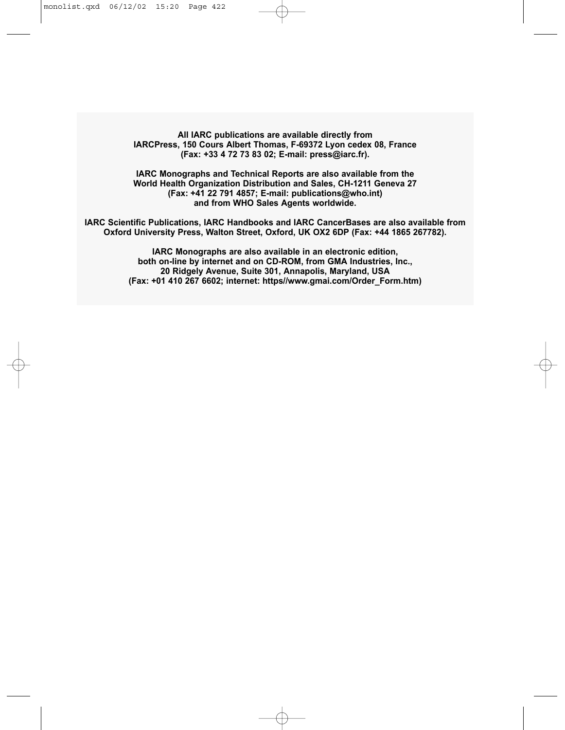**All IARC publications are available directly from IARCPress, 150 Cours Albert Thomas, F-69372 Lyon cedex 08, France (Fax: +33 4 72 73 83 02; E-mail: press@iarc.fr).**

**IARC Monographs and Technical Reports are also available from the World Health Organization Distribution and Sales, CH-1211 Geneva 27 (Fax: +41 22 791 4857; E-mail: publications@who.int) and from WHO Sales Agents worldwide.**

**IARC Scientific Publications, IARC Handbooks and IARC CancerBases are also available from Oxford University Press, Walton Street, Oxford, UK OX2 6DP (Fax: +44 1865 267782).**

**IARC Monographs are also available in an electronic edition, both on-line by internet and on CD-ROM, from GMA Industries, Inc., 20 Ridgely Avenue, Suite 301, Annapolis, Maryland, USA (Fax: +01 410 267 6602; internet: https//www.gmai.com/Order_Form.htm)**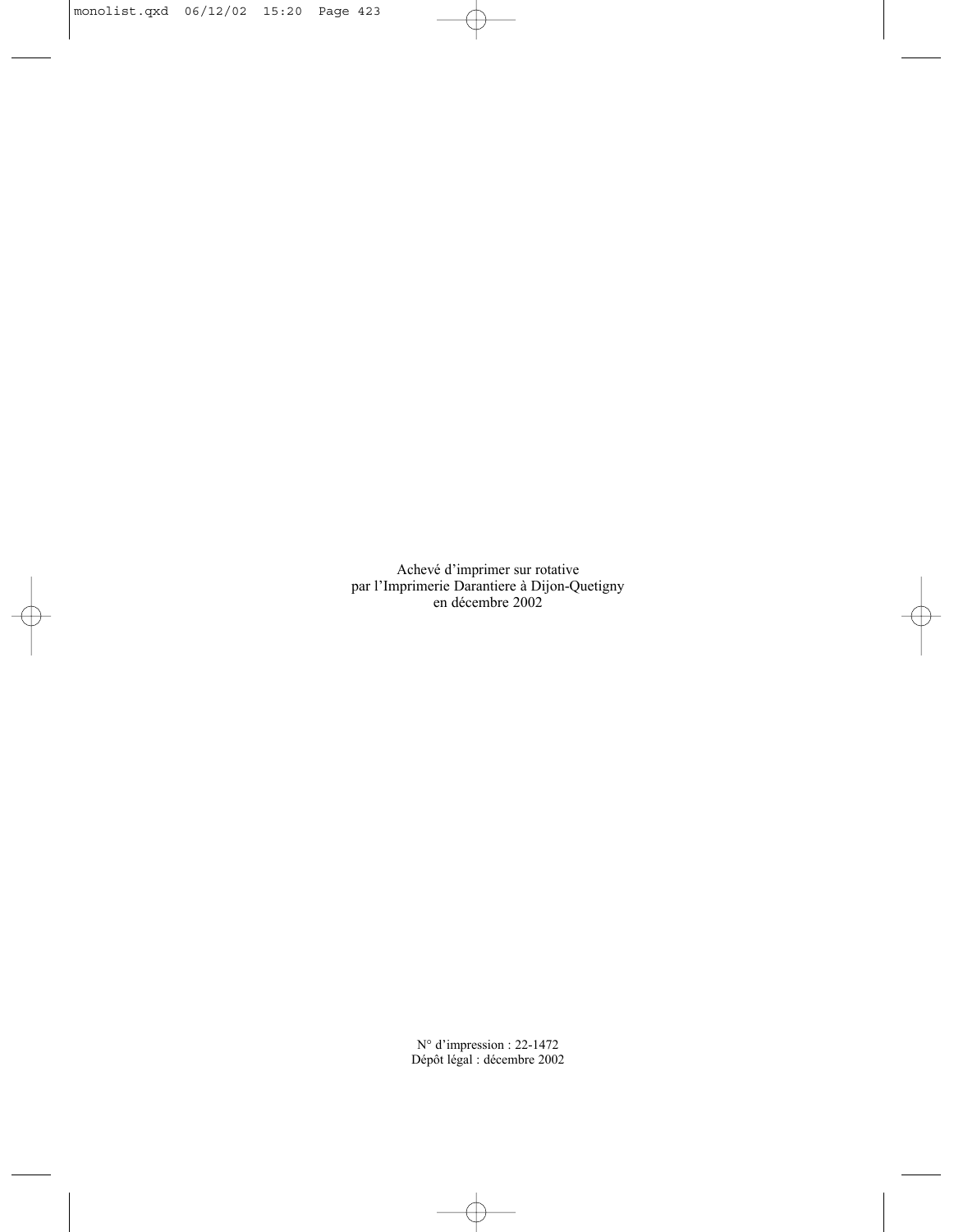Achevé d’imprimer sur rotative
par l’Imprimerie Darantiere à Dijon-Quetigny
en décembre 2002

N° d’impression : 22-1472
Dépôt légal : décembre 2002